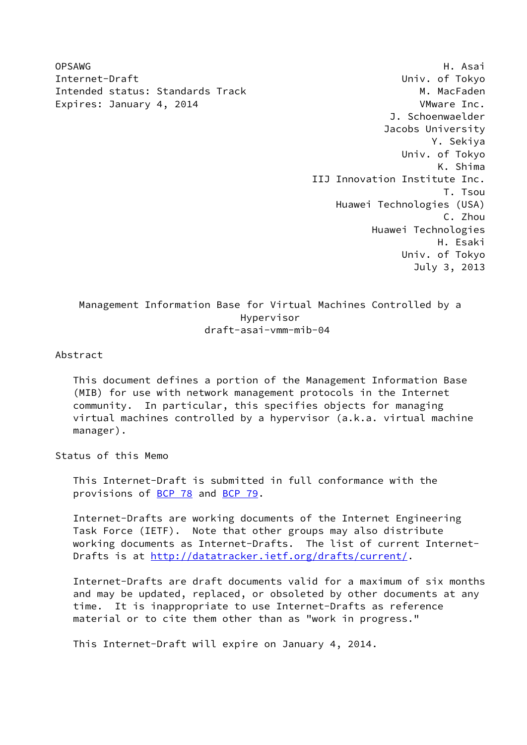OPSAWG H. Asai
Internet-Draft Univ. of Tokyo
Intended status: Standards Track M. MacFaden
Expires: January 4, 2014 VMware Inc.
J. Schoenwaelder
Jacobs University
Y. Sekiya
Univ. of Tokyo
K. Shima
IIJ Innovation Institute Inc.
T. Tsou
Huawei Technologies (USA)
C. Zhou
Huawei Technologies
H. Esaki
Univ. of Tokyo
July 3, 2013

# Management Information Base for Virtual Machines Controlled by a Hypervisor

draft-asai-vmm-mib-04

## Abstract

This document defines a portion of the Management Information Base (MIB) for use with network management protocols in the Internet community. In particular, this specifies objects for managing virtual machines controlled by a hypervisor (a.k.a. virtual machine manager).

## Status of this Memo

This Internet-Draft is submitted in full conformance with the provisions of BCP 78 and BCP 79.

Internet-Drafts are working documents of the Internet Engineering Task Force (IETF). Note that other groups may also distribute working documents as Internet-Drafts. The list of current Internet-Drafts is at http://datatracker.ietf.org/drafts/current/.

Internet-Drafts are draft documents valid for a maximum of six months and may be updated, replaced, or obsoleted by other documents at any time. It is inappropriate to use Internet-Drafts as reference material or to cite them other than as "work in progress."

This Internet-Draft will expire on January 4, 2014.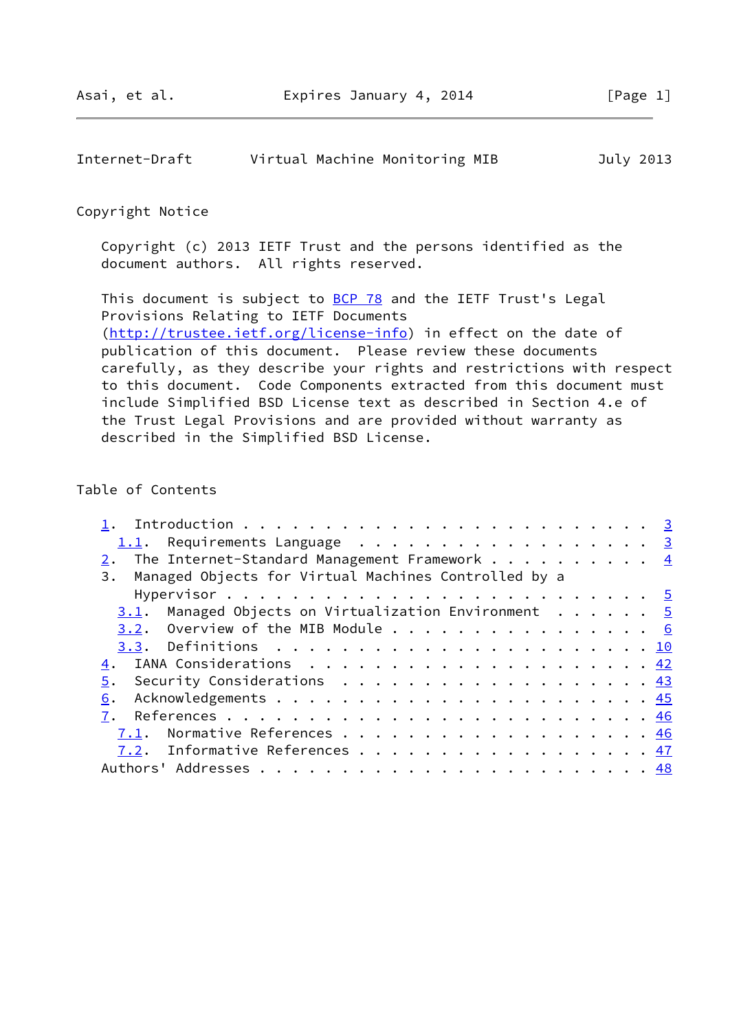Copyright Notice

Copyright (c) 2013 IETF Trust and the persons identified as the document authors. All rights reserved.

This document is subject to BCP 78 and the IETF Trust's Legal Provisions Relating to IETF Documents (http://trustee.ietf.org/license-info) in effect on the date of publication of this document. Please review these documents carefully, as they describe your rights and restrictions with respect to this document. Code Components extracted from this document must include Simplified BSD License text as described in Section 4.e of the Trust Legal Provisions and are provided without warranty as described in the Simplified BSD License.

Table of Contents

```
   1.  Introduction . . . . . . . . . . . . . . . . . . . . . . . .   3
     1.1.  Requirements Language  . . . . . . . . . . . . . . . . .   3
   2.  The Internet-Standard Management Framework . . . . . . . . .   4
   3.  Managed Objects for Virtual Machines Controlled by a
       Hypervisor . . . . . . . . . . . . . . . . . . . . . . . . .   5
     3.1.  Managed Objects on Virtualization Environment  . . . . . .   5
     3.2.  Overview of the MIB Module . . . . . . . . . . . . . . .   6
     3.3.  Definitions  . . . . . . . . . . . . . . . . . . . . . .  10
   4.  IANA Considerations  . . . . . . . . . . . . . . . . . . . .  42
   5.  Security Considerations  . . . . . . . . . . . . . . . . . .  43
   6.  Acknowledgements . . . . . . . . . . . . . . . . . . . . . .  45
   7.  References . . . . . . . . . . . . . . . . . . . . . . . . .  46
     7.1.  Normative References . . . . . . . . . . . . . . . . . .  46
     7.2.  Informative References . . . . . . . . . . . . . . . . .  47
   Authors' Addresses . . . . . . . . . . . . . . . . . . . . . . .  48
```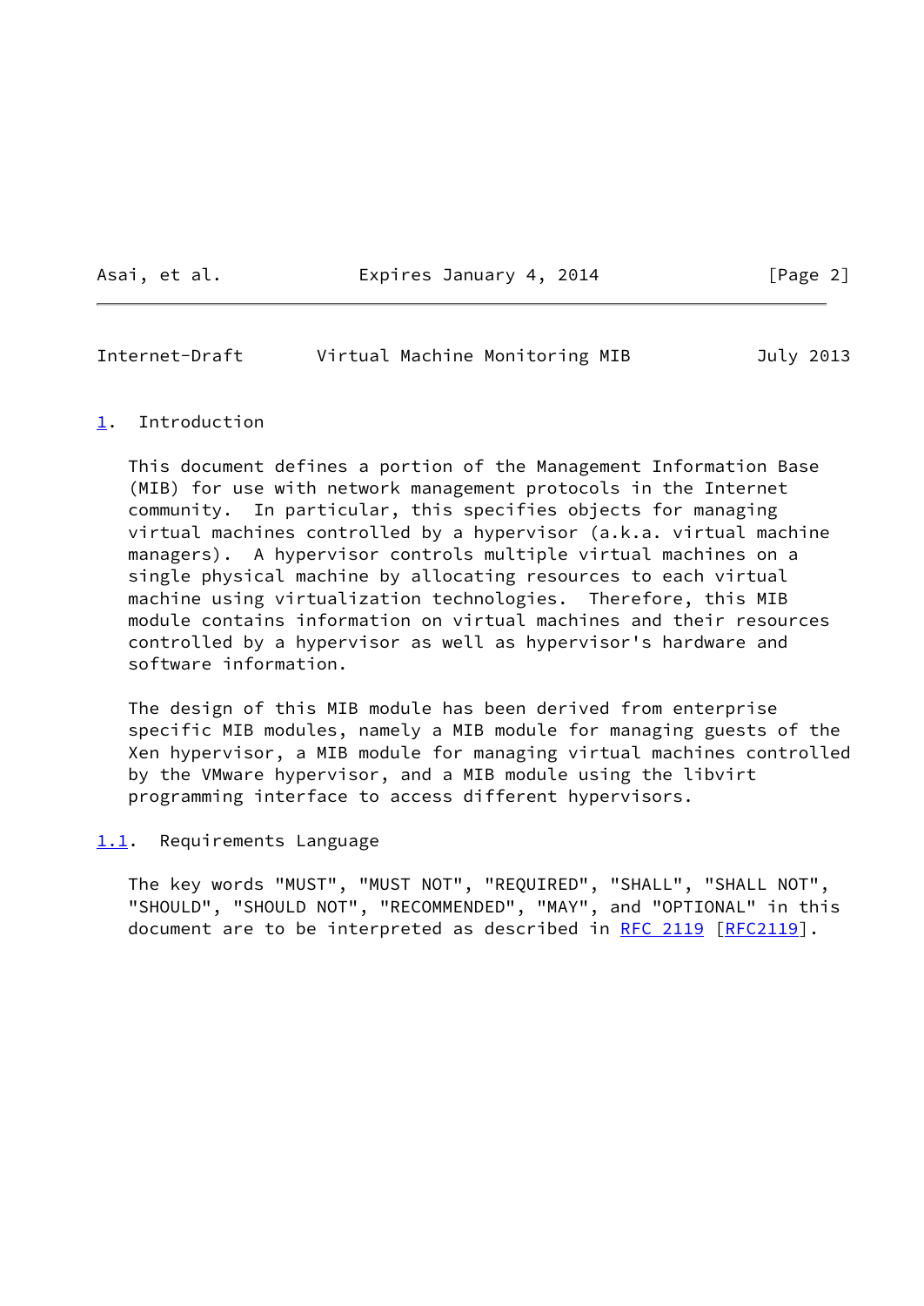## 1. Introduction

This document defines a portion of the Management Information Base (MIB) for use with network management protocols in the Internet community. In particular, this specifies objects for managing virtual machines controlled by a hypervisor (a.k.a. virtual machine managers). A hypervisor controls multiple virtual machines on a single physical machine by allocating resources to each virtual machine using virtualization technologies. Therefore, this MIB module contains information on virtual machines and their resources controlled by a hypervisor as well as hypervisor's hardware and software information.

The design of this MIB module has been derived from enterprise specific MIB modules, namely a MIB module for managing guests of the Xen hypervisor, a MIB module for managing virtual machines controlled by the VMware hypervisor, and a MIB module using the libvirt programming interface to access different hypervisors.

### 1.1. Requirements Language

The key words "MUST", "MUST NOT", "REQUIRED", "SHALL", "SHALL NOT", "SHOULD", "SHOULD NOT", "RECOMMENDED", "MAY", and "OPTIONAL" in this document are to be interpreted as described in RFC 2119 [RFC2119].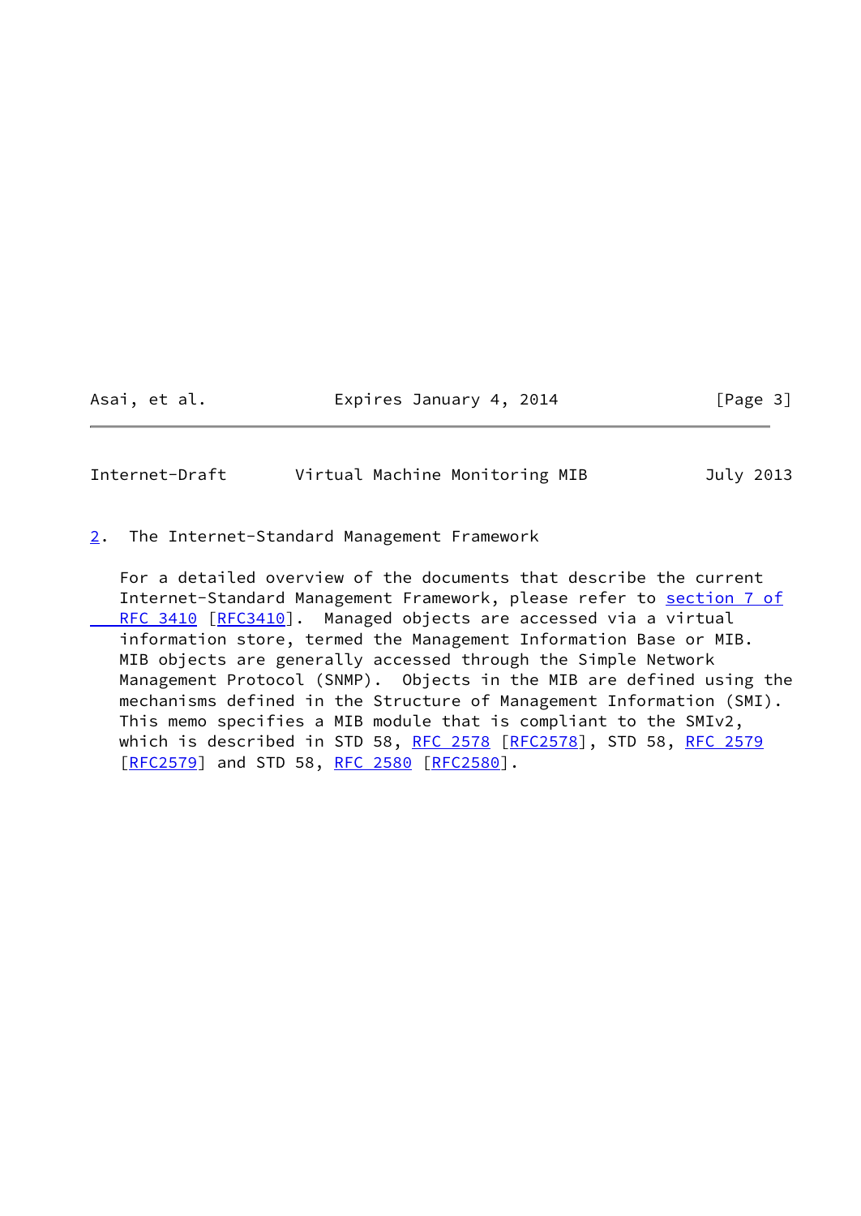## 2. The Internet-Standard Management Framework

For a detailed overview of the documents that describe the current Internet-Standard Management Framework, please refer to section 7 of RFC 3410 [RFC3410]. Managed objects are accessed via a virtual information store, termed the Management Information Base or MIB. MIB objects are generally accessed through the Simple Network Management Protocol (SNMP). Objects in the MIB are defined using the mechanisms defined in the Structure of Management Information (SMI). This memo specifies a MIB module that is compliant to the SMIv2, which is described in STD 58, RFC 2578 [RFC2578], STD 58, RFC 2579 [RFC2579] and STD 58, RFC 2580 [RFC2580].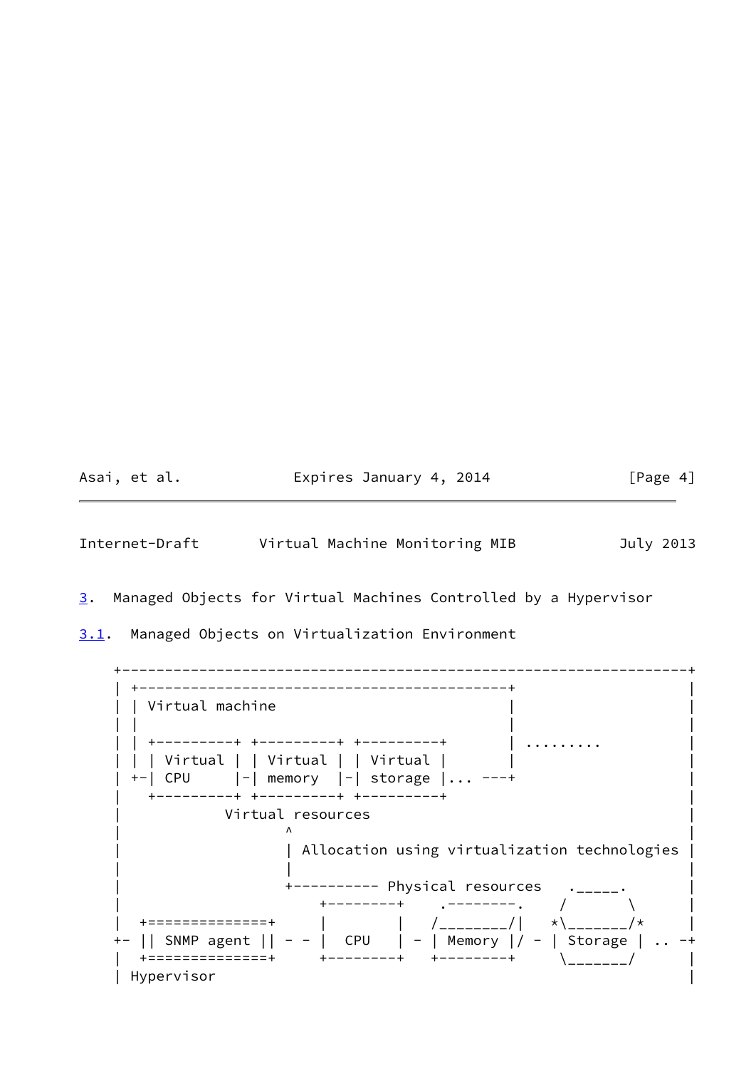## 3. Managed Objects for Virtual Machines Controlled by a Hypervisor

### 3.1. Managed Objects on Virtualization Environment

```
+------------------------------------------------------------------+
| +--------------------------------------------+                   |
| | Virtual machine                            |                   |
| |                                            |                   |
| | +---------+ +---------+ +---------+        | .........         |
| | | Virtual | | Virtual | | Virtual |        |                   |
| +-| CPU     |-| memory  |-| storage |... ---+                   |
|   +---------+ +---------+ +---------+                            |
|             Virtual resources                                    |
|                      ^                                           |
|                      | Allocation using virtualization technologies |
|                      |                                           |
|                      +---------- Physical resources   ._____.    |
|                            +---------+    .--------.   /       \   |
|  +==============+         |         |   /________/|  *\_______/*  |
+- || SNMP agent || - -     |   CPU   | - | Memory |/ - | Storage | .. -+
|  +==============+         +---------+   +---------+    \_______/   |
| Hypervisor                                                       |
```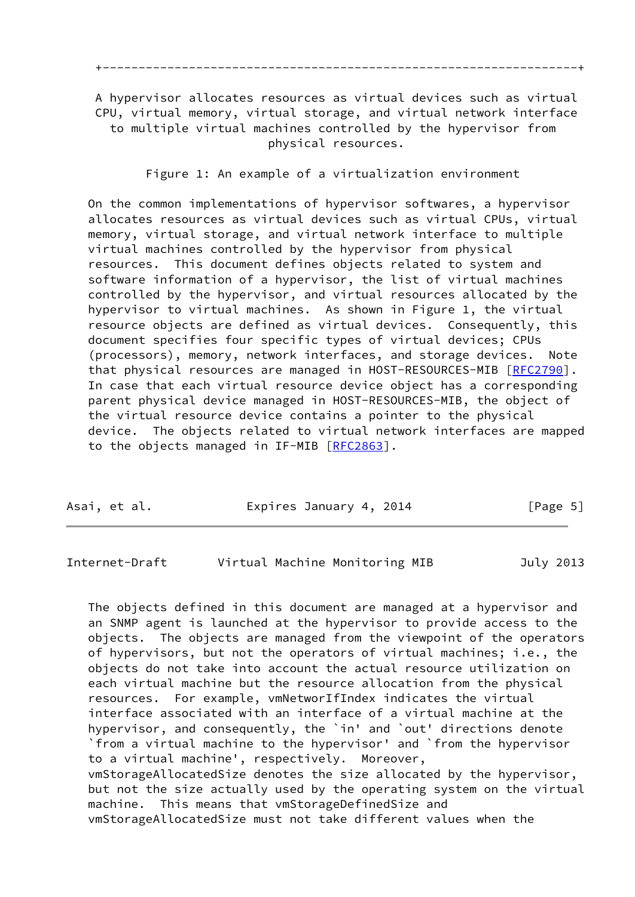+----------------------------------------------------------------+

A hypervisor allocates resources as virtual devices such as virtual CPU, virtual memory, virtual storage, and virtual network interface to multiple virtual machines controlled by the hypervisor from physical resources.

Figure 1: An example of a virtualization environment

On the common implementations of hypervisor softwares, a hypervisor allocates resources as virtual devices such as virtual CPUs, virtual memory, virtual storage, and virtual network interface to multiple virtual machines controlled by the hypervisor from physical resources. This document defines objects related to system and software information of a hypervisor, the list of virtual machines controlled by the hypervisor, and virtual resources allocated by the hypervisor to virtual machines. As shown in Figure 1, the virtual resource objects are defined as virtual devices. Consequently, this document specifies four specific types of virtual devices; CPUs (processors), memory, network interfaces, and storage devices. Note that physical resources are managed in HOST-RESOURCES-MIB [RFC2790]. In case that each virtual resource device object has a corresponding parent physical device managed in HOST-RESOURCES-MIB, the object of the virtual resource device contains a pointer to the physical device. The objects related to virtual network interfaces are mapped to the objects managed in IF-MIB [RFC2863].

The objects defined in this document are managed at a hypervisor and an SNMP agent is launched at the hypervisor to provide access to the objects. The objects are managed from the viewpoint of the operators of hypervisors, but not the operators of virtual machines; i.e., the objects do not take into account the actual resource utilization on each virtual machine but the resource allocation from the physical resources. For example, vmNetworIfIndex indicates the virtual interface associated with an interface of a virtual machine at the hypervisor, and consequently, the `in' and `out' directions denote `from a virtual machine to the hypervisor' and `from the hypervisor to a virtual machine', respectively. Moreover, vmStorageAllocatedSize denotes the size allocated by the hypervisor, but not the size actually used by the operating system on the virtual machine. This means that vmStorageDefinedSize and vmStorageAllocatedSize must not take different values when the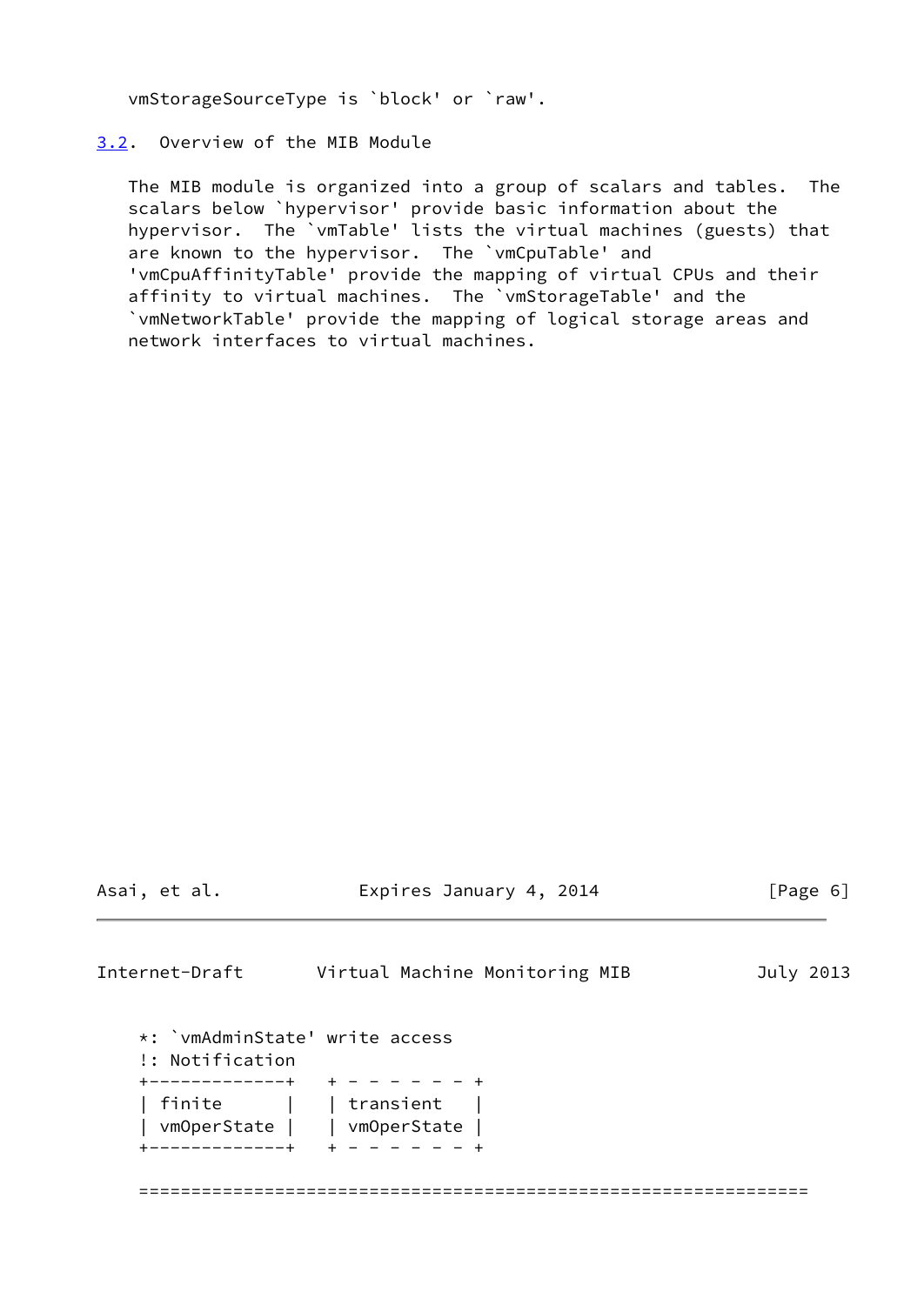vmStorageSourceType is `block' or `raw'.

### 3.2. Overview of the MIB Module

The MIB module is organized into a group of scalars and tables. The scalars below `hypervisor' provide basic information about the hypervisor. The `vmTable' lists the virtual machines (guests) that are known to the hypervisor. The `vmCpuTable' and 'vmCpuAffinityTable' provide the mapping of virtual CPUs and their affinity to virtual machines. The `vmStorageTable' and the `vmNetworkTable' provide the mapping of logical storage areas and network interfaces to virtual machines.

```
    *: `vmAdminState' write access
    !: Notification
    +-------------+   + - - - - - - +
    | finite      |   | transient   |
    | vmOperState |   | vmOperState |
    +-------------+   + - - - - - - +

    ================================================================
```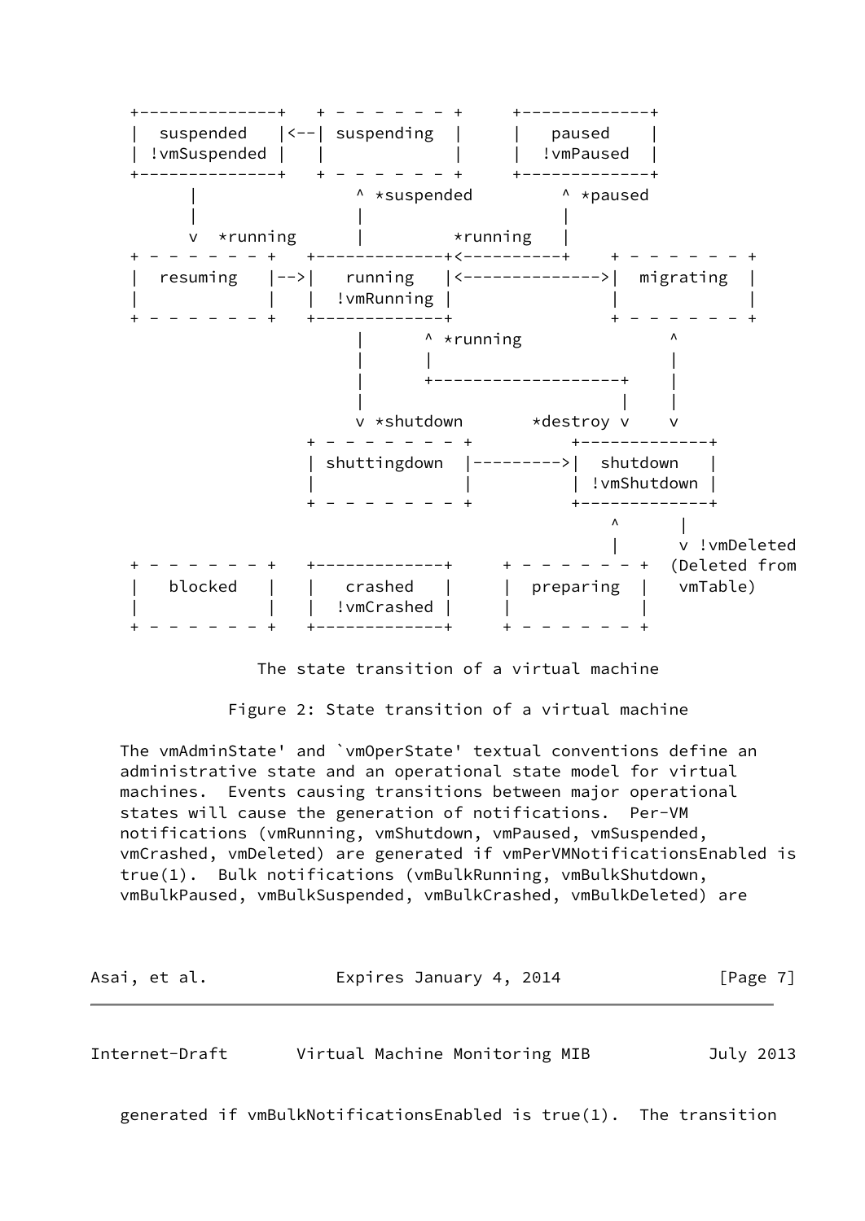```
  +--------------+   + - - - - - - - +     +-------------+
  |  suspended   |<--| suspending    |     |   paused    |
  | !vmSuspended |   |               |     |  !vmPaused  |
  +--------------+   + - - - - - - - +     +-------------+
        |                ^ *suspended         ^ *paused
        |                |                    |
        v  *running      |          *running  |
  + - - - - - - - +   +-------------+<----------+    + - - - - - - - +
  |  resuming     |-->|   running   |<-------------->|  migrating    |
  |               |   |  !vmRunning |                |               |
  + - - - - - - - +   +-------------+                + - - - - - - - +
                        |      ^ *running                   ^
                        |      |                            |
                        |      +-------------------+        |
                        |                          |        |
                        v *shutdown       *destroy v        v
                    + - - - - - - - - +        +-------------+
                    | shuttingdown    |------->|  shutdown   |
                    |                 |        | !vmShutdown |
                    + - - - - - - - - +        +-------------+
                                                  ^      |
                                                  |      v !vmDeleted
  + - - - - - - - +   +-------------+   + - - - - - - - +  (Deleted from
  |   blocked     |   |   crashed   |   |  preparing    |   vmTable)
  |               |   |  !vmCrashed |   |               |
  + - - - - - - - +   +-------------+   + - - - - - - - +

              The state transition of a virtual machine
```

Figure 2: State transition of a virtual machine

The vmAdminState' and `vmOperState' textual conventions define an administrative state and an operational state model for virtual machines. Events causing transitions between major operational states will cause the generation of notifications. Per-VM notifications (vmRunning, vmShutdown, vmPaused, vmSuspended, vmCrashed, vmDeleted) are generated if vmPerVMNotificationsEnabled is true(1). Bulk notifications (vmBulkRunning, vmBulkShutdown, vmBulkPaused, vmBulkSuspended, vmBulkCrashed, vmBulkDeleted) are generated if vmBulkNotificationsEnabled is true(1). The transition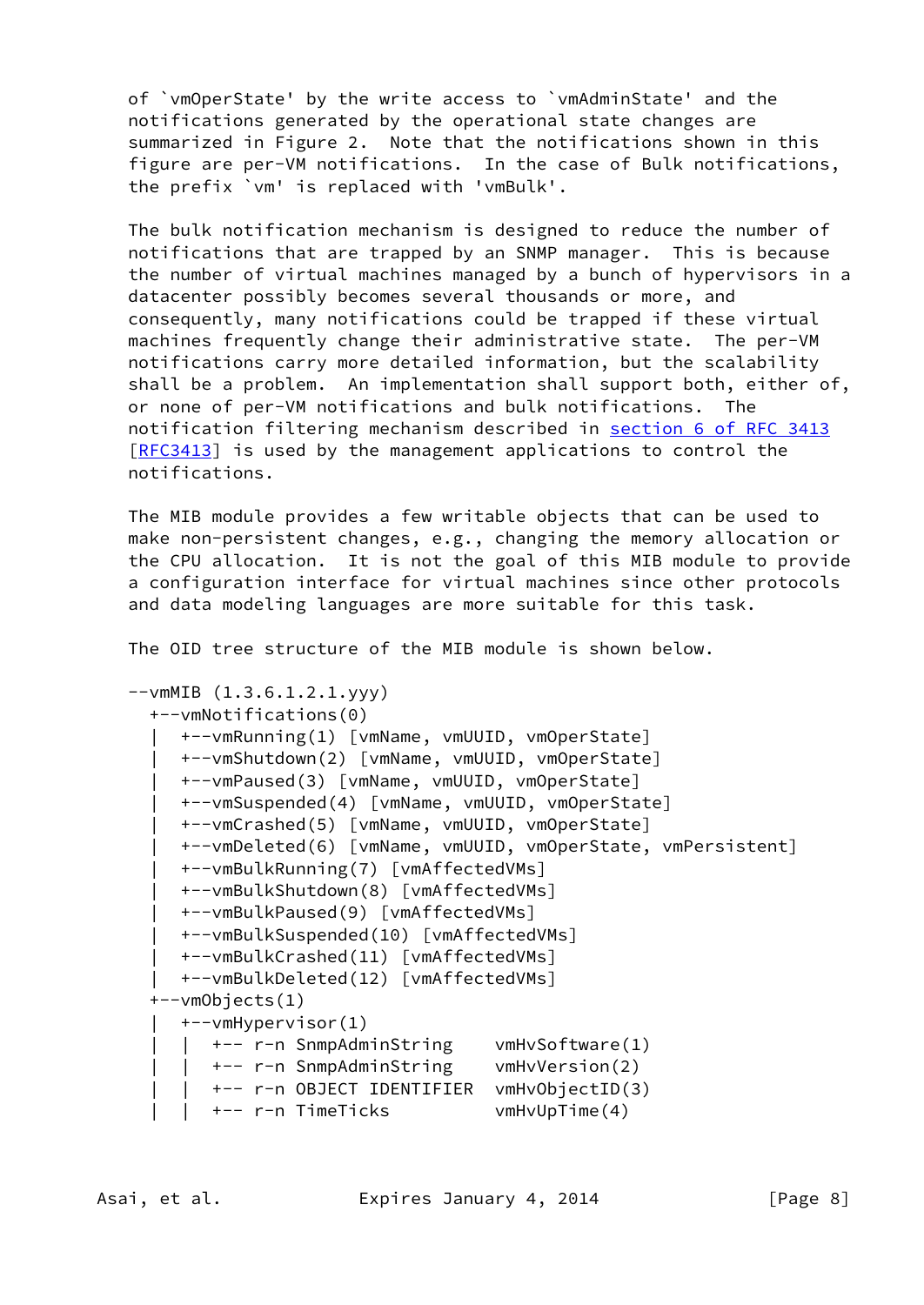of `vmOperState' by the write access to `vmAdminState' and the notifications generated by the operational state changes are summarized in Figure 2. Note that the notifications shown in this figure are per-VM notifications. In the case of Bulk notifications, the prefix `vm' is replaced with 'vmBulk'.

The bulk notification mechanism is designed to reduce the number of notifications that are trapped by an SNMP manager. This is because the number of virtual machines managed by a bunch of hypervisors in a datacenter possibly becomes several thousands or more, and consequently, many notifications could be trapped if these virtual machines frequently change their administrative state. The per-VM notifications carry more detailed information, but the scalability shall be a problem. An implementation shall support both, either of, or none of per-VM notifications and bulk notifications. The notification filtering mechanism described in section 6 of RFC 3413 [RFC3413] is used by the management applications to control the notifications.

The MIB module provides a few writable objects that can be used to make non-persistent changes, e.g., changing the memory allocation or the CPU allocation. It is not the goal of this MIB module to provide a configuration interface for virtual machines since other protocols and data modeling languages are more suitable for this task.

The OID tree structure of the MIB module is shown below.

```
--vmMIB (1.3.6.1.2.1.yyy)
  +--vmNotifications(0)
  |  +--vmRunning(1) [vmName, vmUUID, vmOperState]
  |  +--vmShutdown(2) [vmName, vmUUID, vmOperState]
  |  +--vmPaused(3) [vmName, vmUUID, vmOperState]
  |  +--vmSuspended(4) [vmName, vmUUID, vmOperState]
  |  +--vmCrashed(5) [vmName, vmUUID, vmOperState]
  |  +--vmDeleted(6) [vmName, vmUUID, vmOperState, vmPersistent]
  |  +--vmBulkRunning(7) [vmAffectedVMs]
  |  +--vmBulkShutdown(8) [vmAffectedVMs]
  |  +--vmBulkPaused(9) [vmAffectedVMs]
  |  +--vmBulkSuspended(10) [vmAffectedVMs]
  |  +--vmBulkCrashed(11) [vmAffectedVMs]
  |  +--vmBulkDeleted(12) [vmAffectedVMs]
  +--vmObjects(1)
  |  +--vmHypervisor(1)
  |  |  +-- r-n SnmpAdminString    vmHvSoftware(1)
  |  |  +-- r-n SnmpAdminString    vmHvVersion(2)
  |  |  +-- r-n OBJECT IDENTIFIER  vmHvObjectID(3)
  |  |  +-- r-n TimeTicks          vmHvUpTime(4)
```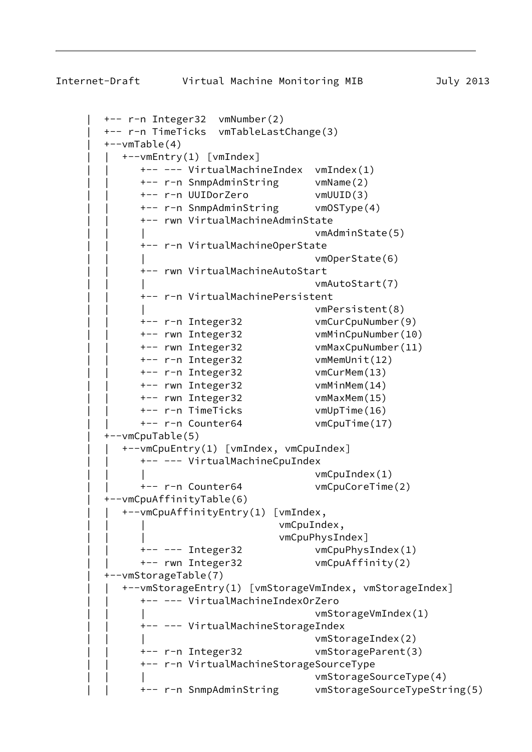```
      |  +-- r-n Integer32  vmNumber(2)
      |  +-- r-n TimeTicks  vmTableLastChange(3)
      |  +--vmTable(4)
      |  |  +--vmEntry(1) [vmIndex]
      |  |     +-- --- VirtualMachineIndex  vmIndex(1)
      |  |     +-- r-n SnmpAdminString      vmName(2)
      |  |     +-- r-n UUIDorZero           vmUUID(3)
      |  |     +-- r-n SnmpAdminString      vmOSType(4)
      |  |     +-- rwn VirtualMachineAdminState
      |  |     |                            vmAdminState(5)
      |  |     +-- r-n VirtualMachineOperState
      |  |     |                            vmOperState(6)
      |  |     +-- rwn VirtualMachineAutoStart
      |  |     |                            vmAutoStart(7)
      |  |     +-- r-n VirtualMachinePersistent
      |  |     |                            vmPersistent(8)
      |  |     +-- r-n Integer32            vmCurCpuNumber(9)
      |  |     +-- rwn Integer32            vmMinCpuNumber(10)
      |  |     +-- rwn Integer32            vmMaxCpuNumber(11)
      |  |     +-- r-n Integer32            vmMemUnit(12)
      |  |     +-- r-n Integer32            vmCurMem(13)
      |  |     +-- rwn Integer32            vmMinMem(14)
      |  |     +-- rwn Integer32            vmMaxMem(15)
      |  |     +-- r-n TimeTicks            vmUpTime(16)
      |  |     +-- r-n Counter64            vmCpuTime(17)
      |  +--vmCpuTable(5)
      |  |  +--vmCpuEntry(1) [vmIndex, vmCpuIndex]
      |  |     +-- --- VirtualMachineCpuIndex
      |  |     |                            vmCpuIndex(1)
      |  |     +-- r-n Counter64            vmCpuCoreTime(2)
      |  +--vmCpuAffinityTable(6)
      |  |  +--vmCpuAffinityEntry(1) [vmIndex,
      |  |     |                      vmCpuIndex,
      |  |     |                      vmCpuPhysIndex]
      |  |     +-- --- Integer32            vmCpuPhysIndex(1)
      |  |     +-- rwn Integer32            vmCpuAffinity(2)
      |  +--vmStorageTable(7)
      |  |  +--vmStorageEntry(1) [vmStorageVmIndex, vmStorageIndex]
      |  |     +-- --- VirtualMachineIndexOrZero
      |  |     |                            vmStorageVmIndex(1)
      |  |     +-- --- VirtualMachineStorageIndex
      |  |     |                            vmStorageIndex(2)
      |  |     +-- r-n Integer32            vmStorageParent(3)
      |  |     +-- r-n VirtualMachineStorageSourceType
      |  |     |                            vmStorageSourceType(4)
      |  |     +-- r-n SnmpAdminString      vmStorageSourceTypeString(5)
```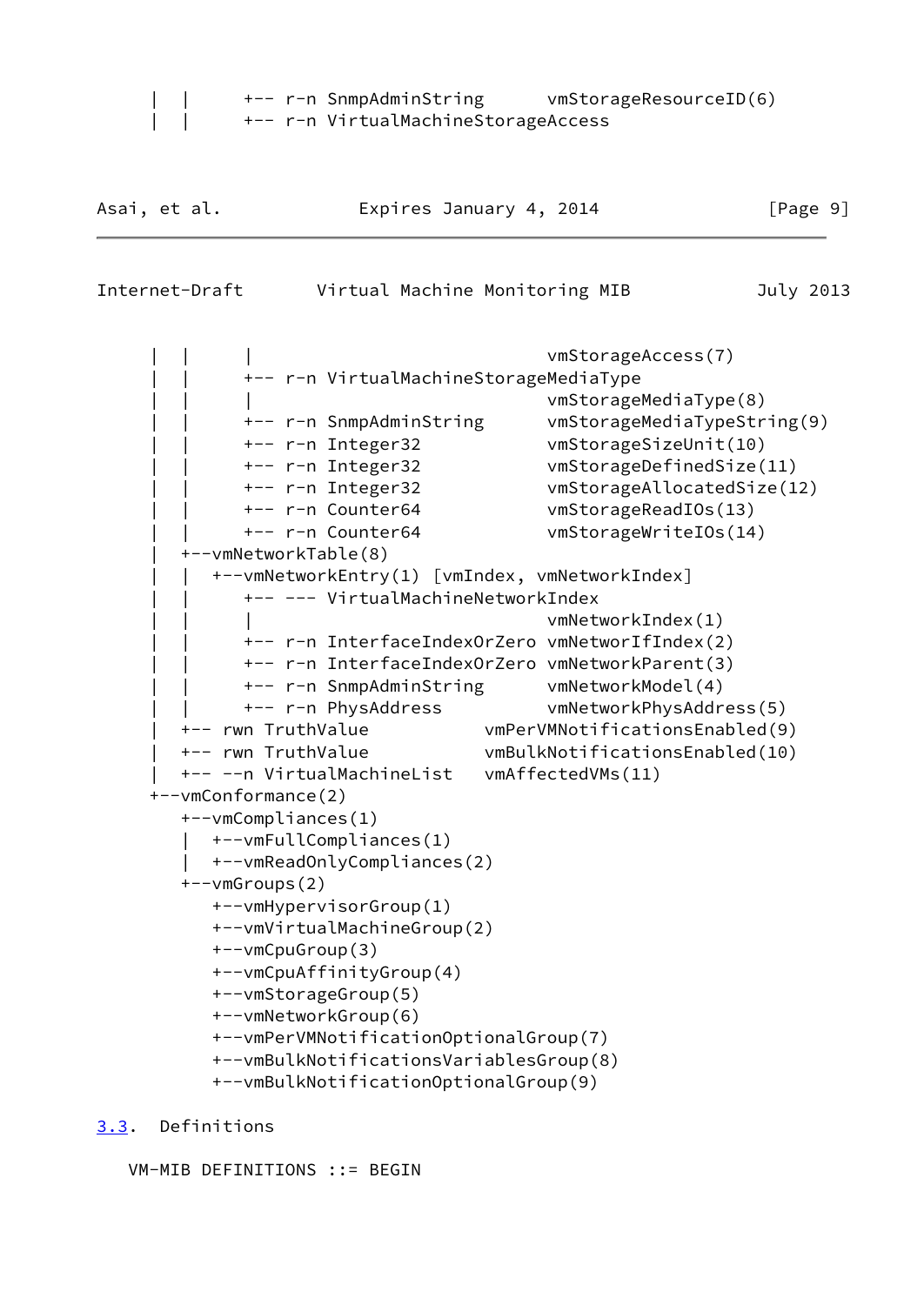```
   |  |     +-- r-n SnmpAdminString      vmStorageResourceID(6)
   |  |     +-- r-n VirtualMachineStorageAccess
```

```
   |  |     |                            vmStorageAccess(7)
   |  |     +-- r-n VirtualMachineStorageMediaType
   |  |     |                            vmStorageMediaType(8)
   |  |     +-- r-n SnmpAdminString      vmStorageMediaTypeString(9)
   |  |     +-- r-n Integer32            vmStorageSizeUnit(10)
   |  |     +-- r-n Integer32            vmStorageDefinedSize(11)
   |  |     +-- r-n Integer32            vmStorageAllocatedSize(12)
   |  |     +-- r-n Counter64            vmStorageReadIOs(13)
   |  |     +-- r-n Counter64            vmStorageWriteIOs(14)
   |  +--vmNetworkTable(8)
   |  |  +--vmNetworkEntry(1) [vmIndex, vmNetworkIndex]
   |  |     +-- --- VirtualMachineNetworkIndex
   |  |     |                            vmNetworkIndex(1)
   |  |     +-- r-n InterfaceIndexOrZero vmNetworIfIndex(2)
   |  |     +-- r-n InterfaceIndexOrZero vmNetworkParent(3)
   |  |     +-- r-n SnmpAdminString      vmNetworkModel(4)
   |  |     +-- r-n PhysAddress          vmNetworkPhysAddress(5)
   |  +-- rwn TruthValue           vmPerVMNotificationsEnabled(9)
   |  +-- rwn TruthValue           vmBulkNotificationsEnabled(10)
   |  +-- --n VirtualMachineList   vmAffectedVMs(11)
   +--vmConformance(2)
      +--vmCompliances(1)
      |  +--vmFullCompliances(1)
      |  +--vmReadOnlyCompliances(2)
      +--vmGroups(2)
         +--vmHypervisorGroup(1)
         +--vmVirtualMachineGroup(2)
         +--vmCpuGroup(3)
         +--vmCpuAffinityGroup(4)
         +--vmStorageGroup(5)
         +--vmNetworkGroup(6)
         +--vmPerVMNotificationOptionalGroup(7)
         +--vmBulkNotificationsVariablesGroup(8)
         +--vmBulkNotificationOptionalGroup(9)
```

### 3.3. Definitions

```
VM-MIB DEFINITIONS ::= BEGIN
```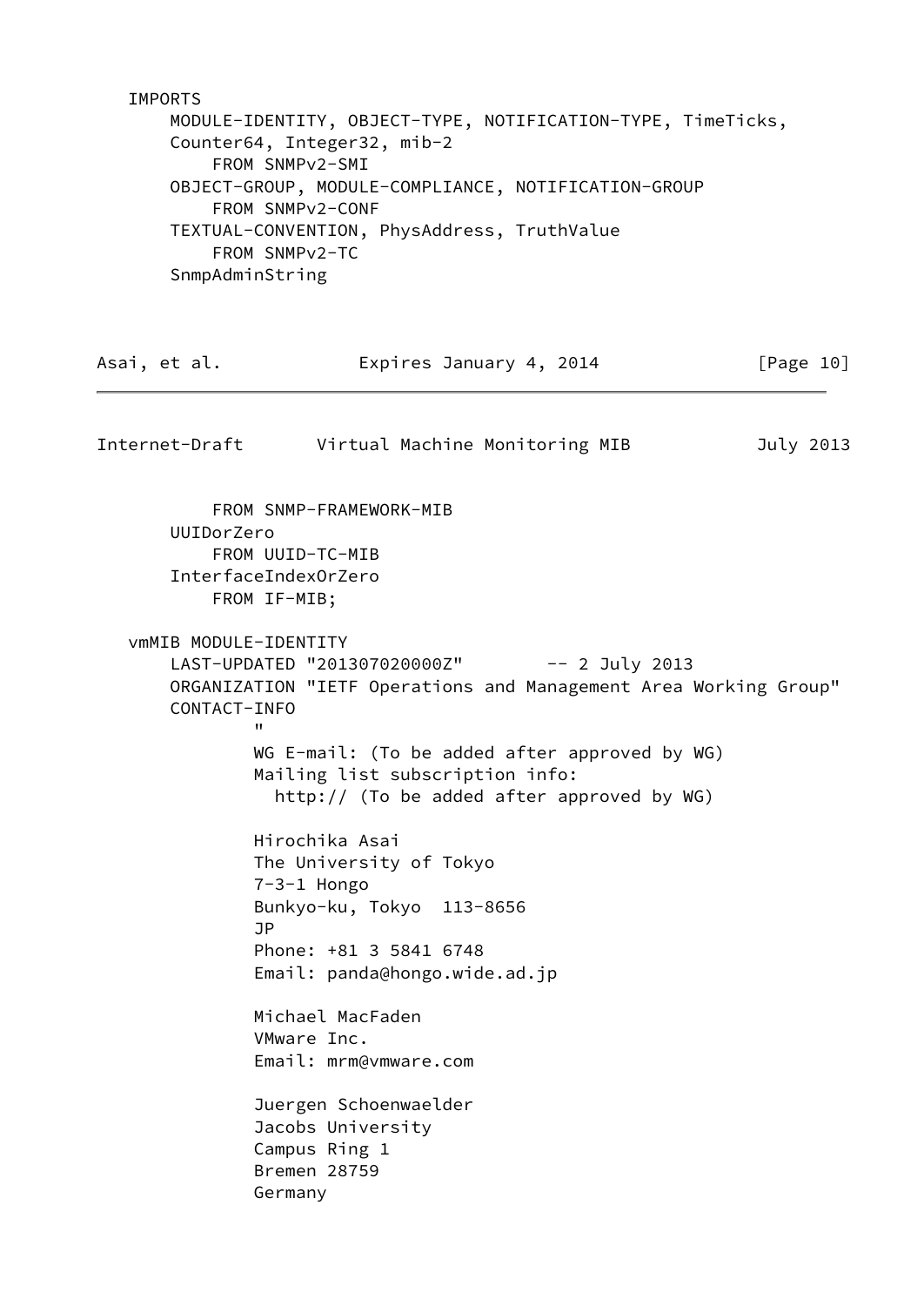```
   IMPORTS
       MODULE-IDENTITY, OBJECT-TYPE, NOTIFICATION-TYPE, TimeTicks,
       Counter64, Integer32, mib-2
           FROM SNMPv2-SMI
       OBJECT-GROUP, MODULE-COMPLIANCE, NOTIFICATION-GROUP
           FROM SNMPv2-CONF
       TEXTUAL-CONVENTION, PhysAddress, TruthValue
           FROM SNMPv2-TC
       SnmpAdminString
           FROM SNMP-FRAMEWORK-MIB
       UUIDorZero
           FROM UUID-TC-MIB
       InterfaceIndexOrZero
           FROM IF-MIB;

   vmMIB MODULE-IDENTITY
       LAST-UPDATED "201307020000Z"        -- 2 July 2013
       ORGANIZATION "IETF Operations and Management Area Working Group"
       CONTACT-INFO
               "
               WG E-mail: (To be added after approved by WG)
               Mailing list subscription info:
                 http:// (To be added after approved by WG)

               Hirochika Asai
               The University of Tokyo
               7-3-1 Hongo
               Bunkyo-ku, Tokyo  113-8656
               JP
               Phone: +81 3 5841 6748
               Email: panda@hongo.wide.ad.jp

               Michael MacFaden
               VMware Inc.
               Email: mrm@vmware.com

               Juergen Schoenwaelder
               Jacobs University
               Campus Ring 1
               Bremen 28759
               Germany
```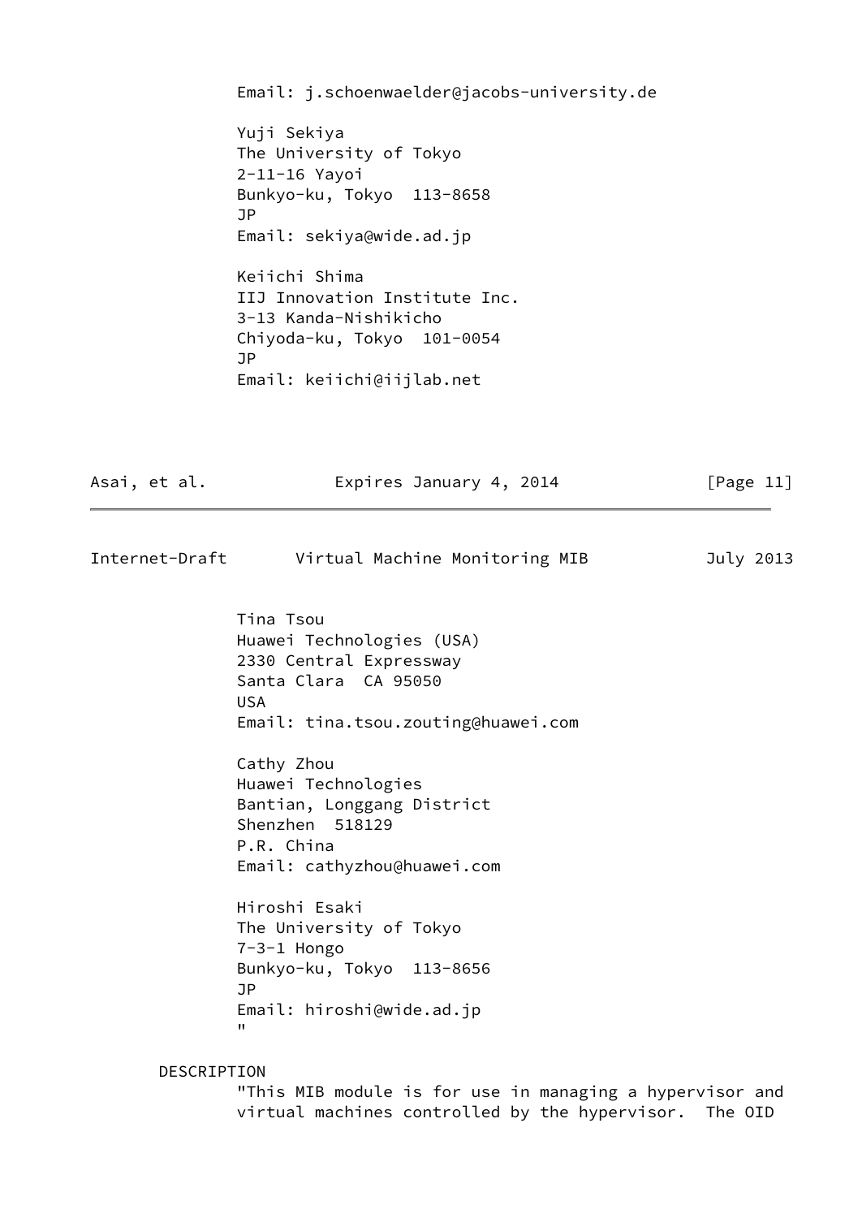```
            Email: j.schoenwaelder@jacobs-university.de

            Yuji Sekiya
            The University of Tokyo
            2-11-16 Yayoi
            Bunkyo-ku, Tokyo  113-8658
            JP
            Email: sekiya@wide.ad.jp

            Keiichi Shima
            IIJ Innovation Institute Inc.
            3-13 Kanda-Nishikicho
            Chiyoda-ku, Tokyo  101-0054
            JP
            Email: keiichi@iijlab.net

            Tina Tsou
            Huawei Technologies (USA)
            2330 Central Expressway
            Santa Clara  CA 95050
            USA
            Email: tina.tsou.zouting@huawei.com

            Cathy Zhou
            Huawei Technologies
            Bantian, Longgang District
            Shenzhen  518129
            P.R. China
            Email: cathyzhou@huawei.com

            Hiroshi Esaki
            The University of Tokyo
            7-3-1 Hongo
            Bunkyo-ku, Tokyo  113-8656
            JP
            Email: hiroshi@wide.ad.jp
            "

        DESCRIPTION
            "This MIB module is for use in managing a hypervisor and
            virtual machines controlled by the hypervisor.  The OID
```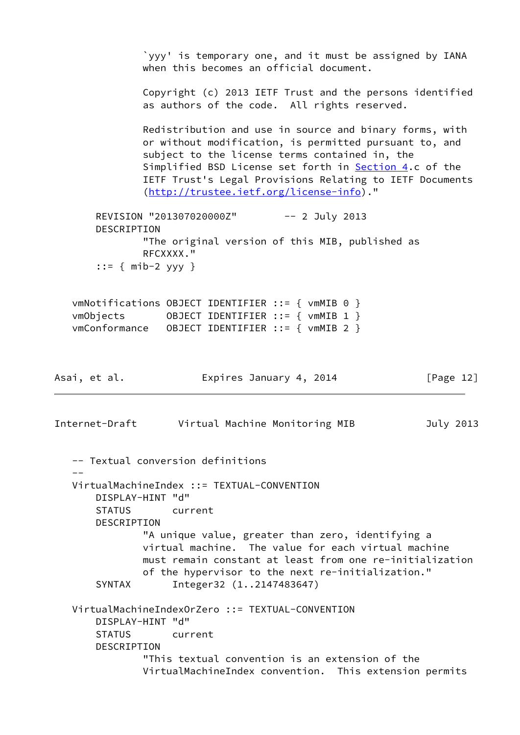```
            `yyy' is temporary one, and it must be assigned by IANA
            when this becomes an official document.

            Copyright (c) 2013 IETF Trust and the persons identified
            as authors of the code.  All rights reserved.

            Redistribution and use in source and binary forms, with
            or without modification, is permitted pursuant to, and
            subject to the license terms contained in, the
            Simplified BSD License set forth in Section 4.c of the
            IETF Trust's Legal Provisions Relating to IETF Documents
            (http://trustee.ietf.org/license-info)."

        REVISION "201307020000Z"        -- 2 July 2013
        DESCRIPTION
            "The original version of this MIB, published as
            RFCXXXX."
        ::= { mib-2 yyy }


    vmNotifications OBJECT IDENTIFIER ::= { vmMIB 0 }
    vmObjects       OBJECT IDENTIFIER ::= { vmMIB 1 }
    vmConformance   OBJECT IDENTIFIER ::= { vmMIB 2 }
```

```
    -- Textual conversion definitions
    --
    VirtualMachineIndex ::= TEXTUAL-CONVENTION
        DISPLAY-HINT "d"
        STATUS       current
        DESCRIPTION
            "A unique value, greater than zero, identifying a
            virtual machine.  The value for each virtual machine
            must remain constant at least from one re-initialization
            of the hypervisor to the next re-initialization."
        SYNTAX       Integer32 (1..2147483647)

    VirtualMachineIndexOrZero ::= TEXTUAL-CONVENTION
        DISPLAY-HINT "d"
        STATUS       current
        DESCRIPTION
            "This textual convention is an extension of the
            VirtualMachineIndex convention.  This extension permits
```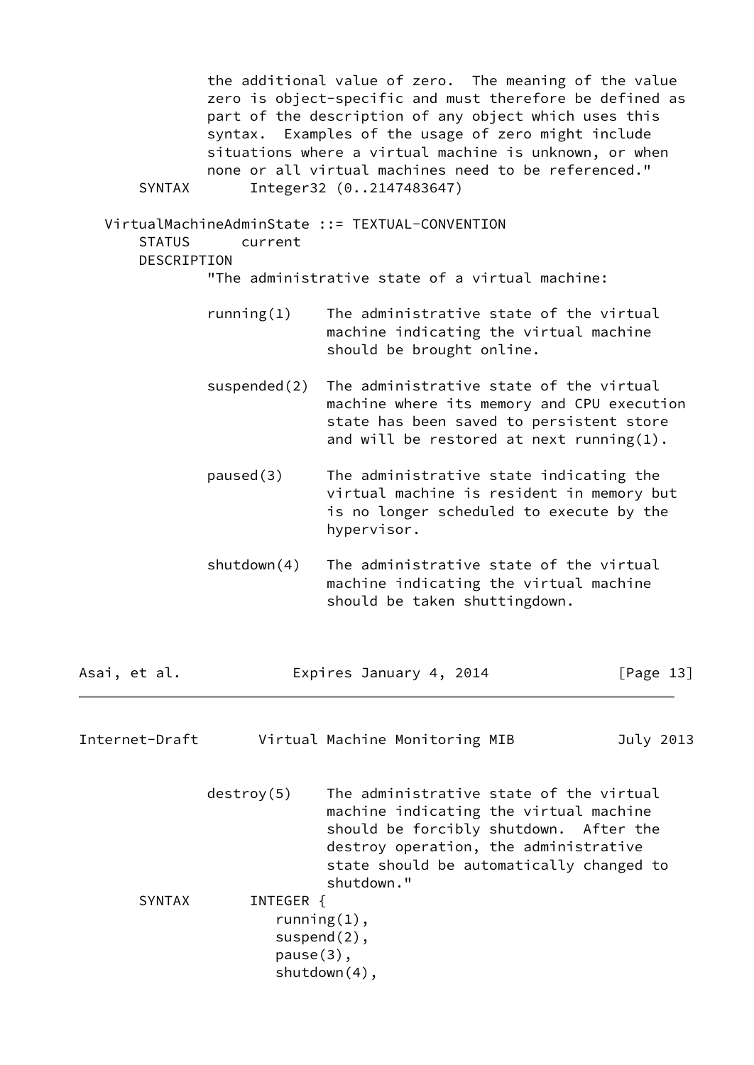```
            the additional value of zero.  The meaning of the value
            zero is object-specific and must therefore be defined as
            part of the description of any object which uses this
            syntax.  Examples of the usage of zero might include
            situations where a virtual machine is unknown, or when
            none or all virtual machines need to be referenced."
    SYNTAX       Integer32 (0..2147483647)

VirtualMachineAdminState ::= TEXTUAL-CONVENTION
    STATUS      current
    DESCRIPTION
            "The administrative state of a virtual machine:

            running(1)    The administrative state of the virtual
                          machine indicating the virtual machine
                          should be brought online.

            suspended(2)  The administrative state of the virtual
                          machine where its memory and CPU execution
                          state has been saved to persistent store
                          and will be restored at next running(1).

            paused(3)     The administrative state indicating the
                          virtual machine is resident in memory but
                          is no longer scheduled to execute by the
                          hypervisor.

            shutdown(4)   The administrative state of the virtual
                          machine indicating the virtual machine
                          should be taken shuttingdown.

            destroy(5)    The administrative state of the virtual
                          machine indicating the virtual machine
                          should be forcibly shutdown.  After the
                          destroy operation, the administrative
                          state should be automatically changed to
                          shutdown."
    SYNTAX       INTEGER {
                    running(1),
                    suspend(2),
                    pause(3),
                    shutdown(4),
```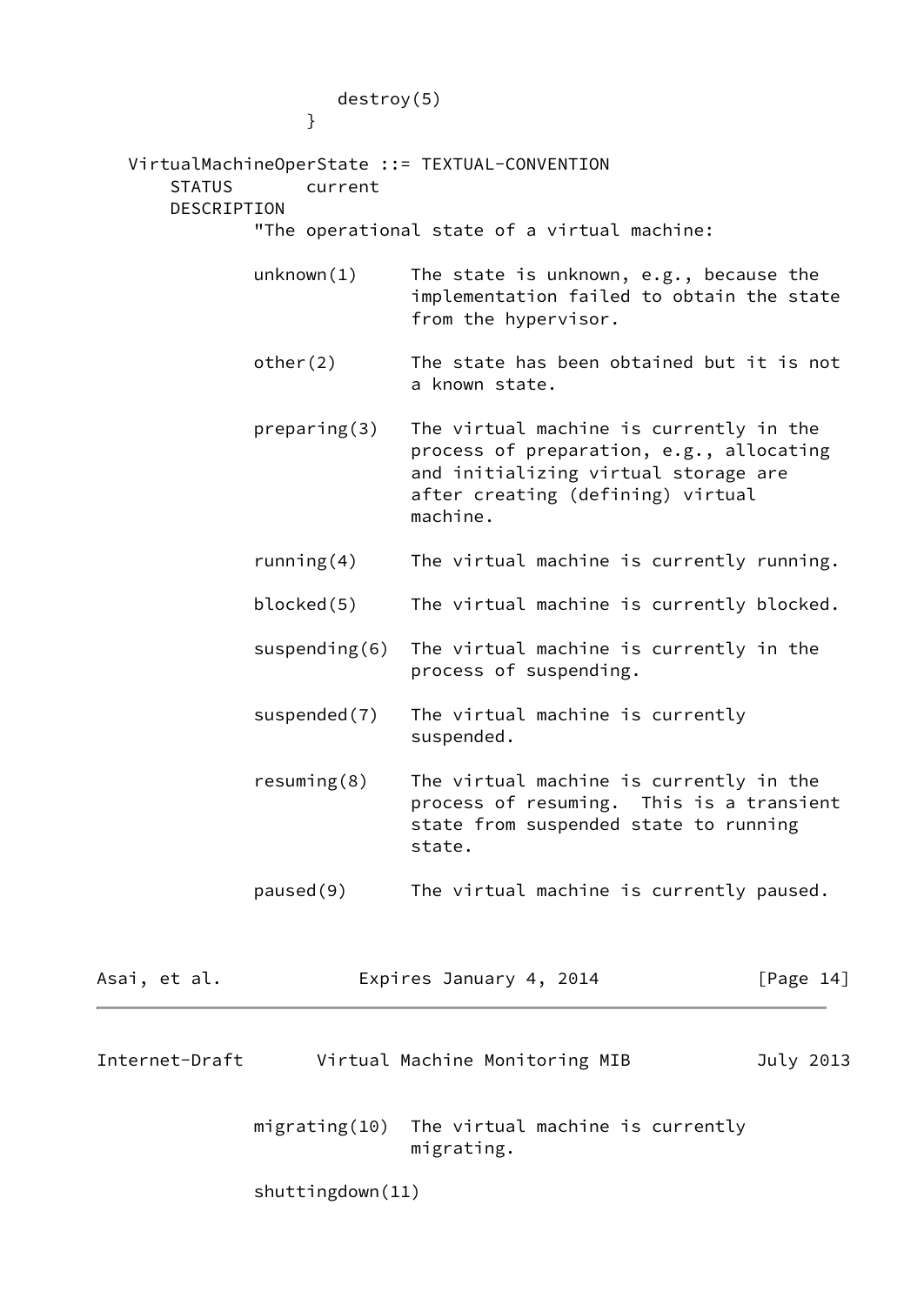```
                      destroy(5)
                   }

   VirtualMachineOperState ::= TEXTUAL-CONVENTION
       STATUS       current
       DESCRIPTION
               "The operational state of a virtual machine:

               unknown(1)      The state is unknown, e.g., because the
                               implementation failed to obtain the state
                               from the hypervisor.

               other(2)        The state has been obtained but it is not
                               a known state.

               preparing(3)    The virtual machine is currently in the
                               process of preparation, e.g., allocating
                               and initializing virtual storage are
                               after creating (defining) virtual
                               machine.

               running(4)      The virtual machine is currently running.

               blocked(5)      The virtual machine is currently blocked.

               suspending(6)   The virtual machine is currently in the
                               process of suspending.

               suspended(7)    The virtual machine is currently
                               suspended.

               resuming(8)     The virtual machine is currently in the
                               process of resuming.  This is a transient
                               state from suspended state to running
                               state.

               paused(9)       The virtual machine is currently paused.

               migrating(10)   The virtual machine is currently
                               migrating.

               shuttingdown(11)
```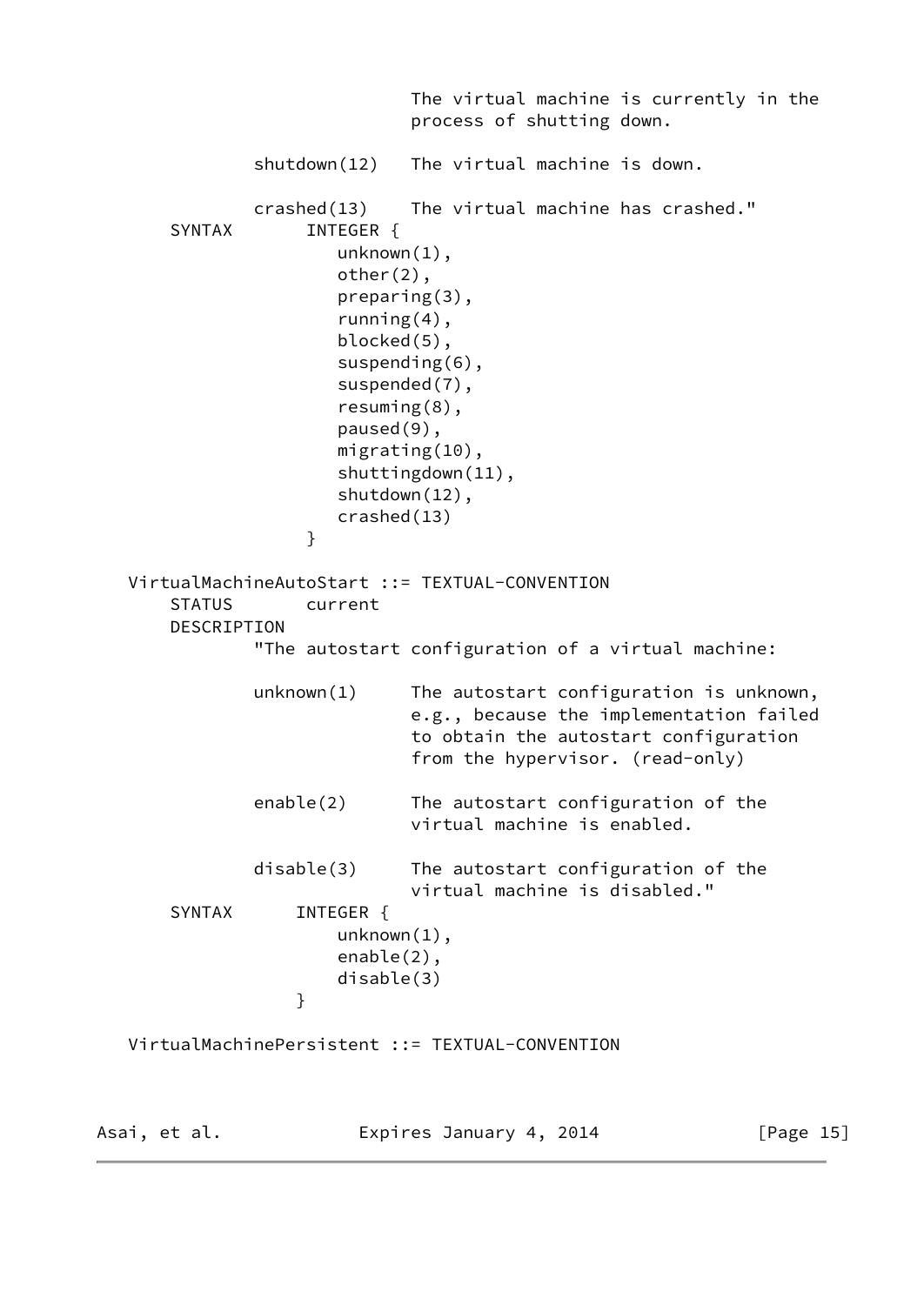```
                              The virtual machine is currently in the
                              process of shutting down.

               shutdown(12)   The virtual machine is down.

               crashed(13)    The virtual machine has crashed."
       SYNTAX       INTEGER {
                       unknown(1),
                       other(2),
                       preparing(3),
                       running(4),
                       blocked(5),
                       suspending(6),
                       suspended(7),
                       resuming(8),
                       paused(9),
                       migrating(10),
                       shuttingdown(11),
                       shutdown(12),
                       crashed(13)
                    }

   VirtualMachineAutoStart ::= TEXTUAL-CONVENTION
       STATUS       current
       DESCRIPTION
               "The autostart configuration of a virtual machine:

               unknown(1)     The autostart configuration is unknown,
                              e.g., because the implementation failed
                              to obtain the autostart configuration
                              from the hypervisor. (read-only)

               enable(2)      The autostart configuration of the
                              virtual machine is enabled.

               disable(3)     The autostart configuration of the
                              virtual machine is disabled."
       SYNTAX      INTEGER {
                       unknown(1),
                       enable(2),
                       disable(3)
                   }

   VirtualMachinePersistent ::= TEXTUAL-CONVENTION
```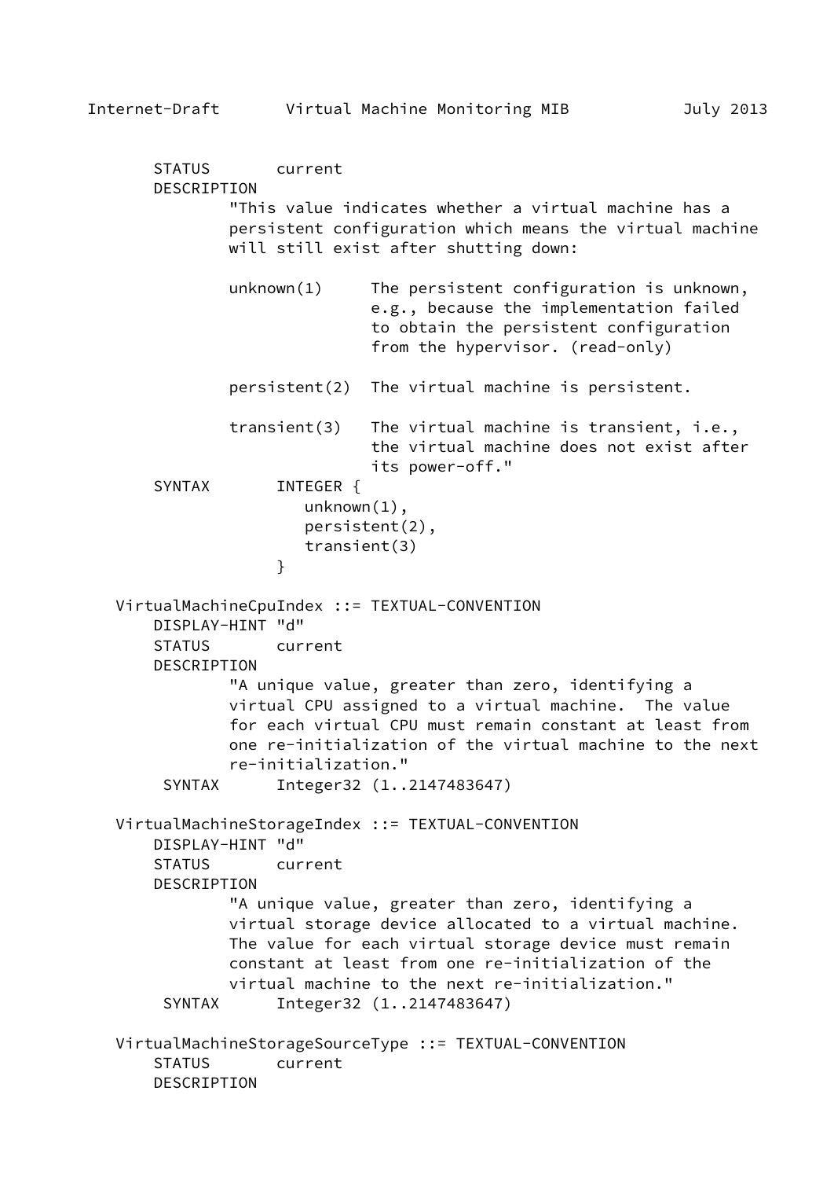```
       STATUS       current
       DESCRIPTION
               "This value indicates whether a virtual machine has a
               persistent configuration which means the virtual machine
               will still exist after shutting down:

               unknown(1)     The persistent configuration is unknown,
                              e.g., because the implementation failed
                              to obtain the persistent configuration
                              from the hypervisor. (read-only)

               persistent(2)  The virtual machine is persistent.

               transient(3)   The virtual machine is transient, i.e.,
                              the virtual machine does not exist after
                              its power-off."
       SYNTAX       INTEGER {
                       unknown(1),
                       persistent(2),
                       transient(3)
                    }

   VirtualMachineCpuIndex ::= TEXTUAL-CONVENTION
       DISPLAY-HINT "d"
       STATUS       current
       DESCRIPTION
               "A unique value, greater than zero, identifying a
               virtual CPU assigned to a virtual machine.  The value
               for each virtual CPU must remain constant at least from
               one re-initialization of the virtual machine to the next
               re-initialization."
        SYNTAX      Integer32 (1..2147483647)

   VirtualMachineStorageIndex ::= TEXTUAL-CONVENTION
       DISPLAY-HINT "d"
       STATUS       current
       DESCRIPTION
               "A unique value, greater than zero, identifying a
               virtual storage device allocated to a virtual machine.
               The value for each virtual storage device must remain
               constant at least from one re-initialization of the
               virtual machine to the next re-initialization."
        SYNTAX      Integer32 (1..2147483647)

   VirtualMachineStorageSourceType ::= TEXTUAL-CONVENTION
       STATUS       current
       DESCRIPTION
```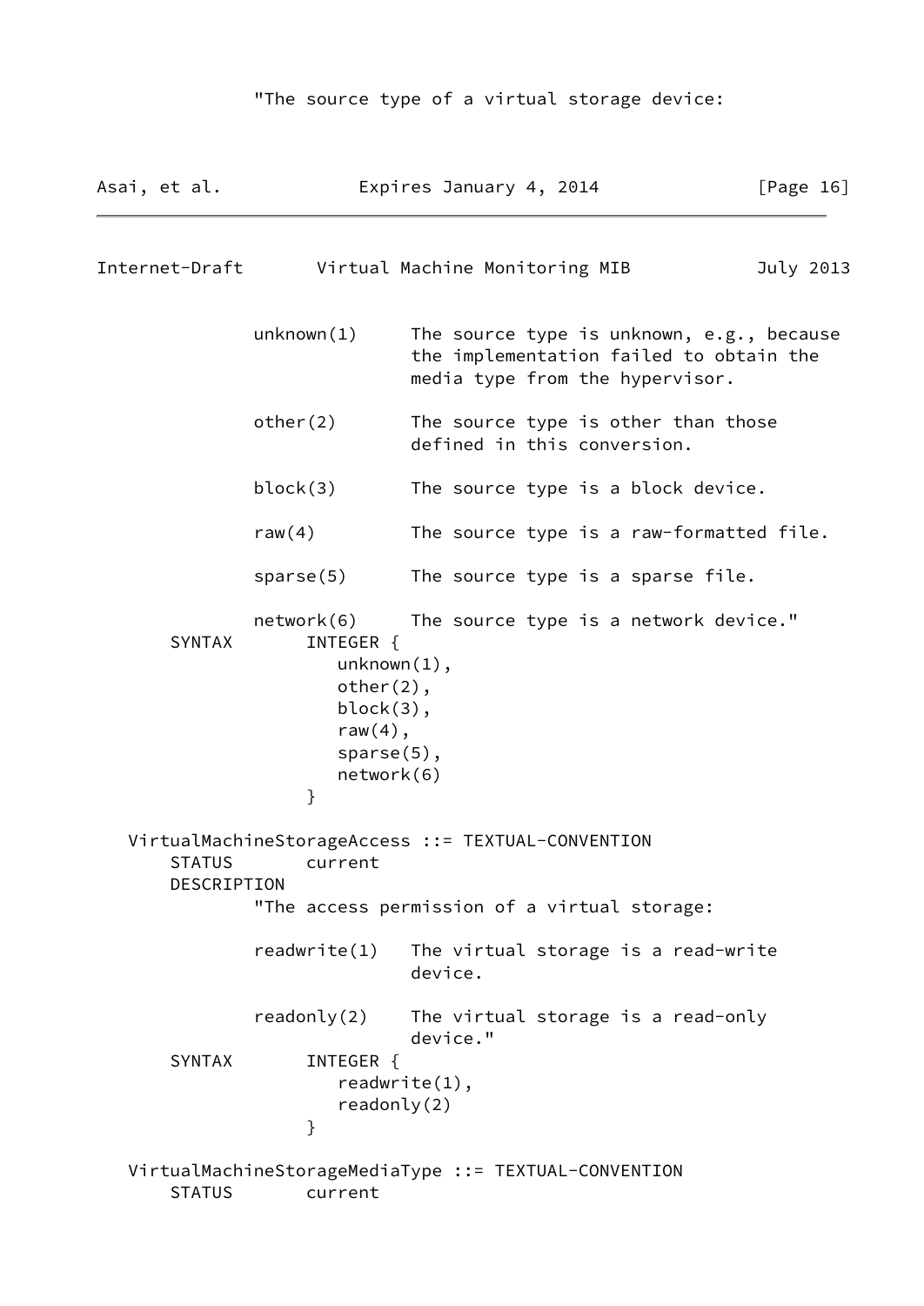```
            "The source type of a virtual storage device:

            unknown(1)     The source type is unknown, e.g., because
                           the implementation failed to obtain the
                           media type from the hypervisor.

            other(2)       The source type is other than those
                           defined in this conversion.

            block(3)       The source type is a block device.

            raw(4)         The source type is a raw-formatted file.

            sparse(5)      The source type is a sparse file.

            network(6)     The source type is a network device."
    SYNTAX       INTEGER {
                    unknown(1),
                    other(2),
                    block(3),
                    raw(4),
                    sparse(5),
                    network(6)
                 }

   VirtualMachineStorageAccess ::= TEXTUAL-CONVENTION
       STATUS       current
       DESCRIPTION
               "The access permission of a virtual storage:

               readwrite(1)   The virtual storage is a read-write
                              device.

               readonly(2)    The virtual storage is a read-only
                              device."
       SYNTAX       INTEGER {
                       readwrite(1),
                       readonly(2)
                    }

   VirtualMachineStorageMediaType ::= TEXTUAL-CONVENTION
       STATUS       current
```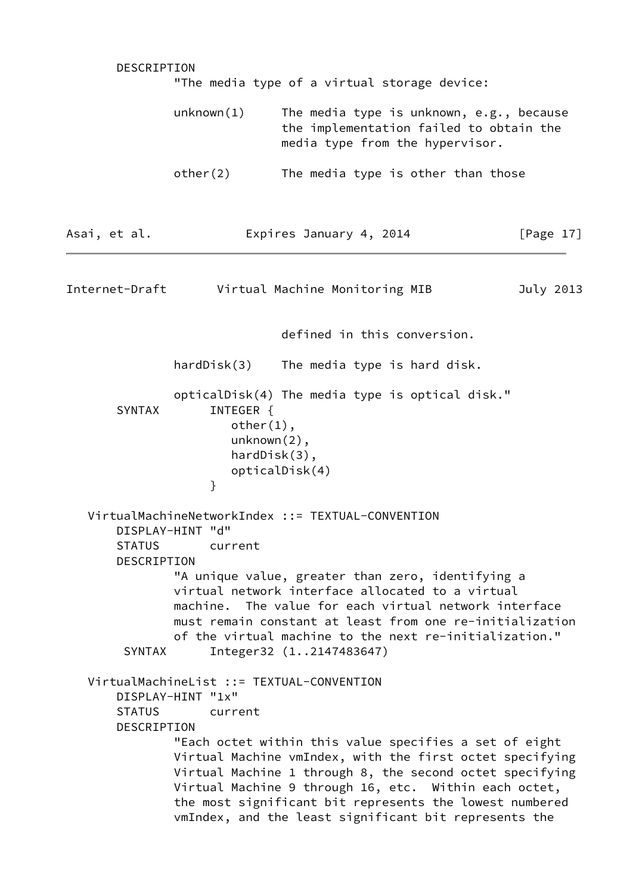```
        DESCRIPTION
                "The media type of a virtual storage device:

                unknown(1)      The media type is unknown, e.g., because
                                the implementation failed to obtain the
                                media type from the hypervisor.

                other(2)        The media type is other than those
                                defined in this conversion.

                hardDisk(3)     The media type is hard disk.

                opticalDisk(4) The media type is optical disk."
        SYNTAX       INTEGER {
                        other(1),
                        unknown(2),
                        hardDisk(3),
                        opticalDisk(4)
                     }

   VirtualMachineNetworkIndex ::= TEXTUAL-CONVENTION
        DISPLAY-HINT "d"
        STATUS       current
        DESCRIPTION
                "A unique value, greater than zero, identifying a
                virtual network interface allocated to a virtual
                machine.  The value for each virtual network interface
                must remain constant at least from one re-initialization
                of the virtual machine to the next re-initialization."
         SYNTAX      Integer32 (1..2147483647)

   VirtualMachineList ::= TEXTUAL-CONVENTION
        DISPLAY-HINT "1x"
        STATUS       current
        DESCRIPTION
                "Each octet within this value specifies a set of eight
                Virtual Machine vmIndex, with the first octet specifying
                Virtual Machine 1 through 8, the second octet specifying
                Virtual Machine 9 through 16, etc.  Within each octet,
                the most significant bit represents the lowest numbered
                vmIndex, and the least significant bit represents the
```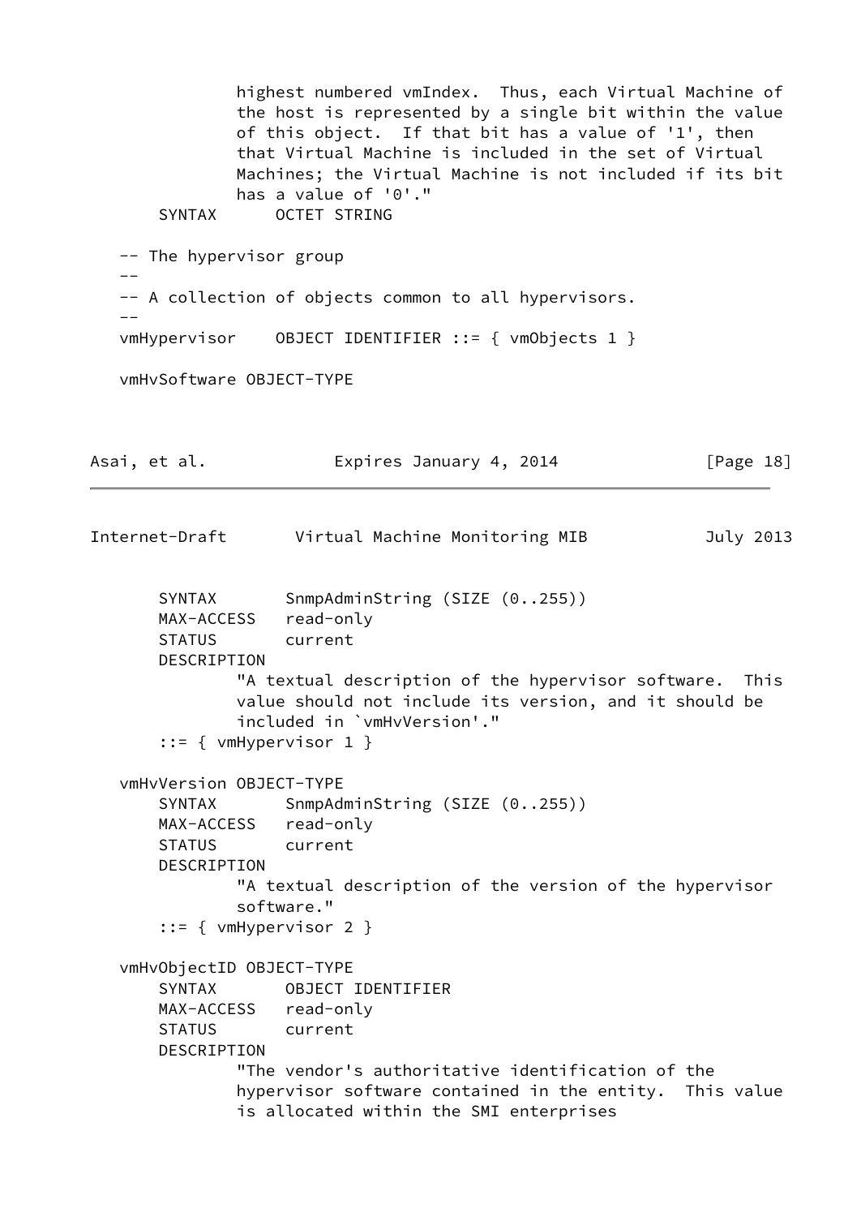```
             highest numbered vmIndex.  Thus, each Virtual Machine of
             the host is represented by a single bit within the value
             of this object.  If that bit has a value of '1', then
             that Virtual Machine is included in the set of Virtual
             Machines; the Virtual Machine is not included if its bit
             has a value of '0'."
       SYNTAX      OCTET STRING

   -- The hypervisor group
   --
   -- A collection of objects common to all hypervisors.
   --
   vmHypervisor    OBJECT IDENTIFIER ::= { vmObjects 1 }

   vmHvSoftware OBJECT-TYPE
       SYNTAX       SnmpAdminString (SIZE (0..255))
       MAX-ACCESS   read-only
       STATUS       current
       DESCRIPTION
             "A textual description of the hypervisor software.  This
             value should not include its version, and it should be
             included in `vmHvVersion'."
       ::= { vmHypervisor 1 }

   vmHvVersion OBJECT-TYPE
       SYNTAX       SnmpAdminString (SIZE (0..255))
       MAX-ACCESS   read-only
       STATUS       current
       DESCRIPTION
             "A textual description of the version of the hypervisor
             software."
       ::= { vmHypervisor 2 }

   vmHvObjectID OBJECT-TYPE
       SYNTAX       OBJECT IDENTIFIER
       MAX-ACCESS   read-only
       STATUS       current
       DESCRIPTION
             "The vendor's authoritative identification of the
             hypervisor software contained in the entity.  This value
             is allocated within the SMI enterprises
```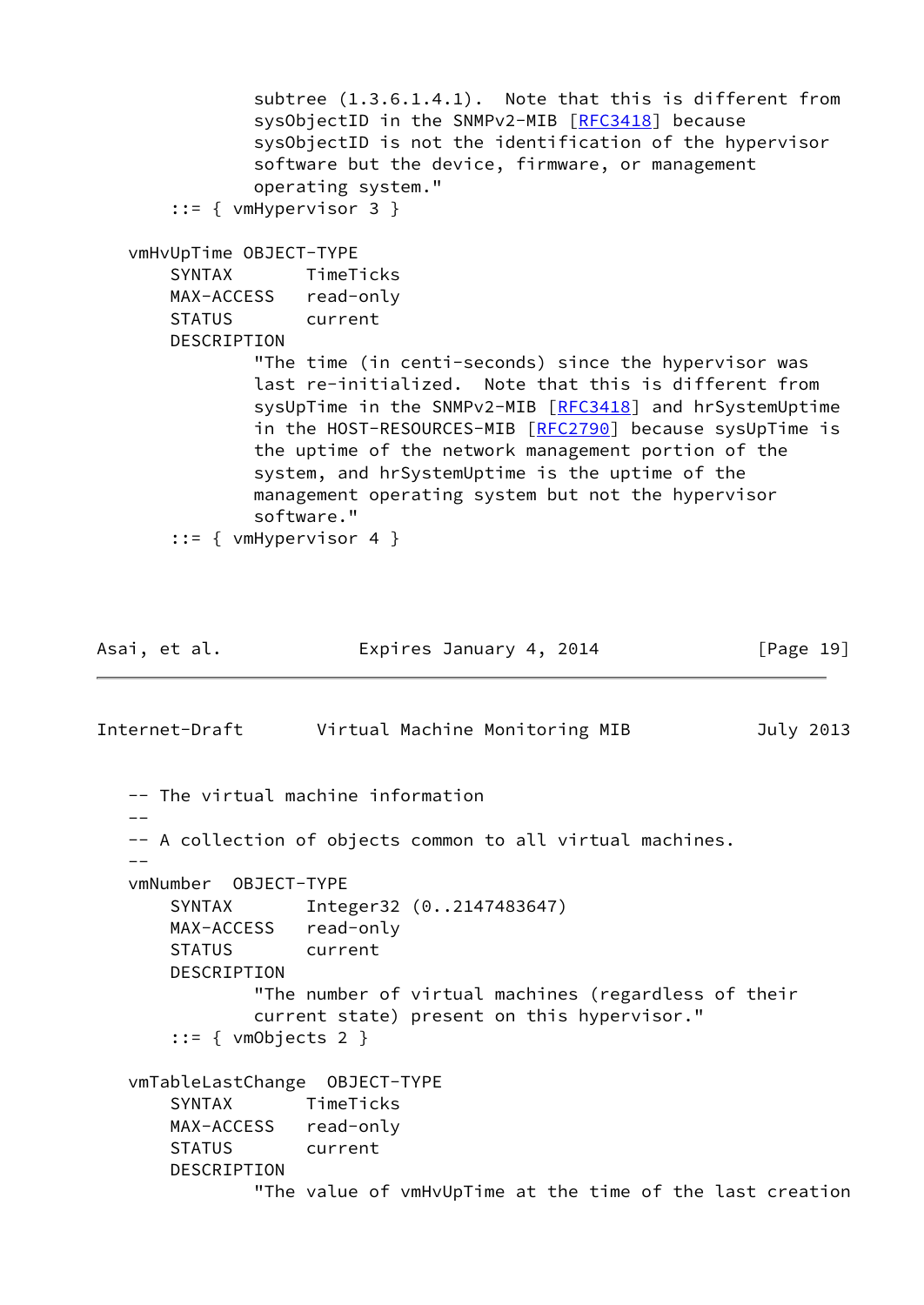```
              subtree (1.3.6.1.4.1).  Note that this is different from
              sysObjectID in the SNMPv2-MIB [RFC3418] because
              sysObjectID is not the identification of the hypervisor
              software but the device, firmware, or management
              operating system."
       ::= { vmHypervisor 3 }

   vmHvUpTime OBJECT-TYPE
       SYNTAX       TimeTicks
       MAX-ACCESS   read-only
       STATUS       current
       DESCRIPTION
              "The time (in centi-seconds) since the hypervisor was
              last re-initialized.  Note that this is different from
              sysUpTime in the SNMPv2-MIB [RFC3418] and hrSystemUptime
              in the HOST-RESOURCES-MIB [RFC2790] because sysUpTime is
              the uptime of the network management portion of the
              system, and hrSystemUptime is the uptime of the
              management operating system but not the hypervisor
              software."
       ::= { vmHypervisor 4 }
```

```
   -- The virtual machine information
   --
   -- A collection of objects common to all virtual machines.
   --
   vmNumber  OBJECT-TYPE
       SYNTAX       Integer32 (0..2147483647)
       MAX-ACCESS   read-only
       STATUS       current
       DESCRIPTION
              "The number of virtual machines (regardless of their
              current state) present on this hypervisor."
       ::= { vmObjects 2 }

   vmTableLastChange  OBJECT-TYPE
       SYNTAX       TimeTicks
       MAX-ACCESS   read-only
       STATUS       current
       DESCRIPTION
              "The value of vmHvUpTime at the time of the last creation
```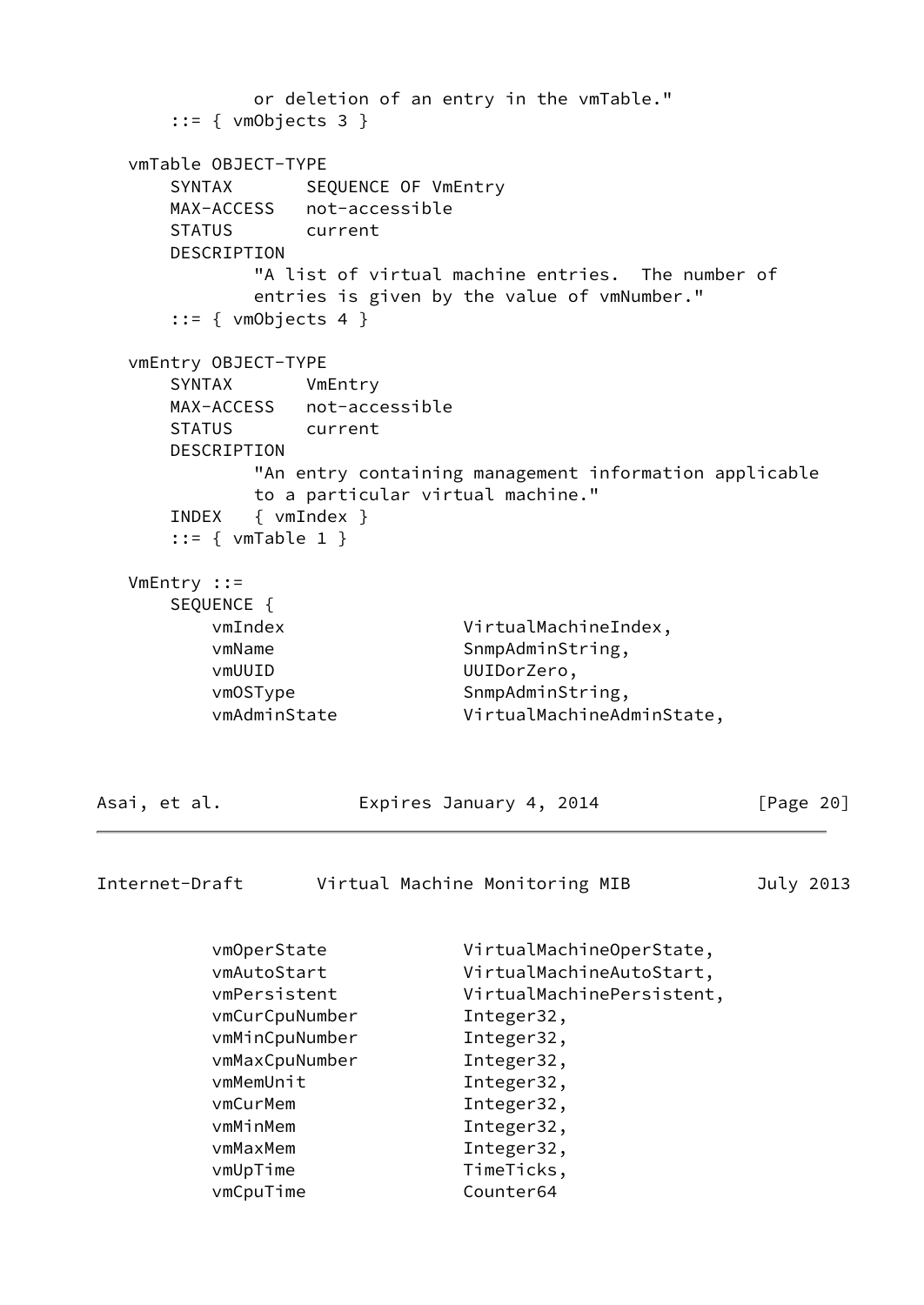```
             or deletion of an entry in the vmTable."
       ::= { vmObjects 3 }

   vmTable OBJECT-TYPE
       SYNTAX       SEQUENCE OF VmEntry
       MAX-ACCESS   not-accessible
       STATUS       current
       DESCRIPTION
               "A list of virtual machine entries.  The number of
               entries is given by the value of vmNumber."
       ::= { vmObjects 4 }

   vmEntry OBJECT-TYPE
       SYNTAX       VmEntry
       MAX-ACCESS   not-accessible
       STATUS       current
       DESCRIPTION
               "An entry containing management information applicable
               to a particular virtual machine."
       INDEX   { vmIndex }
       ::= { vmTable 1 }

   VmEntry ::=
       SEQUENCE {
           vmIndex                VirtualMachineIndex,
           vmName                 SnmpAdminString,
           vmUUID                 UUIDorZero,
           vmOSType               SnmpAdminString,
           vmAdminState           VirtualMachineAdminState,
           vmOperState            VirtualMachineOperState,
           vmAutoStart            VirtualMachineAutoStart,
           vmPersistent           VirtualMachinePersistent,
           vmCurCpuNumber         Integer32,
           vmMinCpuNumber         Integer32,
           vmMaxCpuNumber         Integer32,
           vmMemUnit              Integer32,
           vmCurMem               Integer32,
           vmMinMem               Integer32,
           vmMaxMem               Integer32,
           vmUpTime               TimeTicks,
           vmCpuTime              Counter64
```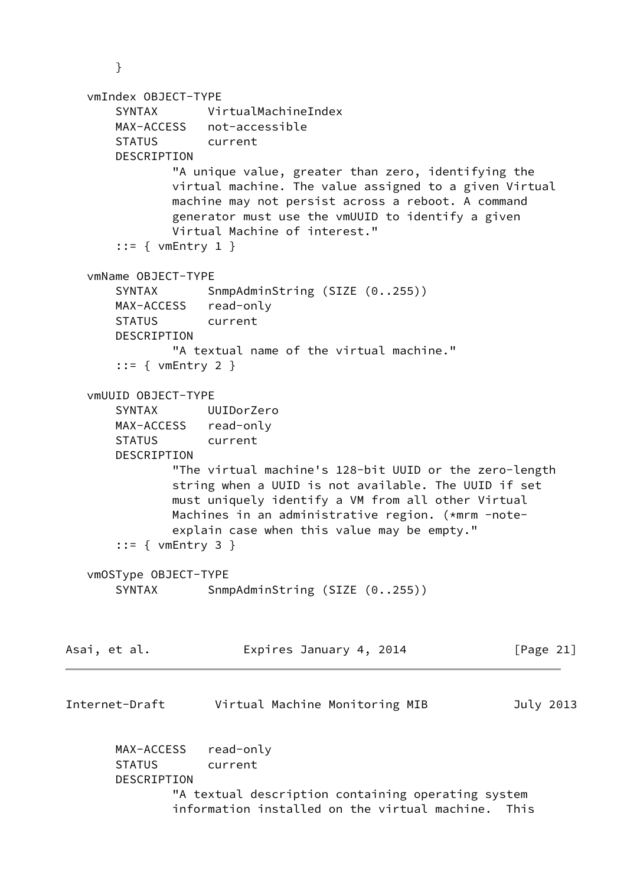```
       }

   vmIndex OBJECT-TYPE
       SYNTAX       VirtualMachineIndex
       MAX-ACCESS   not-accessible
       STATUS       current
       DESCRIPTION
              "A unique value, greater than zero, identifying the
              virtual machine. The value assigned to a given Virtual
              machine may not persist across a reboot. A command
              generator must use the vmUUID to identify a given
              Virtual Machine of interest."
       ::= { vmEntry 1 }

   vmName OBJECT-TYPE
       SYNTAX       SnmpAdminString (SIZE (0..255))
       MAX-ACCESS   read-only
       STATUS       current
       DESCRIPTION
              "A textual name of the virtual machine."
       ::= { vmEntry 2 }

   vmUUID OBJECT-TYPE
       SYNTAX       UUIDorZero
       MAX-ACCESS   read-only
       STATUS       current
       DESCRIPTION
              "The virtual machine's 128-bit UUID or the zero-length
              string when a UUID is not available. The UUID if set
              must uniquely identify a VM from all other Virtual
              Machines in an administrative region. (*mrm -note-
              explain case when this value may be empty."
       ::= { vmEntry 3 }

   vmOSType OBJECT-TYPE
       SYNTAX       SnmpAdminString (SIZE (0..255))
       MAX-ACCESS   read-only
       STATUS       current
       DESCRIPTION
              "A textual description containing operating system
              information installed on the virtual machine.  This
```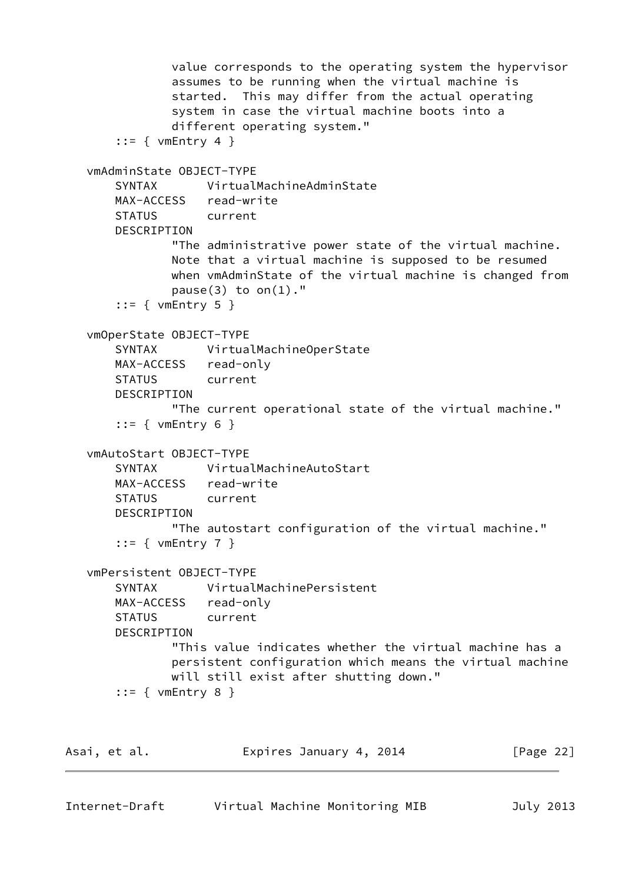```
               value corresponds to the operating system the hypervisor
               assumes to be running when the virtual machine is
               started.  This may differ from the actual operating
               system in case the virtual machine boots into a
               different operating system."
       ::= { vmEntry 4 }

   vmAdminState OBJECT-TYPE
       SYNTAX       VirtualMachineAdminState
       MAX-ACCESS   read-write
       STATUS       current
       DESCRIPTION
               "The administrative power state of the virtual machine.
               Note that a virtual machine is supposed to be resumed
               when vmAdminState of the virtual machine is changed from
               pause(3) to on(1)."
       ::= { vmEntry 5 }

   vmOperState OBJECT-TYPE
       SYNTAX       VirtualMachineOperState
       MAX-ACCESS   read-only
       STATUS       current
       DESCRIPTION
               "The current operational state of the virtual machine."
       ::= { vmEntry 6 }

   vmAutoStart OBJECT-TYPE
       SYNTAX       VirtualMachineAutoStart
       MAX-ACCESS   read-write
       STATUS       current
       DESCRIPTION
               "The autostart configuration of the virtual machine."
       ::= { vmEntry 7 }

   vmPersistent OBJECT-TYPE
       SYNTAX       VirtualMachinePersistent
       MAX-ACCESS   read-only
       STATUS       current
       DESCRIPTION
               "This value indicates whether the virtual machine has a
               persistent configuration which means the virtual machine
               will still exist after shutting down."
       ::= { vmEntry 8 }
```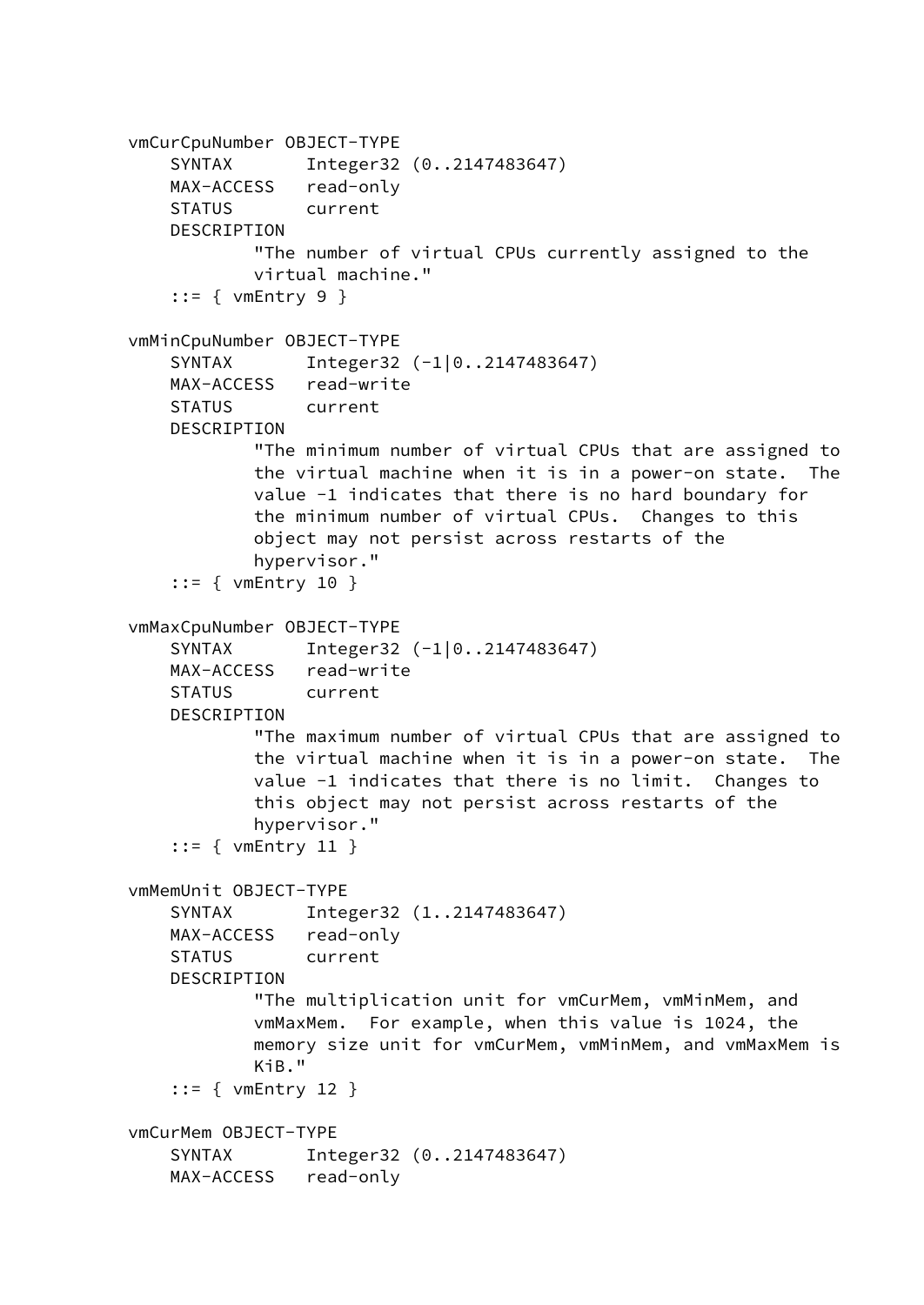```
   vmCurCpuNumber OBJECT-TYPE
       SYNTAX       Integer32 (0..2147483647)
       MAX-ACCESS   read-only
       STATUS       current
       DESCRIPTION
               "The number of virtual CPUs currently assigned to the
               virtual machine."
       ::= { vmEntry 9 }

   vmMinCpuNumber OBJECT-TYPE
       SYNTAX       Integer32 (-1|0..2147483647)
       MAX-ACCESS   read-write
       STATUS       current
       DESCRIPTION
               "The minimum number of virtual CPUs that are assigned to
               the virtual machine when it is in a power-on state.  The
               value -1 indicates that there is no hard boundary for
               the minimum number of virtual CPUs.  Changes to this
               object may not persist across restarts of the
               hypervisor."
       ::= { vmEntry 10 }

   vmMaxCpuNumber OBJECT-TYPE
       SYNTAX       Integer32 (-1|0..2147483647)
       MAX-ACCESS   read-write
       STATUS       current
       DESCRIPTION
               "The maximum number of virtual CPUs that are assigned to
               the virtual machine when it is in a power-on state.  The
               value -1 indicates that there is no limit.  Changes to
               this object may not persist across restarts of the
               hypervisor."
       ::= { vmEntry 11 }

   vmMemUnit OBJECT-TYPE
       SYNTAX       Integer32 (1..2147483647)
       MAX-ACCESS   read-only
       STATUS       current
       DESCRIPTION
               "The multiplication unit for vmCurMem, vmMinMem, and
               vmMaxMem.  For example, when this value is 1024, the
               memory size unit for vmCurMem, vmMinMem, and vmMaxMem is
               KiB."
       ::= { vmEntry 12 }

   vmCurMem OBJECT-TYPE
       SYNTAX       Integer32 (0..2147483647)
       MAX-ACCESS   read-only
```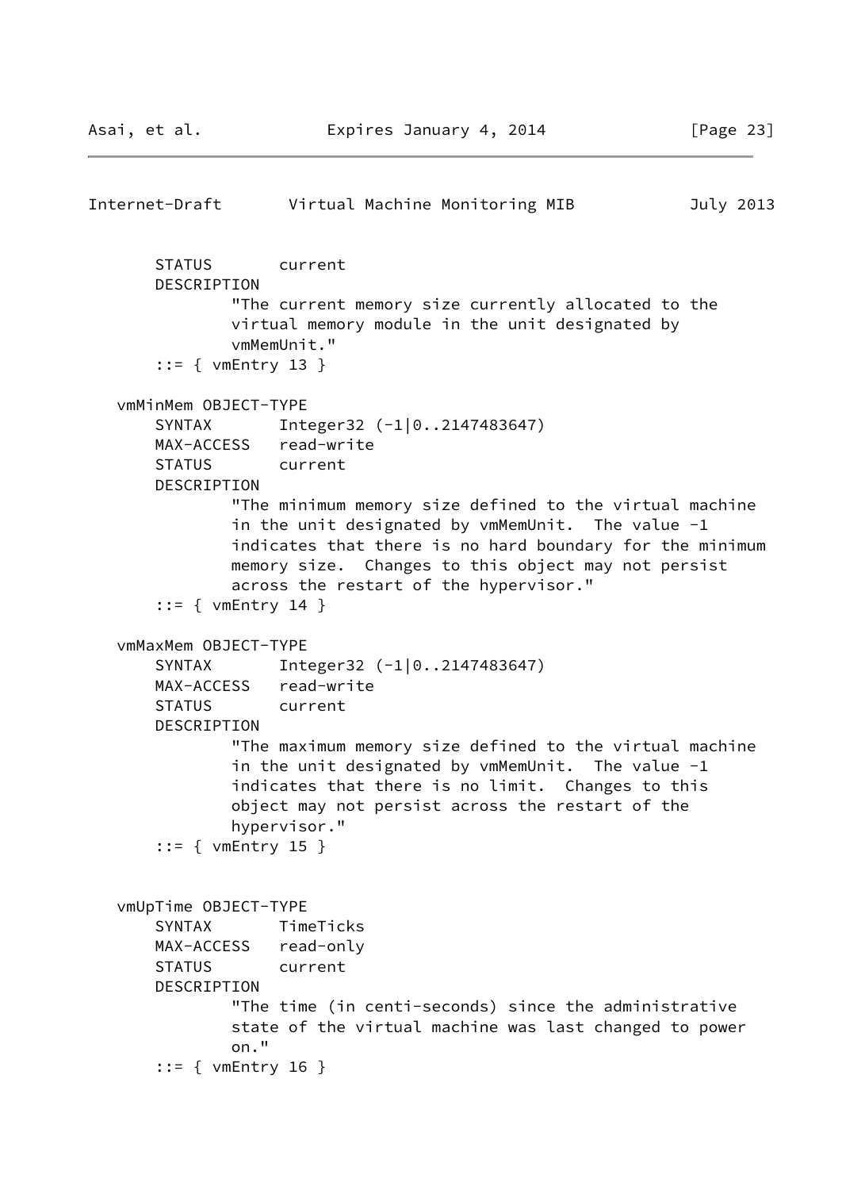```
       STATUS       current
       DESCRIPTION
               "The current memory size currently allocated to the
               virtual memory module in the unit designated by
               vmMemUnit."
       ::= { vmEntry 13 }

   vmMinMem OBJECT-TYPE
       SYNTAX       Integer32 (-1|0..2147483647)
       MAX-ACCESS   read-write
       STATUS       current
       DESCRIPTION
               "The minimum memory size defined to the virtual machine
               in the unit designated by vmMemUnit.  The value -1
               indicates that there is no hard boundary for the minimum
               memory size.  Changes to this object may not persist
               across the restart of the hypervisor."
       ::= { vmEntry 14 }

   vmMaxMem OBJECT-TYPE
       SYNTAX       Integer32 (-1|0..2147483647)
       MAX-ACCESS   read-write
       STATUS       current
       DESCRIPTION
               "The maximum memory size defined to the virtual machine
               in the unit designated by vmMemUnit.  The value -1
               indicates that there is no limit.  Changes to this
               object may not persist across the restart of the
               hypervisor."
       ::= { vmEntry 15 }


   vmUpTime OBJECT-TYPE
       SYNTAX       TimeTicks
       MAX-ACCESS   read-only
       STATUS       current
       DESCRIPTION
               "The time (in centi-seconds) since the administrative
               state of the virtual machine was last changed to power
               on."
       ::= { vmEntry 16 }
```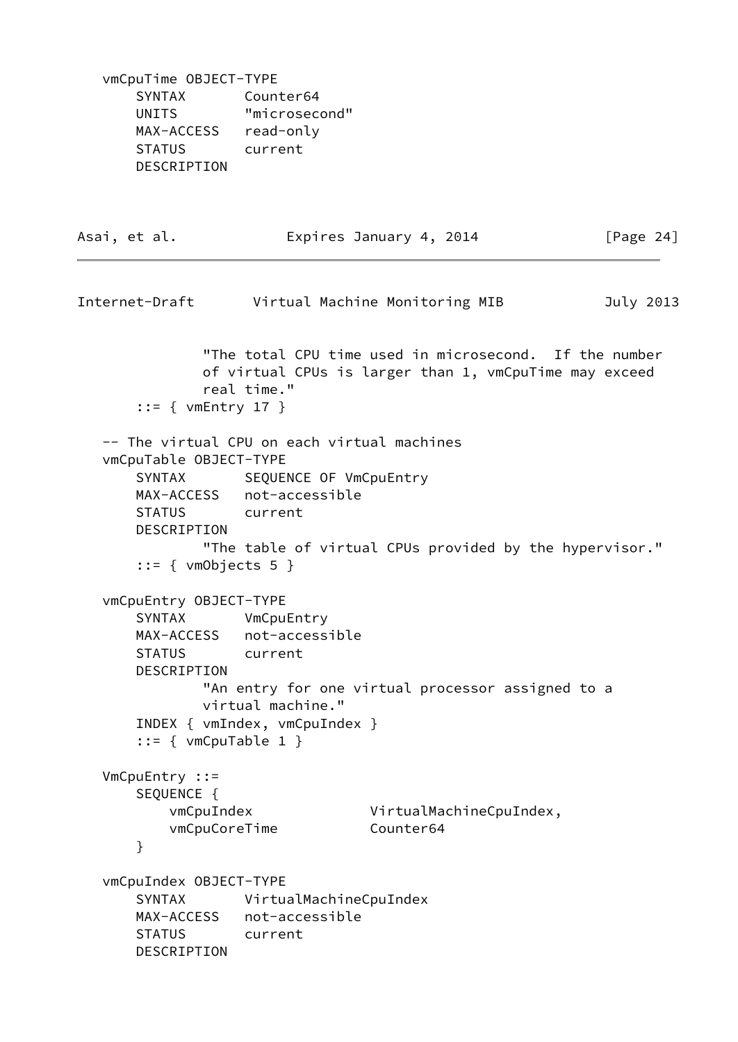```
   vmCpuTime OBJECT-TYPE
       SYNTAX       Counter64
       UNITS        "microsecond"
       MAX-ACCESS   read-only
       STATUS       current
       DESCRIPTION
               "The total CPU time used in microsecond.  If the number
               of virtual CPUs is larger than 1, vmCpuTime may exceed
               real time."
       ::= { vmEntry 17 }

   -- The virtual CPU on each virtual machines
   vmCpuTable OBJECT-TYPE
       SYNTAX       SEQUENCE OF VmCpuEntry
       MAX-ACCESS   not-accessible
       STATUS       current
       DESCRIPTION
               "The table of virtual CPUs provided by the hypervisor."
       ::= { vmObjects 5 }

   vmCpuEntry OBJECT-TYPE
       SYNTAX       VmCpuEntry
       MAX-ACCESS   not-accessible
       STATUS       current
       DESCRIPTION
               "An entry for one virtual processor assigned to a
               virtual machine."
       INDEX { vmIndex, vmCpuIndex }
       ::= { vmCpuTable 1 }

   VmCpuEntry ::=
       SEQUENCE {
           vmCpuIndex              VirtualMachineCpuIndex,
           vmCpuCoreTime           Counter64
       }

   vmCpuIndex OBJECT-TYPE
       SYNTAX       VirtualMachineCpuIndex
       MAX-ACCESS   not-accessible
       STATUS       current
       DESCRIPTION
```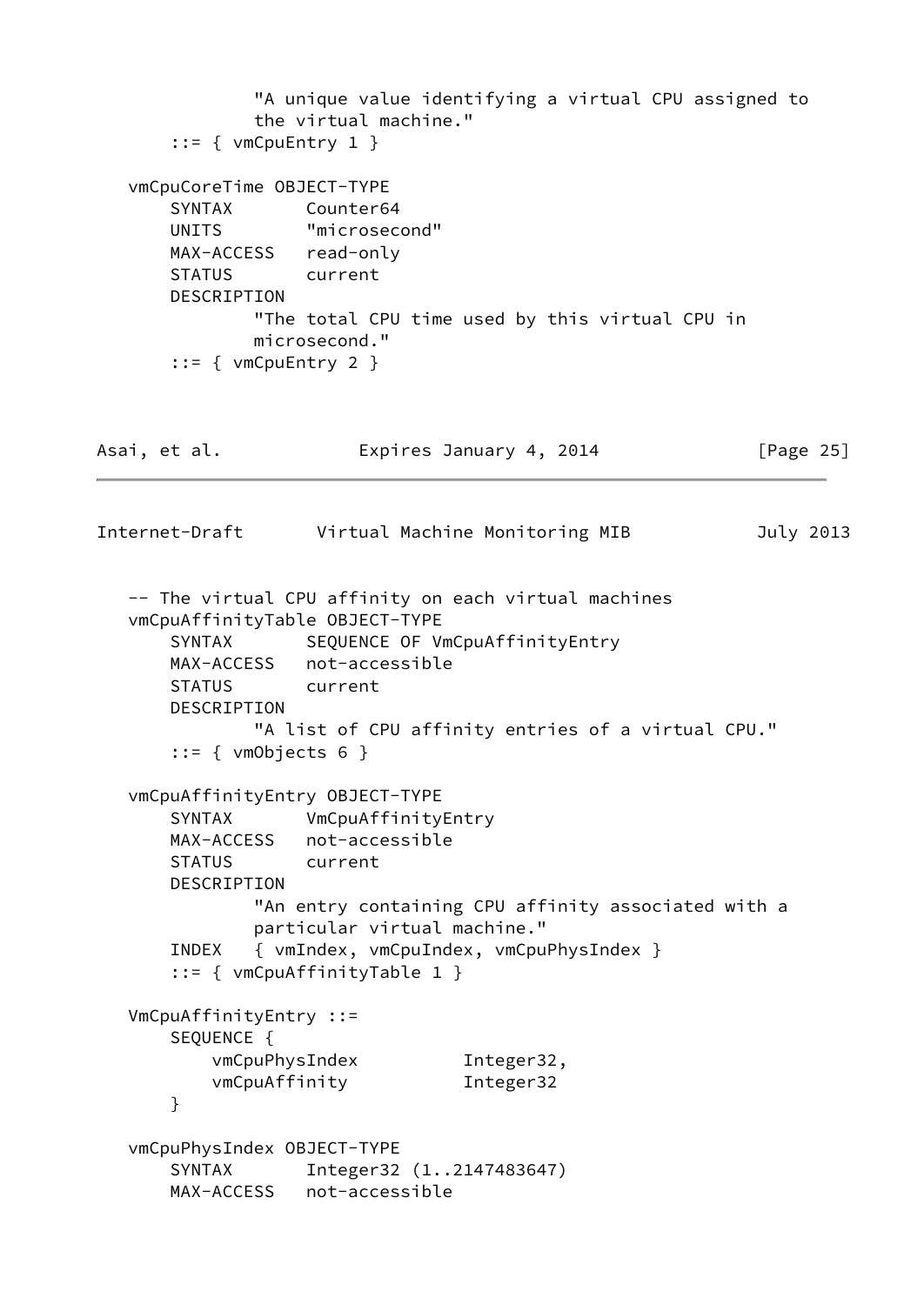```
               "A unique value identifying a virtual CPU assigned to
               the virtual machine."
       ::= { vmCpuEntry 1 }

   vmCpuCoreTime OBJECT-TYPE
       SYNTAX       Counter64
       UNITS        "microsecond"
       MAX-ACCESS   read-only
       STATUS       current
       DESCRIPTION
               "The total CPU time used by this virtual CPU in
               microsecond."
       ::= { vmCpuEntry 2 }
```

```
   -- The virtual CPU affinity on each virtual machines
   vmCpuAffinityTable OBJECT-TYPE
       SYNTAX       SEQUENCE OF VmCpuAffinityEntry
       MAX-ACCESS   not-accessible
       STATUS       current
       DESCRIPTION
               "A list of CPU affinity entries of a virtual CPU."
       ::= { vmObjects 6 }

   vmCpuAffinityEntry OBJECT-TYPE
       SYNTAX       VmCpuAffinityEntry
       MAX-ACCESS   not-accessible
       STATUS       current
       DESCRIPTION
               "An entry containing CPU affinity associated with a
               particular virtual machine."
       INDEX   { vmIndex, vmCpuIndex, vmCpuPhysIndex }
       ::= { vmCpuAffinityTable 1 }

   VmCpuAffinityEntry ::=
       SEQUENCE {
           vmCpuPhysIndex          Integer32,
           vmCpuAffinity           Integer32
       }

   vmCpuPhysIndex OBJECT-TYPE
       SYNTAX       Integer32 (1..2147483647)
       MAX-ACCESS   not-accessible
```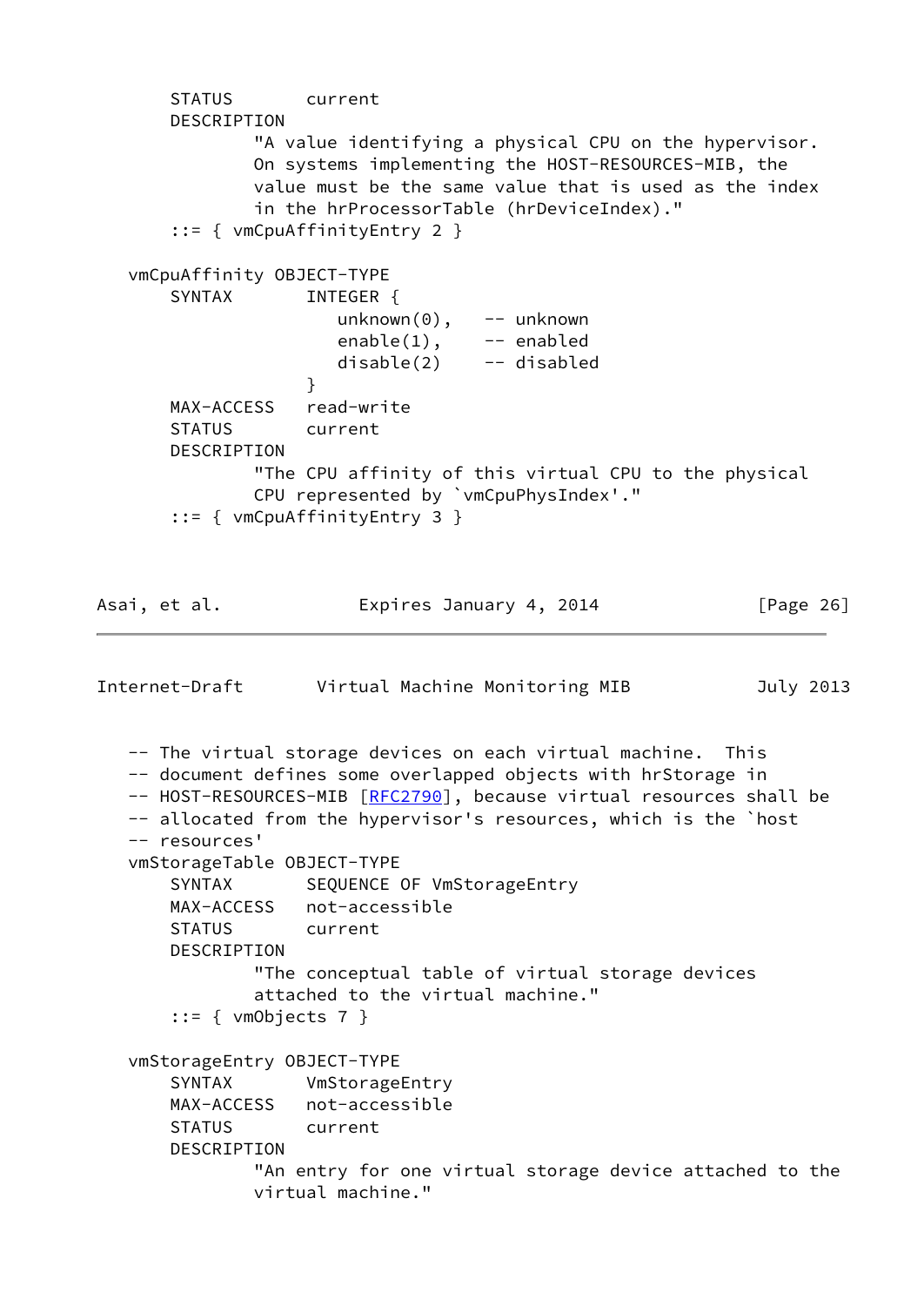```
       STATUS       current
       DESCRIPTION
               "A value identifying a physical CPU on the hypervisor.
               On systems implementing the HOST-RESOURCES-MIB, the
               value must be the same value that is used as the index
               in the hrProcessorTable (hrDeviceIndex)."
       ::= { vmCpuAffinityEntry 2 }

   vmCpuAffinity OBJECT-TYPE
       SYNTAX       INTEGER {
                       unknown(0),    -- unknown
                       enable(1),     -- enabled
                       disable(2)     -- disabled
                    }
       MAX-ACCESS   read-write
       STATUS       current
       DESCRIPTION
               "The CPU affinity of this virtual CPU to the physical
               CPU represented by `vmCpuPhysIndex'."
       ::= { vmCpuAffinityEntry 3 }
```

```
   -- The virtual storage devices on each virtual machine.  This
   -- document defines some overlapped objects with hrStorage in
   -- HOST-RESOURCES-MIB [RFC2790], because virtual resources shall be
   -- allocated from the hypervisor's resources, which is the `host
   -- resources'
   vmStorageTable OBJECT-TYPE
       SYNTAX       SEQUENCE OF VmStorageEntry
       MAX-ACCESS   not-accessible
       STATUS       current
       DESCRIPTION
               "The conceptual table of virtual storage devices
               attached to the virtual machine."
       ::= { vmObjects 7 }

   vmStorageEntry OBJECT-TYPE
       SYNTAX       VmStorageEntry
       MAX-ACCESS   not-accessible
       STATUS       current
       DESCRIPTION
               "An entry for one virtual storage device attached to the
               virtual machine."
```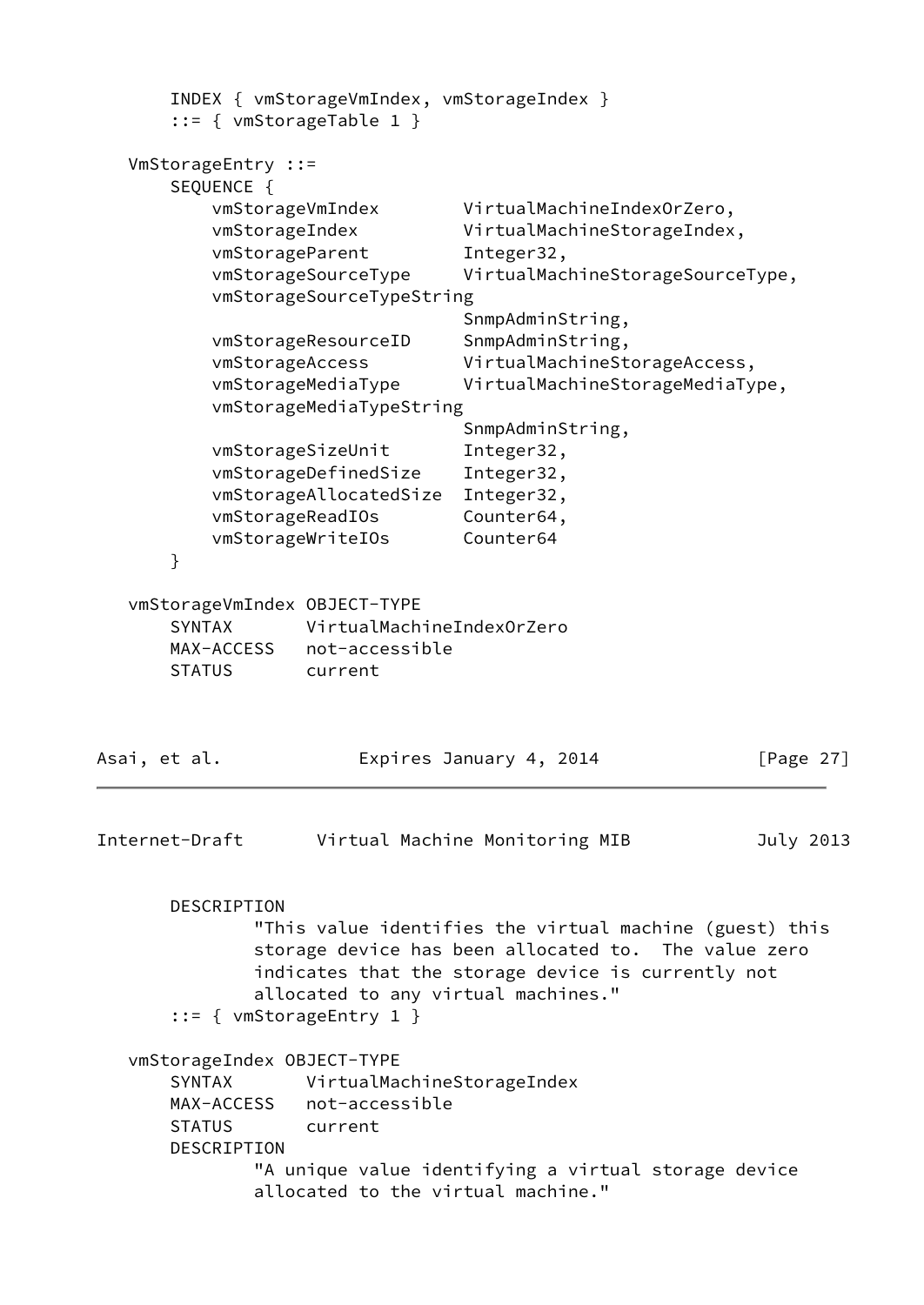```
       INDEX { vmStorageVmIndex, vmStorageIndex }
       ::= { vmStorageTable 1 }

   VmStorageEntry ::=
       SEQUENCE {
           vmStorageVmIndex        VirtualMachineIndexOrZero,
           vmStorageIndex          VirtualMachineStorageIndex,
           vmStorageParent         Integer32,
           vmStorageSourceType     VirtualMachineStorageSourceType,
           vmStorageSourceTypeString
                                   SnmpAdminString,
           vmStorageResourceID     SnmpAdminString,
           vmStorageAccess         VirtualMachineStorageAccess,
           vmStorageMediaType      VirtualMachineStorageMediaType,
           vmStorageMediaTypeString
                                   SnmpAdminString,
           vmStorageSizeUnit       Integer32,
           vmStorageDefinedSize    Integer32,
           vmStorageAllocatedSize  Integer32,
           vmStorageReadIOs        Counter64,
           vmStorageWriteIOs       Counter64
       }

   vmStorageVmIndex OBJECT-TYPE
       SYNTAX       VirtualMachineIndexOrZero
       MAX-ACCESS   not-accessible
       STATUS       current
       DESCRIPTION
               "This value identifies the virtual machine (guest) this
               storage device has been allocated to.  The value zero
               indicates that the storage device is currently not
               allocated to any virtual machines."
       ::= { vmStorageEntry 1 }

   vmStorageIndex OBJECT-TYPE
       SYNTAX       VirtualMachineStorageIndex
       MAX-ACCESS   not-accessible
       STATUS       current
       DESCRIPTION
               "A unique value identifying a virtual storage device
               allocated to the virtual machine."
```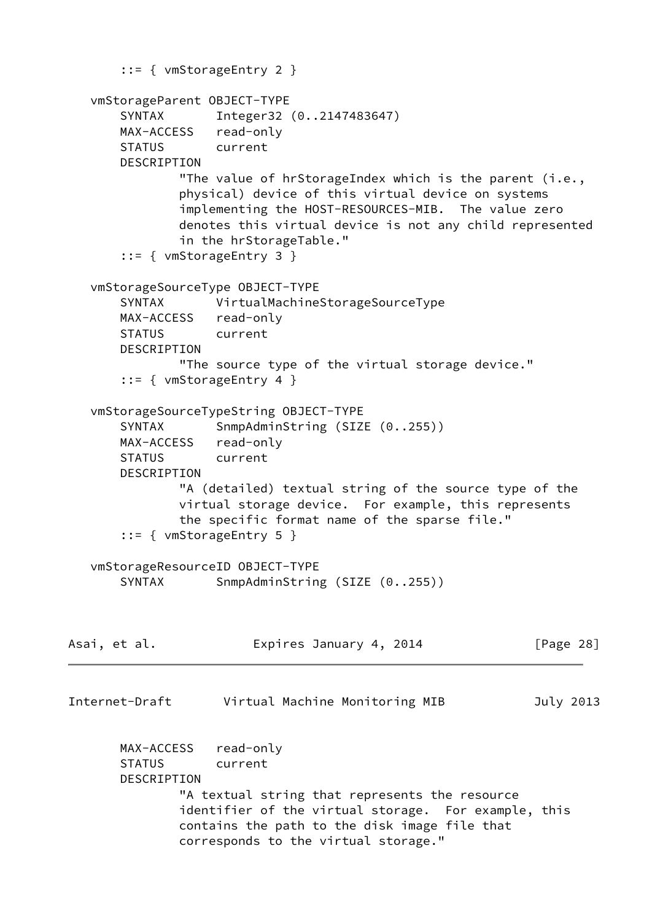```
       ::= { vmStorageEntry 2 }

   vmStorageParent OBJECT-TYPE
       SYNTAX       Integer32 (0..2147483647)
       MAX-ACCESS   read-only
       STATUS       current
       DESCRIPTION
               "The value of hrStorageIndex which is the parent (i.e.,
               physical) device of this virtual device on systems
               implementing the HOST-RESOURCES-MIB.  The value zero
               denotes this virtual device is not any child represented
               in the hrStorageTable."
       ::= { vmStorageEntry 3 }

   vmStorageSourceType OBJECT-TYPE
       SYNTAX       VirtualMachineStorageSourceType
       MAX-ACCESS   read-only
       STATUS       current
       DESCRIPTION
               "The source type of the virtual storage device."
       ::= { vmStorageEntry 4 }

   vmStorageSourceTypeString OBJECT-TYPE
       SYNTAX       SnmpAdminString (SIZE (0..255))
       MAX-ACCESS   read-only
       STATUS       current
       DESCRIPTION
               "A (detailed) textual string of the source type of the
               virtual storage device.  For example, this represents
               the specific format name of the sparse file."
       ::= { vmStorageEntry 5 }

   vmStorageResourceID OBJECT-TYPE
       SYNTAX       SnmpAdminString (SIZE (0..255))
       MAX-ACCESS   read-only
       STATUS       current
       DESCRIPTION
               "A textual string that represents the resource
               identifier of the virtual storage.  For example, this
               contains the path to the disk image file that
               corresponds to the virtual storage."
```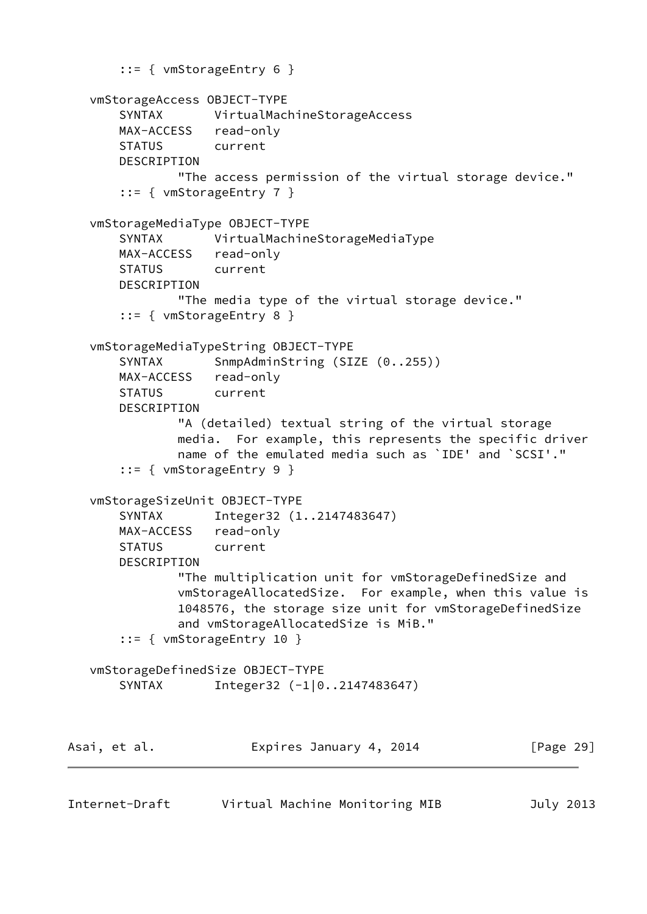```
       ::= { vmStorageEntry 6 }

   vmStorageAccess OBJECT-TYPE
       SYNTAX       VirtualMachineStorageAccess
       MAX-ACCESS   read-only
       STATUS       current
       DESCRIPTION
               "The access permission of the virtual storage device."
       ::= { vmStorageEntry 7 }

   vmStorageMediaType OBJECT-TYPE
       SYNTAX       VirtualMachineStorageMediaType
       MAX-ACCESS   read-only
       STATUS       current
       DESCRIPTION
               "The media type of the virtual storage device."
       ::= { vmStorageEntry 8 }

   vmStorageMediaTypeString OBJECT-TYPE
       SYNTAX       SnmpAdminString (SIZE (0..255))
       MAX-ACCESS   read-only
       STATUS       current
       DESCRIPTION
               "A (detailed) textual string of the virtual storage
               media.  For example, this represents the specific driver
               name of the emulated media such as `IDE' and `SCSI'."
       ::= { vmStorageEntry 9 }

   vmStorageSizeUnit OBJECT-TYPE
       SYNTAX       Integer32 (1..2147483647)
       MAX-ACCESS   read-only
       STATUS       current
       DESCRIPTION
               "The multiplication unit for vmStorageDefinedSize and
               vmStorageAllocatedSize.  For example, when this value is
               1048576, the storage size unit for vmStorageDefinedSize
               and vmStorageAllocatedSize is MiB."
       ::= { vmStorageEntry 10 }

   vmStorageDefinedSize OBJECT-TYPE
       SYNTAX       Integer32 (-1|0..2147483647)
```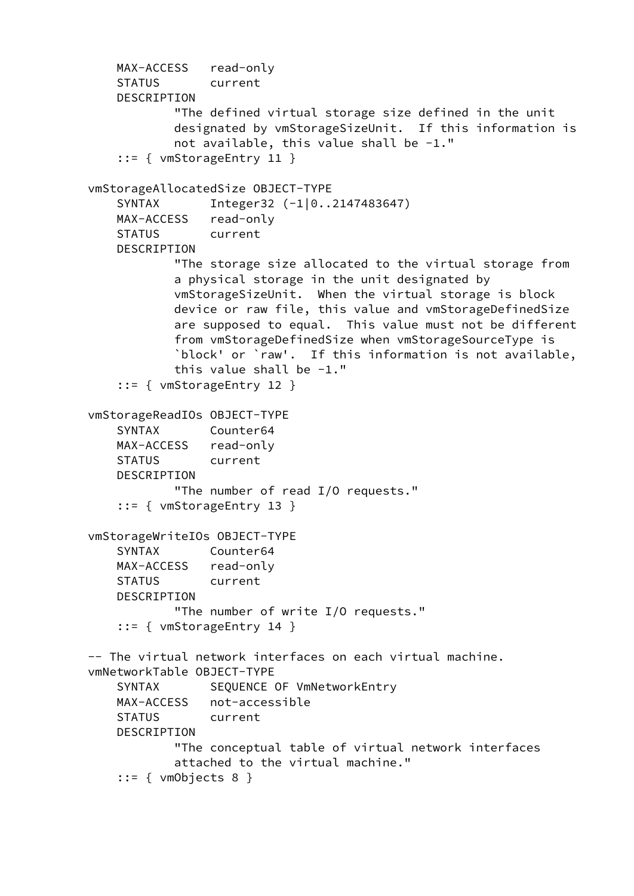```
        MAX-ACCESS   read-only
        STATUS       current
        DESCRIPTION
                "The defined virtual storage size defined in the unit
                designated by vmStorageSizeUnit.  If this information is
                not available, this value shall be -1."
        ::= { vmStorageEntry 11 }

    vmStorageAllocatedSize OBJECT-TYPE
        SYNTAX       Integer32 (-1|0..2147483647)
        MAX-ACCESS   read-only
        STATUS       current
        DESCRIPTION
                "The storage size allocated to the virtual storage from
                a physical storage in the unit designated by
                vmStorageSizeUnit.  When the virtual storage is block
                device or raw file, this value and vmStorageDefinedSize
                are supposed to equal.  This value must not be different
                from vmStorageDefinedSize when vmStorageSourceType is
                `block' or `raw'.  If this information is not available,
                this value shall be -1."
        ::= { vmStorageEntry 12 }

    vmStorageReadIOs OBJECT-TYPE
        SYNTAX       Counter64
        MAX-ACCESS   read-only
        STATUS       current
        DESCRIPTION
                "The number of read I/O requests."
        ::= { vmStorageEntry 13 }

    vmStorageWriteIOs OBJECT-TYPE
        SYNTAX       Counter64
        MAX-ACCESS   read-only
        STATUS       current
        DESCRIPTION
                "The number of write I/O requests."
        ::= { vmStorageEntry 14 }

    -- The virtual network interfaces on each virtual machine.
    vmNetworkTable OBJECT-TYPE
        SYNTAX       SEQUENCE OF VmNetworkEntry
        MAX-ACCESS   not-accessible
        STATUS       current
        DESCRIPTION
                "The conceptual table of virtual network interfaces
                attached to the virtual machine."
        ::= { vmObjects 8 }
```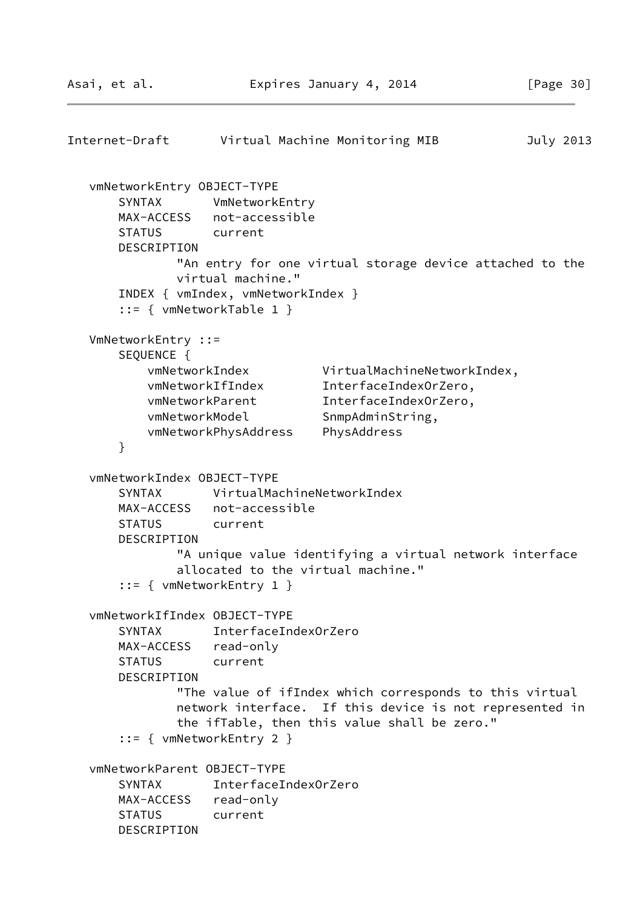```
   vmNetworkEntry OBJECT-TYPE
       SYNTAX       VmNetworkEntry
       MAX-ACCESS   not-accessible
       STATUS       current
       DESCRIPTION
               "An entry for one virtual storage device attached to the
               virtual machine."
       INDEX { vmIndex, vmNetworkIndex }
       ::= { vmNetworkTable 1 }

   VmNetworkEntry ::=
       SEQUENCE {
           vmNetworkIndex          VirtualMachineNetworkIndex,
           vmNetworkIfIndex        InterfaceIndexOrZero,
           vmNetworkParent         InterfaceIndexOrZero,
           vmNetworkModel          SnmpAdminString,
           vmNetworkPhysAddress    PhysAddress
       }

   vmNetworkIndex OBJECT-TYPE
       SYNTAX       VirtualMachineNetworkIndex
       MAX-ACCESS   not-accessible
       STATUS       current
       DESCRIPTION
               "A unique value identifying a virtual network interface
               allocated to the virtual machine."
       ::= { vmNetworkEntry 1 }

   vmNetworkIfIndex OBJECT-TYPE
       SYNTAX       InterfaceIndexOrZero
       MAX-ACCESS   read-only
       STATUS       current
       DESCRIPTION
               "The value of ifIndex which corresponds to this virtual
               network interface.  If this device is not represented in
               the ifTable, then this value shall be zero."
       ::= { vmNetworkEntry 2 }

   vmNetworkParent OBJECT-TYPE
       SYNTAX       InterfaceIndexOrZero
       MAX-ACCESS   read-only
       STATUS       current
       DESCRIPTION
```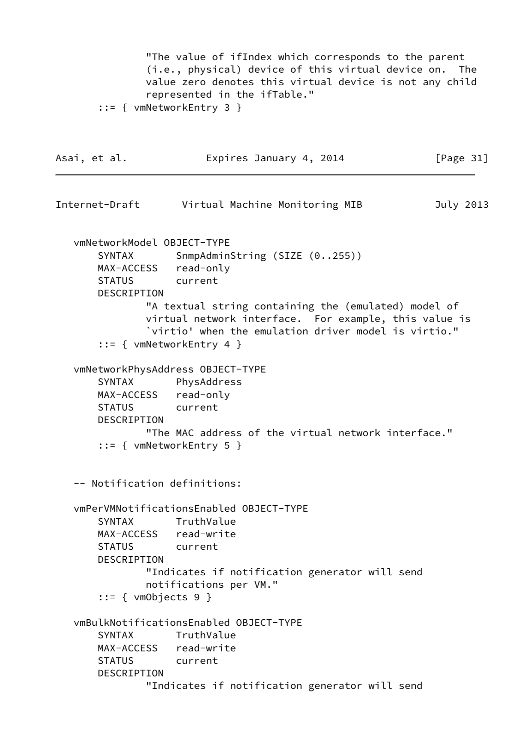```
            "The value of ifIndex which corresponds to the parent
            (i.e., physical) device of this virtual device on.  The
            value zero denotes this virtual device is not any child
            represented in the ifTable."
    ::= { vmNetworkEntry 3 }
```

```
vmNetworkModel OBJECT-TYPE
    SYNTAX       SnmpAdminString (SIZE (0..255))
    MAX-ACCESS   read-only
    STATUS       current
    DESCRIPTION
            "A textual string containing the (emulated) model of
            virtual network interface.  For example, this value is
            `virtio' when the emulation driver model is virtio."
    ::= { vmNetworkEntry 4 }

vmNetworkPhysAddress OBJECT-TYPE
    SYNTAX       PhysAddress
    MAX-ACCESS   read-only
    STATUS       current
    DESCRIPTION
            "The MAC address of the virtual network interface."
    ::= { vmNetworkEntry 5 }


-- Notification definitions:

vmPerVMNotificationsEnabled OBJECT-TYPE
    SYNTAX       TruthValue
    MAX-ACCESS   read-write
    STATUS       current
    DESCRIPTION
            "Indicates if notification generator will send
            notifications per VM."
    ::= { vmObjects 9 }

vmBulkNotificationsEnabled OBJECT-TYPE
    SYNTAX       TruthValue
    MAX-ACCESS   read-write
    STATUS       current
    DESCRIPTION
            "Indicates if notification generator will send
```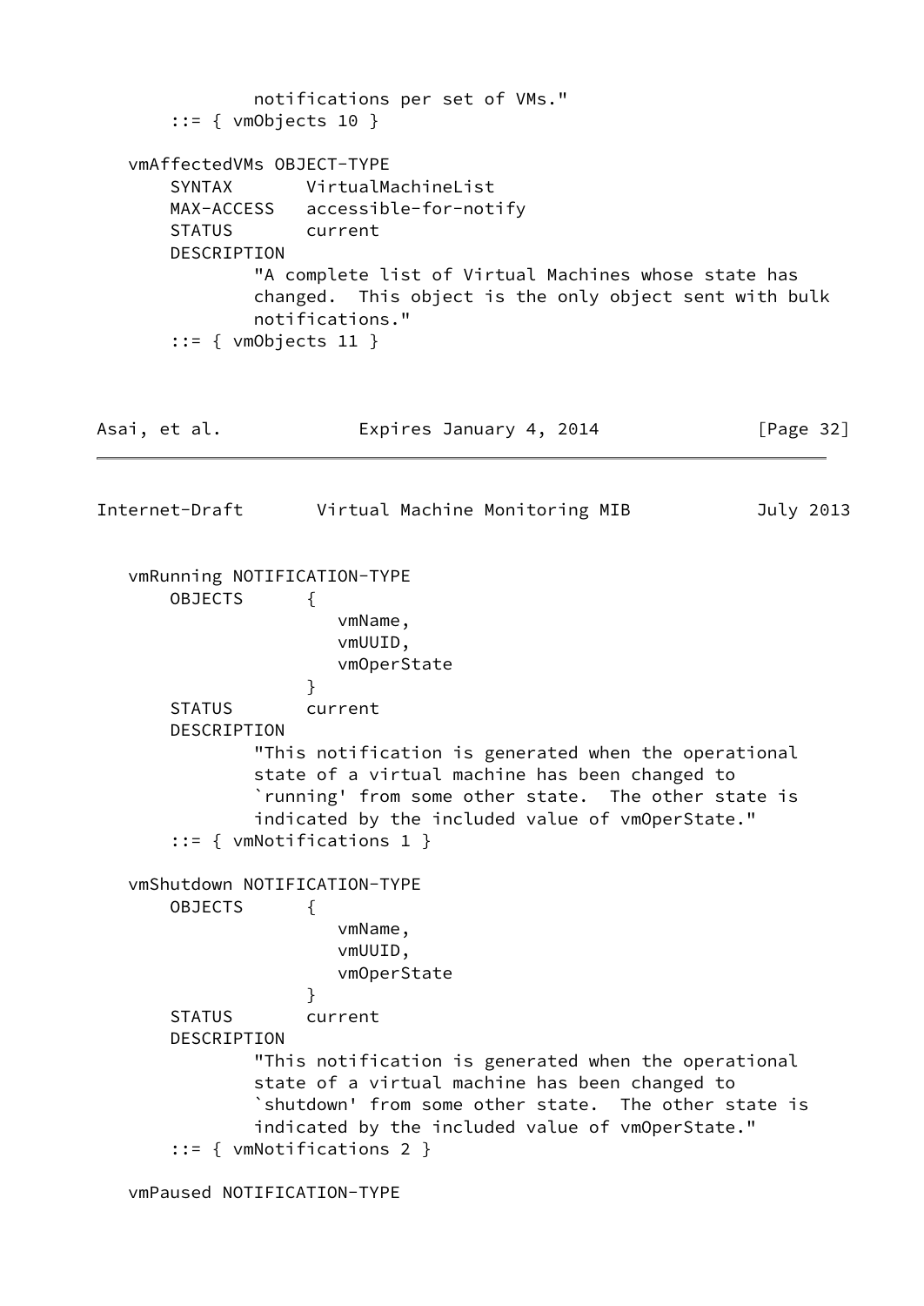```
              notifications per set of VMs."
       ::= { vmObjects 10 }

   vmAffectedVMs OBJECT-TYPE
       SYNTAX       VirtualMachineList
       MAX-ACCESS   accessible-for-notify
       STATUS       current
       DESCRIPTION
               "A complete list of Virtual Machines whose state has
               changed.  This object is the only object sent with bulk
               notifications."
       ::= { vmObjects 11 }
```

```
   vmRunning NOTIFICATION-TYPE
       OBJECTS      {
                       vmName,
                       vmUUID,
                       vmOperState
                    }
       STATUS       current
       DESCRIPTION
               "This notification is generated when the operational
               state of a virtual machine has been changed to
               `running' from some other state.  The other state is
               indicated by the included value of vmOperState."
       ::= { vmNotifications 1 }

   vmShutdown NOTIFICATION-TYPE
       OBJECTS      {
                       vmName,
                       vmUUID,
                       vmOperState
                    }
       STATUS       current
       DESCRIPTION
               "This notification is generated when the operational
               state of a virtual machine has been changed to
               `shutdown' from some other state.  The other state is
               indicated by the included value of vmOperState."
       ::= { vmNotifications 2 }

   vmPaused NOTIFICATION-TYPE
```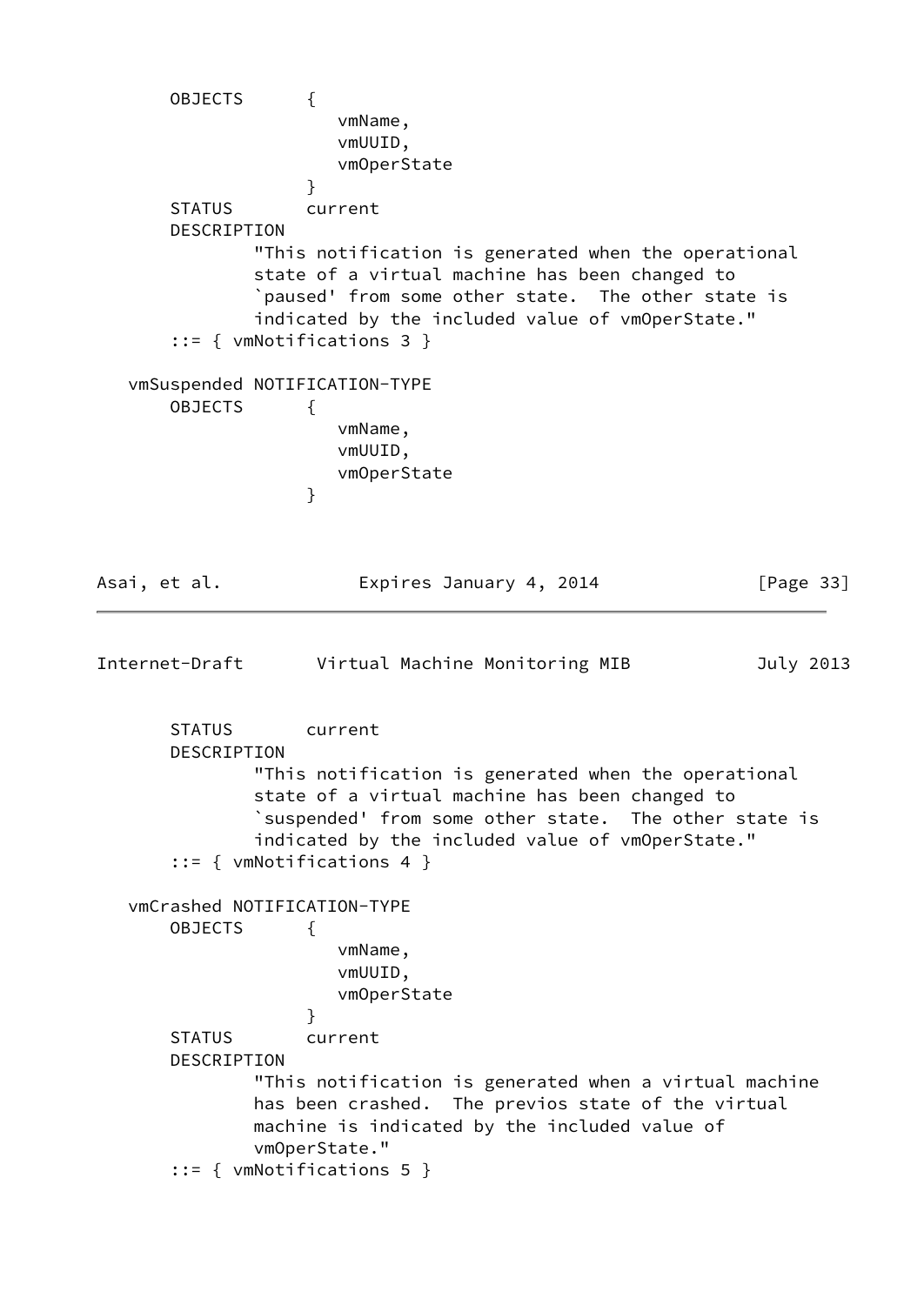```
       OBJECTS      {
                       vmName,
                       vmUUID,
                       vmOperState
                    }
       STATUS       current
       DESCRIPTION
               "This notification is generated when the operational
               state of a virtual machine has been changed to
               `paused' from some other state.  The other state is
               indicated by the included value of vmOperState."
       ::= { vmNotifications 3 }

   vmSuspended NOTIFICATION-TYPE
       OBJECTS      {
                       vmName,
                       vmUUID,
                       vmOperState
                    }
```

```
       STATUS       current
       DESCRIPTION
               "This notification is generated when the operational
               state of a virtual machine has been changed to
               `suspended' from some other state.  The other state is
               indicated by the included value of vmOperState."
       ::= { vmNotifications 4 }

   vmCrashed NOTIFICATION-TYPE
       OBJECTS      {
                       vmName,
                       vmUUID,
                       vmOperState
                    }
       STATUS       current
       DESCRIPTION
               "This notification is generated when a virtual machine
               has been crashed.  The previos state of the virtual
               machine is indicated by the included value of
               vmOperState."
       ::= { vmNotifications 5 }
```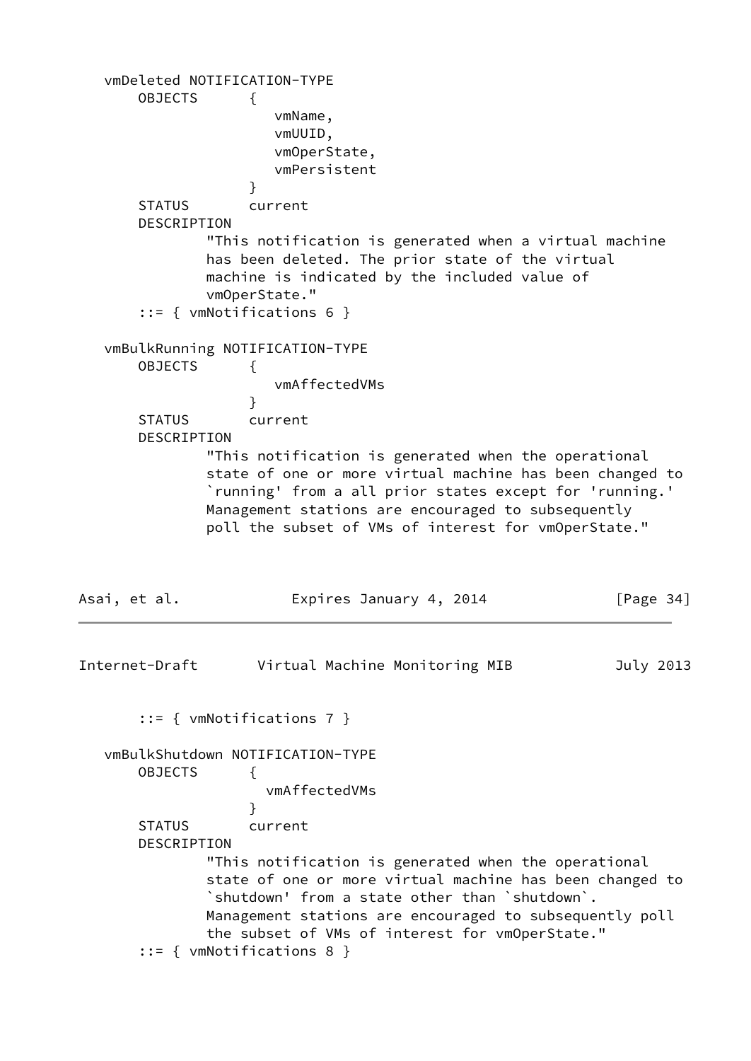```
   vmDeleted NOTIFICATION-TYPE
       OBJECTS      {
                      vmName,
                      vmUUID,
                      vmOperState,
                      vmPersistent
                    }
       STATUS       current
       DESCRIPTION
               "This notification is generated when a virtual machine
               has been deleted. The prior state of the virtual
               machine is indicated by the included value of
               vmOperState."
       ::= { vmNotifications 6 }

   vmBulkRunning NOTIFICATION-TYPE
       OBJECTS      {
                      vmAffectedVMs
                    }
       STATUS       current
       DESCRIPTION
               "This notification is generated when the operational
               state of one or more virtual machine has been changed to
               `running' from a all prior states except for 'running.'
               Management stations are encouraged to subsequently
               poll the subset of VMs of interest for vmOperState."
       ::= { vmNotifications 7 }

   vmBulkShutdown NOTIFICATION-TYPE
       OBJECTS      {
                     vmAffectedVMs
                    }
       STATUS       current
       DESCRIPTION
               "This notification is generated when the operational
               state of one or more virtual machine has been changed to
               `shutdown' from a state other than `shutdown`.
               Management stations are encouraged to subsequently poll
               the subset of VMs of interest for vmOperState."
       ::= { vmNotifications 8 }
```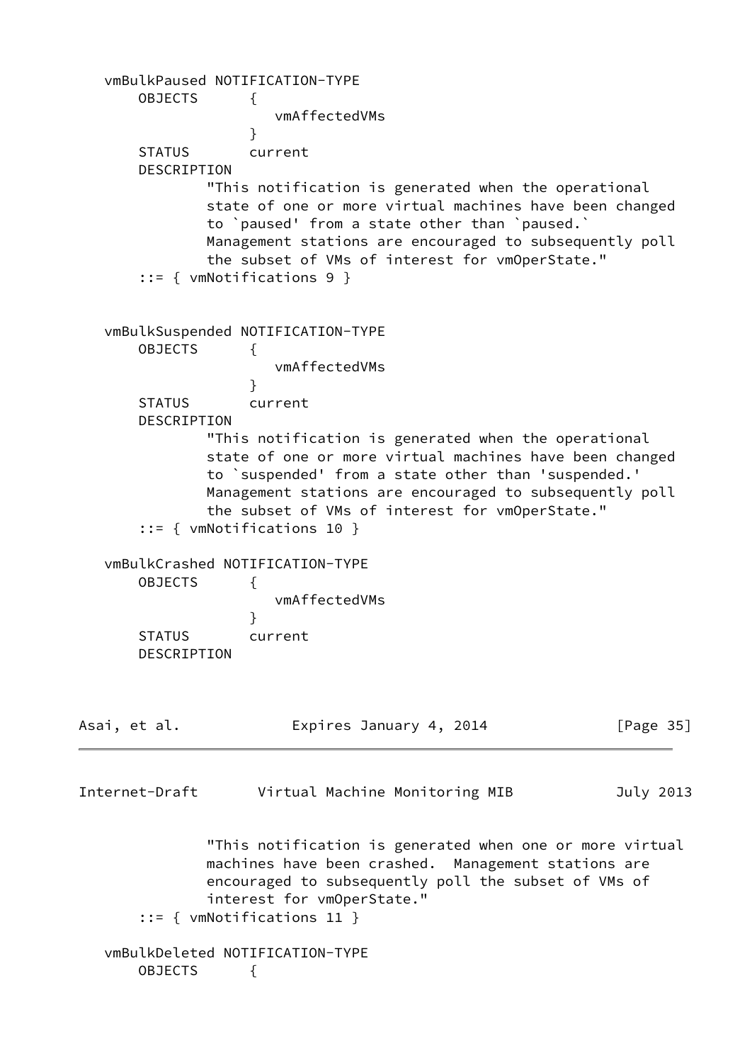```
   vmBulkPaused NOTIFICATION-TYPE
       OBJECTS      {
                       vmAffectedVMs
                    }
       STATUS       current
       DESCRIPTION
               "This notification is generated when the operational
               state of one or more virtual machines have been changed
               to `paused' from a state other than `paused.`
               Management stations are encouraged to subsequently poll
               the subset of VMs of interest for vmOperState."
       ::= { vmNotifications 9 }


   vmBulkSuspended NOTIFICATION-TYPE
       OBJECTS      {
                       vmAffectedVMs
                    }
       STATUS       current
       DESCRIPTION
               "This notification is generated when the operational
               state of one or more virtual machines have been changed
               to `suspended' from a state other than 'suspended.'
               Management stations are encouraged to subsequently poll
               the subset of VMs of interest for vmOperState."
       ::= { vmNotifications 10 }

   vmBulkCrashed NOTIFICATION-TYPE
       OBJECTS      {
                       vmAffectedVMs
                    }
       STATUS       current
       DESCRIPTION
               "This notification is generated when one or more virtual
               machines have been crashed.  Management stations are
               encouraged to subsequently poll the subset of VMs of
               interest for vmOperState."
       ::= { vmNotifications 11 }

   vmBulkDeleted NOTIFICATION-TYPE
       OBJECTS      {
```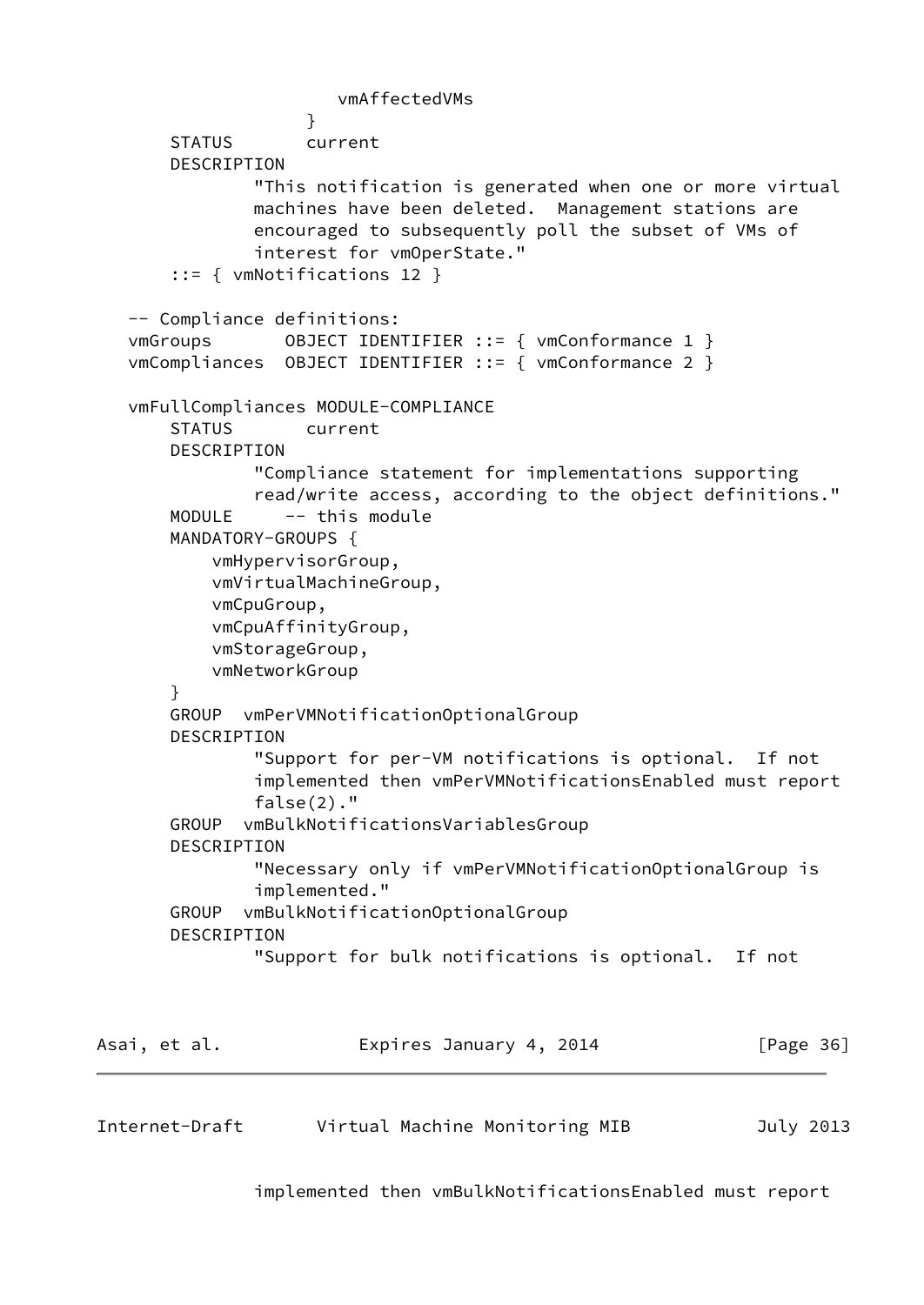```
                      vmAffectedVMs
                    }
       STATUS       current
       DESCRIPTION
               "This notification is generated when one or more virtual
               machines have been deleted.  Management stations are
               encouraged to subsequently poll the subset of VMs of
               interest for vmOperState."
       ::= { vmNotifications 12 }

   -- Compliance definitions:
   vmGroups       OBJECT IDENTIFIER ::= { vmConformance 1 }
   vmCompliances  OBJECT IDENTIFIER ::= { vmConformance 2 }

   vmFullCompliances MODULE-COMPLIANCE
       STATUS       current
       DESCRIPTION
               "Compliance statement for implementations supporting
               read/write access, according to the object definitions."
       MODULE     -- this module
       MANDATORY-GROUPS {
           vmHypervisorGroup,
           vmVirtualMachineGroup,
           vmCpuGroup,
           vmCpuAffinityGroup,
           vmStorageGroup,
           vmNetworkGroup
       }
       GROUP  vmPerVMNotificationOptionalGroup
       DESCRIPTION
               "Support for per-VM notifications is optional.  If not
               implemented then vmPerVMNotificationsEnabled must report
               false(2)."
       GROUP  vmBulkNotificationsVariablesGroup
       DESCRIPTION
               "Necessary only if vmPerVMNotificationOptionalGroup is
               implemented."
       GROUP  vmBulkNotificationOptionalGroup
       DESCRIPTION
               "Support for bulk notifications is optional.  If not
               implemented then vmBulkNotificationsEnabled must report
```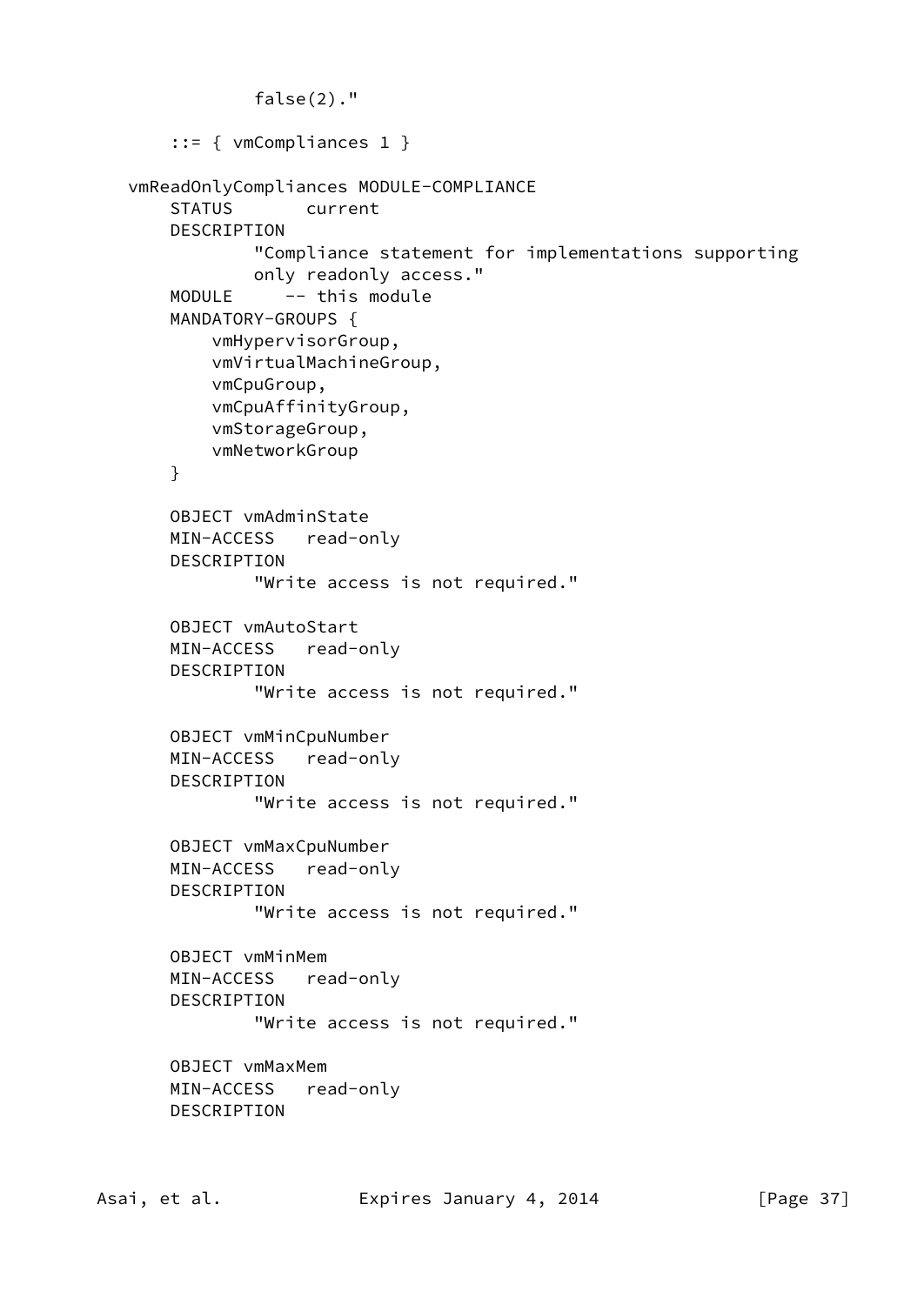```
                false(2)."

        ::= { vmCompliances 1 }

    vmReadOnlyCompliances MODULE-COMPLIANCE
        STATUS       current
        DESCRIPTION
                "Compliance statement for implementations supporting
                only readonly access."
        MODULE     -- this module
        MANDATORY-GROUPS {
            vmHypervisorGroup,
            vmVirtualMachineGroup,
            vmCpuGroup,
            vmCpuAffinityGroup,
            vmStorageGroup,
            vmNetworkGroup
        }

        OBJECT vmAdminState
        MIN-ACCESS   read-only
        DESCRIPTION
                "Write access is not required."

        OBJECT vmAutoStart
        MIN-ACCESS   read-only
        DESCRIPTION
                "Write access is not required."

        OBJECT vmMinCpuNumber
        MIN-ACCESS   read-only
        DESCRIPTION
                "Write access is not required."

        OBJECT vmMaxCpuNumber
        MIN-ACCESS   read-only
        DESCRIPTION
                "Write access is not required."

        OBJECT vmMinMem
        MIN-ACCESS   read-only
        DESCRIPTION
                "Write access is not required."

        OBJECT vmMaxMem
        MIN-ACCESS   read-only
        DESCRIPTION
```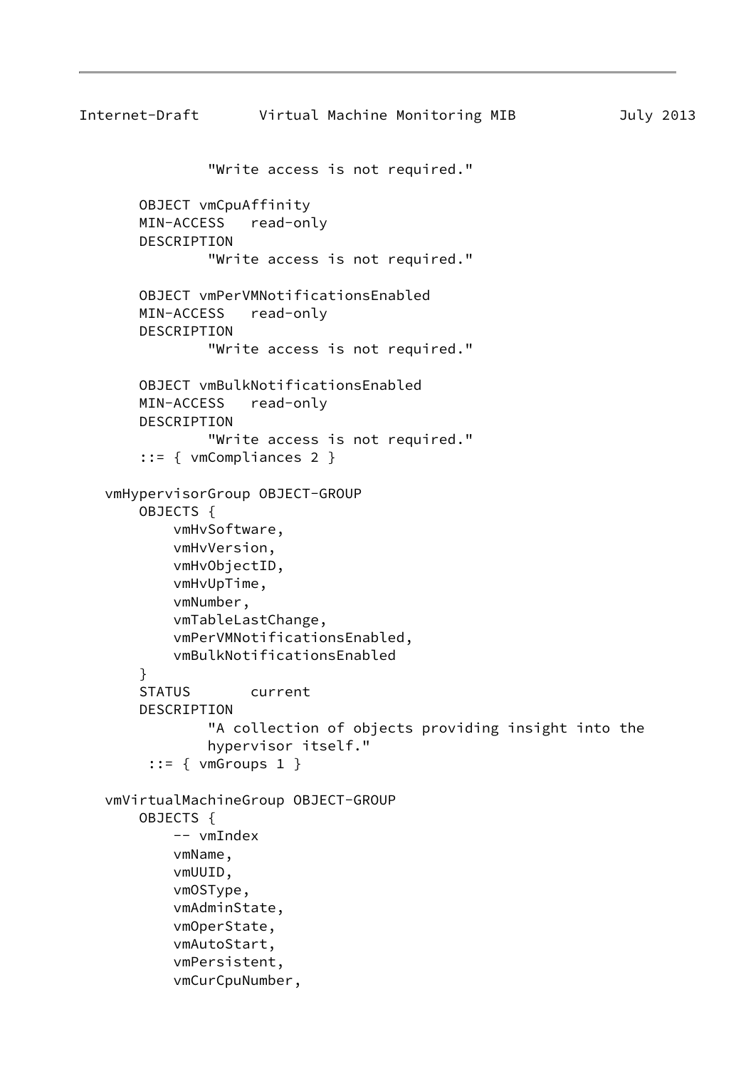```
                "Write access is not required."

        OBJECT vmCpuAffinity
        MIN-ACCESS   read-only
        DESCRIPTION
                "Write access is not required."

        OBJECT vmPerVMNotificationsEnabled
        MIN-ACCESS   read-only
        DESCRIPTION
                "Write access is not required."

        OBJECT vmBulkNotificationsEnabled
        MIN-ACCESS   read-only
        DESCRIPTION
                "Write access is not required."
        ::= { vmCompliances 2 }

    vmHypervisorGroup OBJECT-GROUP
        OBJECTS {
            vmHvSoftware,
            vmHvVersion,
            vmHvObjectID,
            vmHvUpTime,
            vmNumber,
            vmTableLastChange,
            vmPerVMNotificationsEnabled,
            vmBulkNotificationsEnabled
        }
        STATUS       current
        DESCRIPTION
                "A collection of objects providing insight into the
                hypervisor itself."
         ::= { vmGroups 1 }

    vmVirtualMachineGroup OBJECT-GROUP
        OBJECTS {
            -- vmIndex
            vmName,
            vmUUID,
            vmOSType,
            vmAdminState,
            vmOperState,
            vmAutoStart,
            vmPersistent,
            vmCurCpuNumber,
```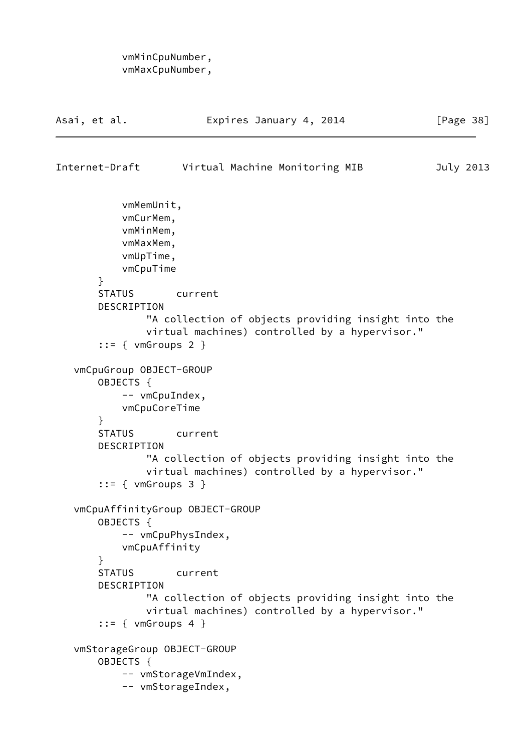```
            vmMinCpuNumber,
            vmMaxCpuNumber,
            vmMemUnit,
            vmCurMem,
            vmMinMem,
            vmMaxMem,
            vmUpTime,
            vmCpuTime
        }
        STATUS       current
        DESCRIPTION
                "A collection of objects providing insight into the
                virtual machines) controlled by a hypervisor."
        ::= { vmGroups 2 }

    vmCpuGroup OBJECT-GROUP
        OBJECTS {
            -- vmCpuIndex,
            vmCpuCoreTime
        }
        STATUS       current
        DESCRIPTION
                "A collection of objects providing insight into the
                virtual machines) controlled by a hypervisor."
        ::= { vmGroups 3 }

    vmCpuAffinityGroup OBJECT-GROUP
        OBJECTS {
            -- vmCpuPhysIndex,
            vmCpuAffinity
        }
        STATUS       current
        DESCRIPTION
                "A collection of objects providing insight into the
                virtual machines) controlled by a hypervisor."
        ::= { vmGroups 4 }

    vmStorageGroup OBJECT-GROUP
        OBJECTS {
            -- vmStorageVmIndex,
            -- vmStorageIndex,
```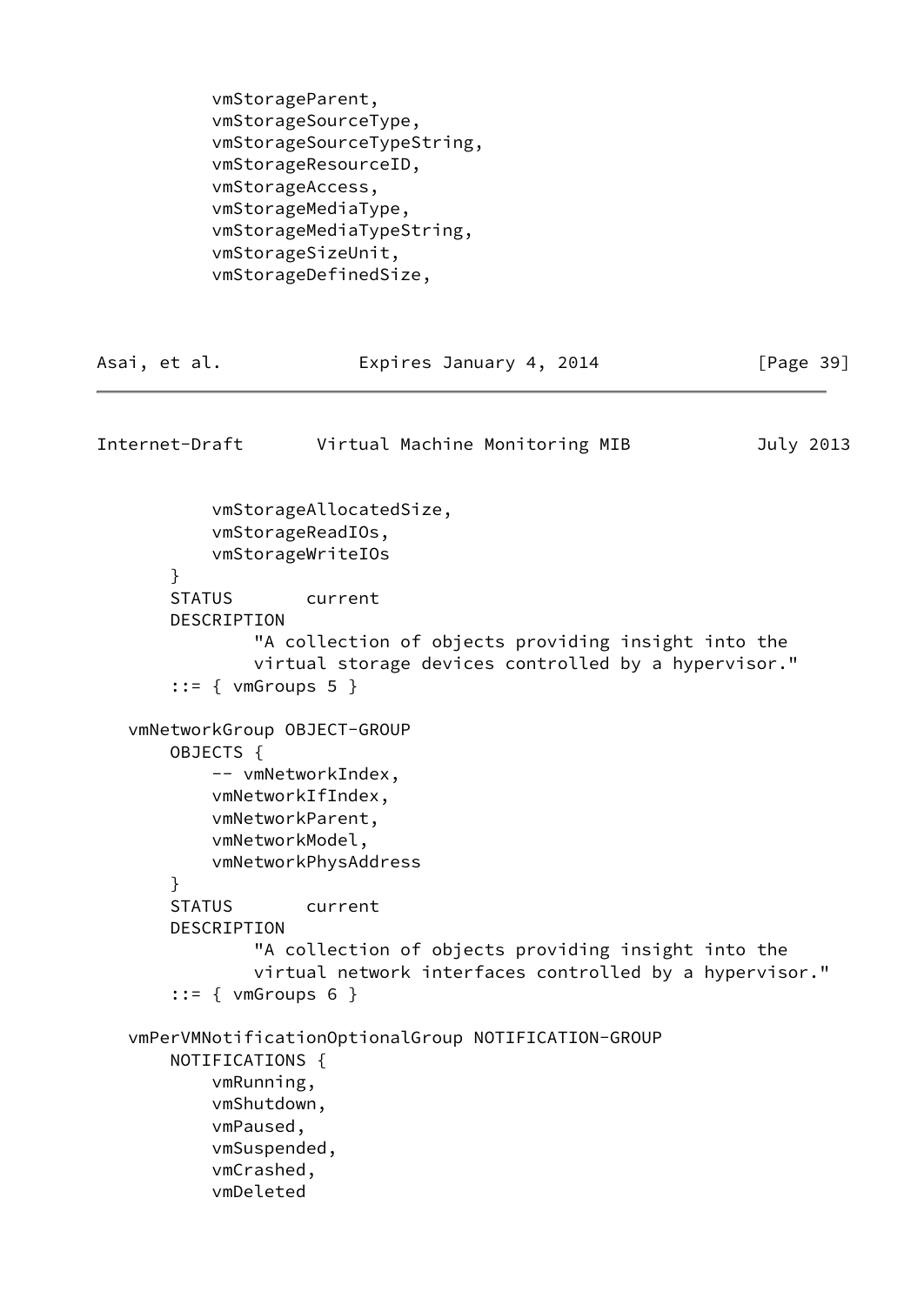```
            vmStorageParent,
            vmStorageSourceType,
            vmStorageSourceTypeString,
            vmStorageResourceID,
            vmStorageAccess,
            vmStorageMediaType,
            vmStorageMediaTypeString,
            vmStorageSizeUnit,
            vmStorageDefinedSize,
            vmStorageAllocatedSize,
            vmStorageReadIOs,
            vmStorageWriteIOs
        }
        STATUS       current
        DESCRIPTION
                "A collection of objects providing insight into the
                virtual storage devices controlled by a hypervisor."
        ::= { vmGroups 5 }

    vmNetworkGroup OBJECT-GROUP
        OBJECTS {
            -- vmNetworkIndex,
            vmNetworkIfIndex,
            vmNetworkParent,
            vmNetworkModel,
            vmNetworkPhysAddress
        }
        STATUS       current
        DESCRIPTION
                "A collection of objects providing insight into the
                virtual network interfaces controlled by a hypervisor."
        ::= { vmGroups 6 }

    vmPerVMNotificationOptionalGroup NOTIFICATION-GROUP
        NOTIFICATIONS {
            vmRunning,
            vmShutdown,
            vmPaused,
            vmSuspended,
            vmCrashed,
            vmDeleted
```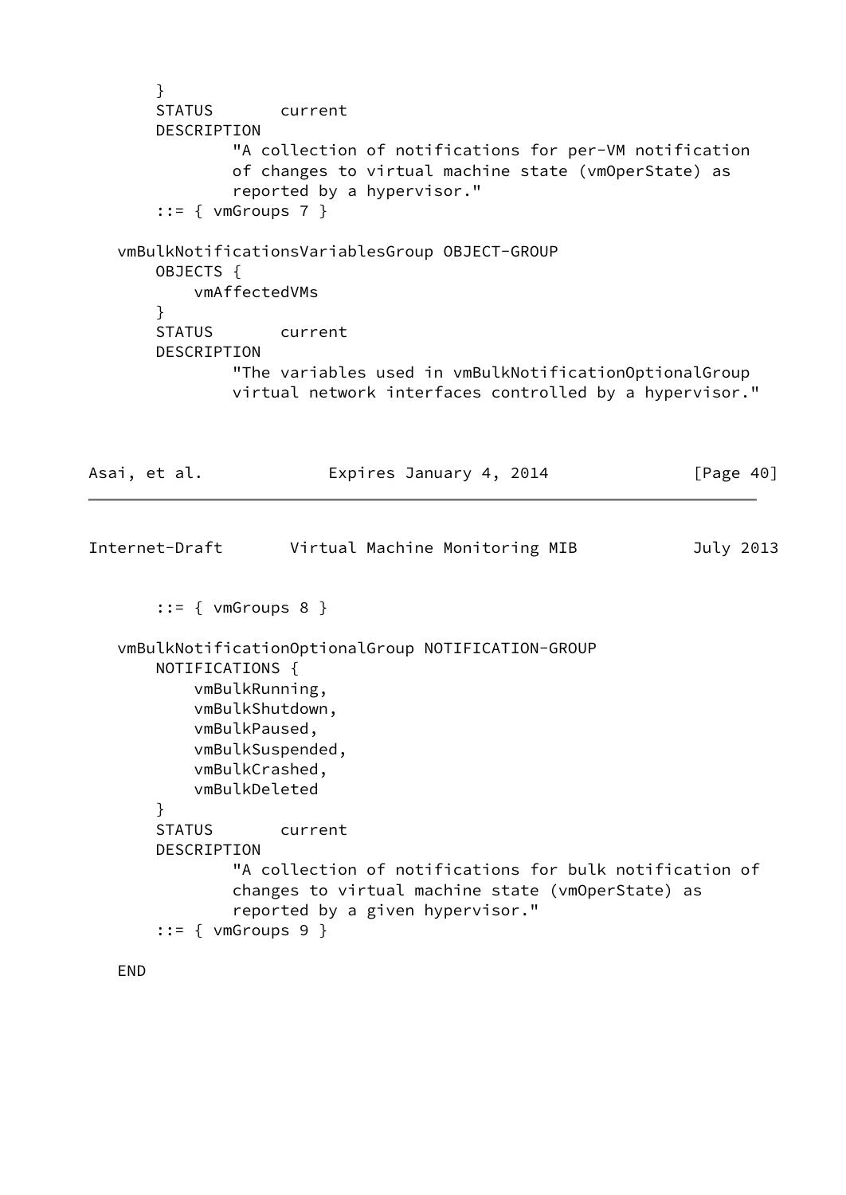```
       }
       STATUS       current
       DESCRIPTION
               "A collection of notifications for per-VM notification
               of changes to virtual machine state (vmOperState) as
               reported by a hypervisor."
       ::= { vmGroups 7 }

   vmBulkNotificationsVariablesGroup OBJECT-GROUP
       OBJECTS {
           vmAffectedVMs
       }
       STATUS       current
       DESCRIPTION
               "The variables used in vmBulkNotificationOptionalGroup
               virtual network interfaces controlled by a hypervisor."
       ::= { vmGroups 8 }

   vmBulkNotificationOptionalGroup NOTIFICATION-GROUP
       NOTIFICATIONS {
           vmBulkRunning,
           vmBulkShutdown,
           vmBulkPaused,
           vmBulkSuspended,
           vmBulkCrashed,
           vmBulkDeleted
       }
       STATUS       current
       DESCRIPTION
               "A collection of notifications for bulk notification of
               changes to virtual machine state (vmOperState) as
               reported by a given hypervisor."
       ::= { vmGroups 9 }

   END
```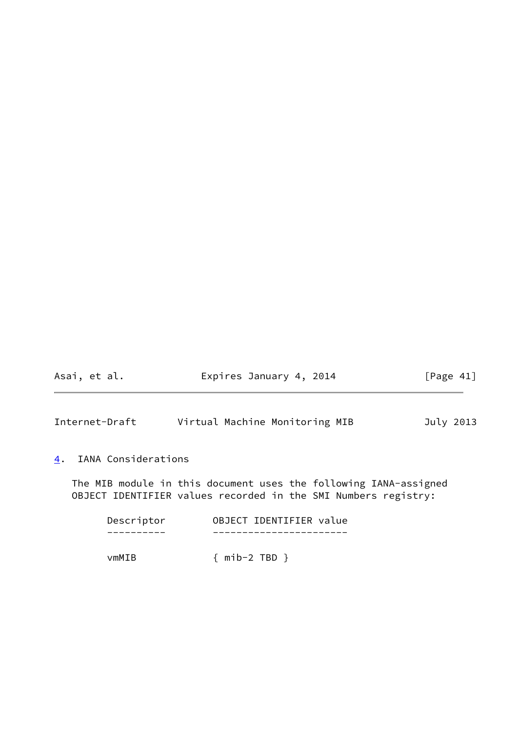## 4. IANA Considerations

The MIB module in this document uses the following IANA-assigned OBJECT IDENTIFIER values recorded in the SMI Numbers registry:

```
     Descriptor        OBJECT IDENTIFIER value
     ----------        -----------------------

     vmMIB             { mib-2 TBD }
```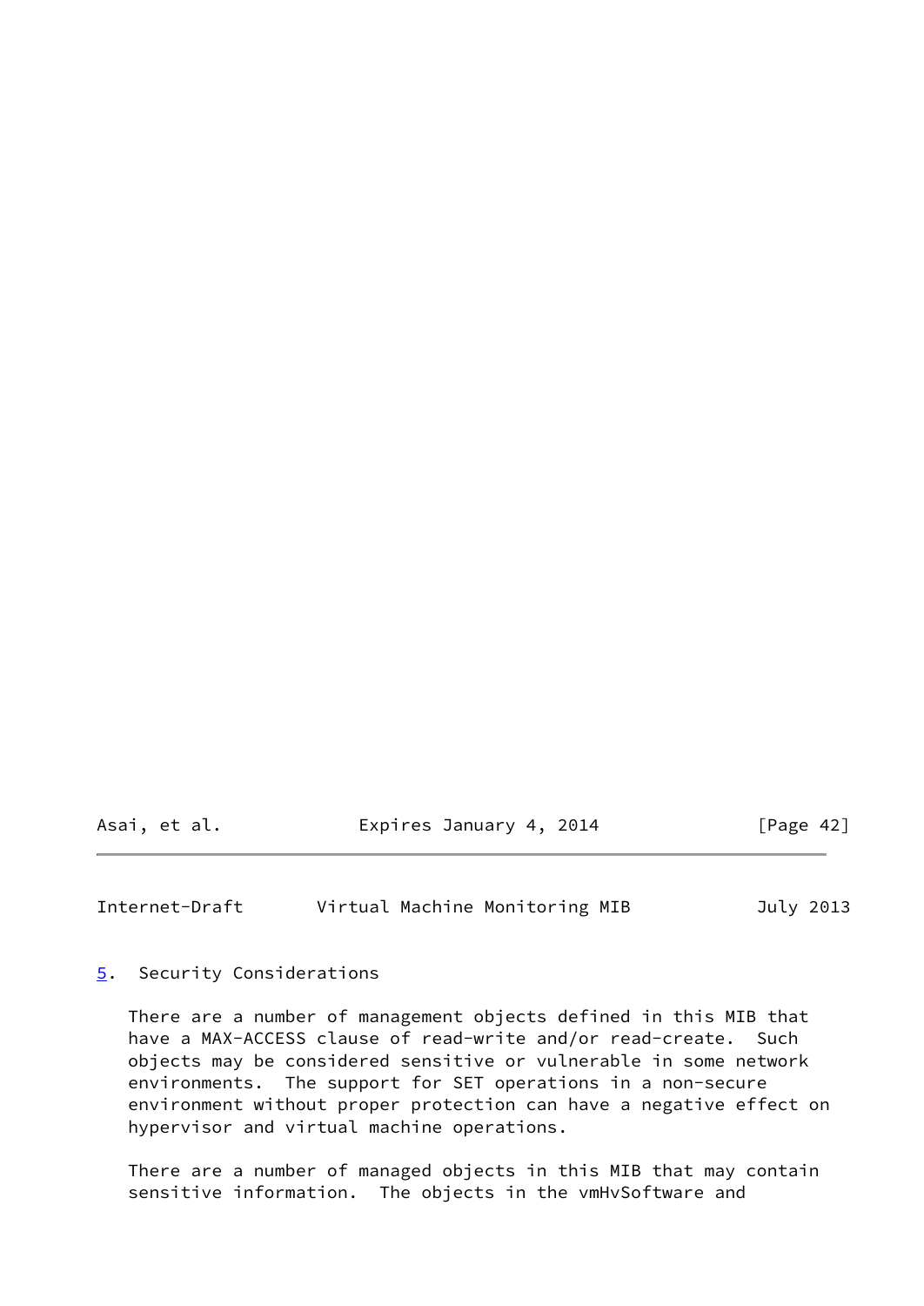## 5. Security Considerations

There are a number of management objects defined in this MIB that have a MAX-ACCESS clause of read-write and/or read-create. Such objects may be considered sensitive or vulnerable in some network environments. The support for SET operations in a non-secure environment without proper protection can have a negative effect on hypervisor and virtual machine operations.

There are a number of managed objects in this MIB that may contain sensitive information. The objects in the vmHvSoftware and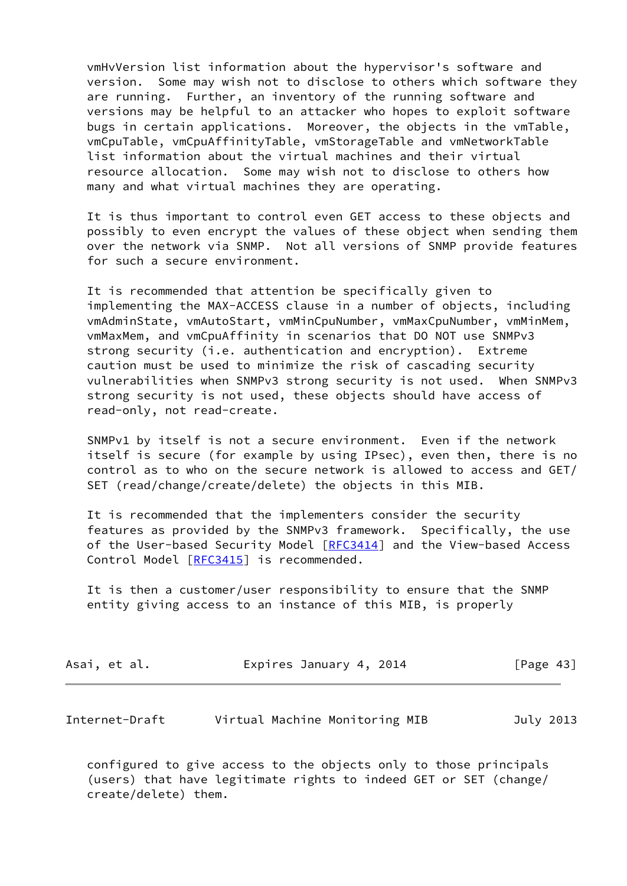vmHvVersion list information about the hypervisor's software and version. Some may wish not to disclose to others which software they are running. Further, an inventory of the running software and versions may be helpful to an attacker who hopes to exploit software bugs in certain applications. Moreover, the objects in the vmTable, vmCpuTable, vmCpuAffinityTable, vmStorageTable and vmNetworkTable list information about the virtual machines and their virtual resource allocation. Some may wish not to disclose to others how many and what virtual machines they are operating.

It is thus important to control even GET access to these objects and possibly to even encrypt the values of these object when sending them over the network via SNMP. Not all versions of SNMP provide features for such a secure environment.

It is recommended that attention be specifically given to implementing the MAX-ACCESS clause in a number of objects, including vmAdminState, vmAutoStart, vmMinCpuNumber, vmMaxCpuNumber, vmMinMem, vmMaxMem, and vmCpuAffinity in scenarios that DO NOT use SNMPv3 strong security (i.e. authentication and encryption). Extreme caution must be used to minimize the risk of cascading security vulnerabilities when SNMPv3 strong security is not used. When SNMPv3 strong security is not used, these objects should have access of read-only, not read-create.

SNMPv1 by itself is not a secure environment. Even if the network itself is secure (for example by using IPsec), even then, there is no control as to who on the secure network is allowed to access and GET/SET (read/change/create/delete) the objects in this MIB.

It is recommended that the implementers consider the security features as provided by the SNMPv3 framework. Specifically, the use of the User-based Security Model [RFC3414] and the View-based Access Control Model [RFC3415] is recommended.

It is then a customer/user responsibility to ensure that the SNMP entity giving access to an instance of this MIB, is properly configured to give access to the objects only to those principals (users) that have legitimate rights to indeed GET or SET (change/create/delete) them.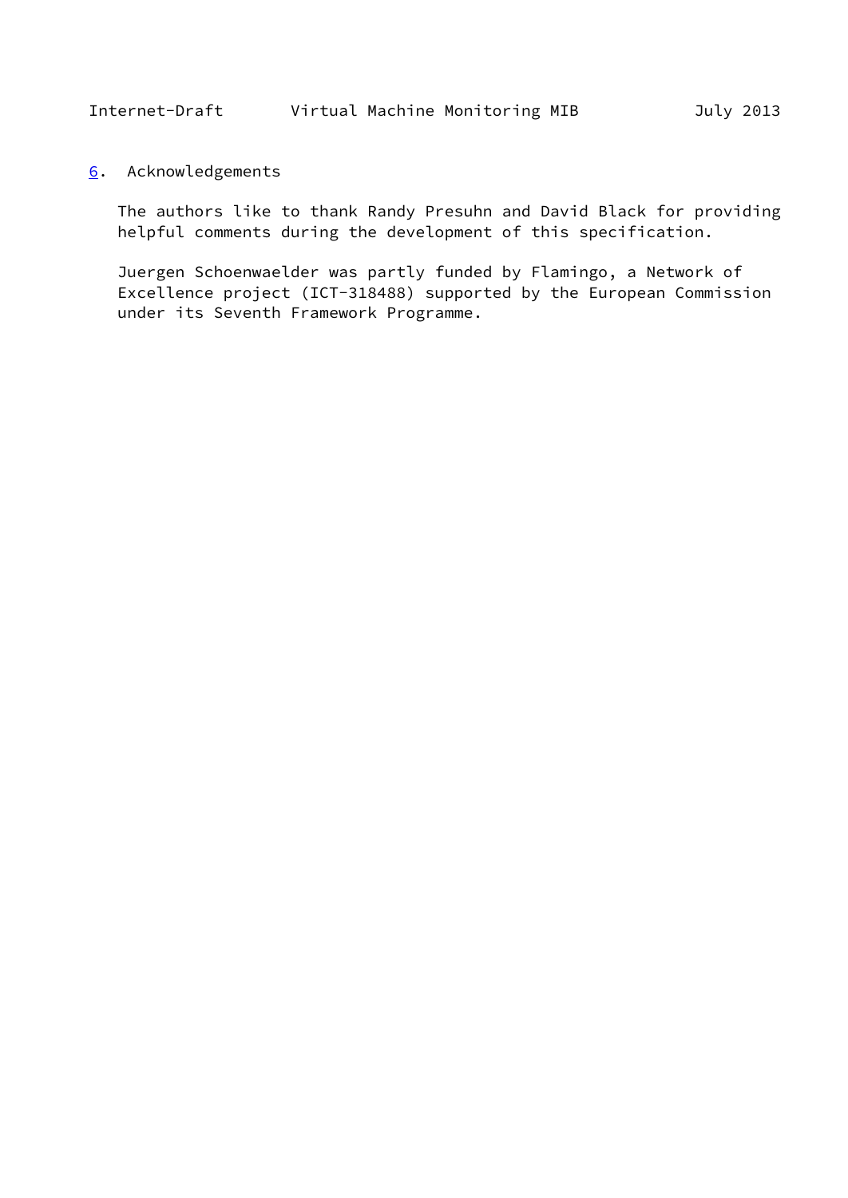## 6. Acknowledgements

The authors like to thank Randy Presuhn and David Black for providing helpful comments during the development of this specification.

Juergen Schoenwaelder was partly funded by Flamingo, a Network of Excellence project (ICT-318488) supported by the European Commission under its Seventh Framework Programme.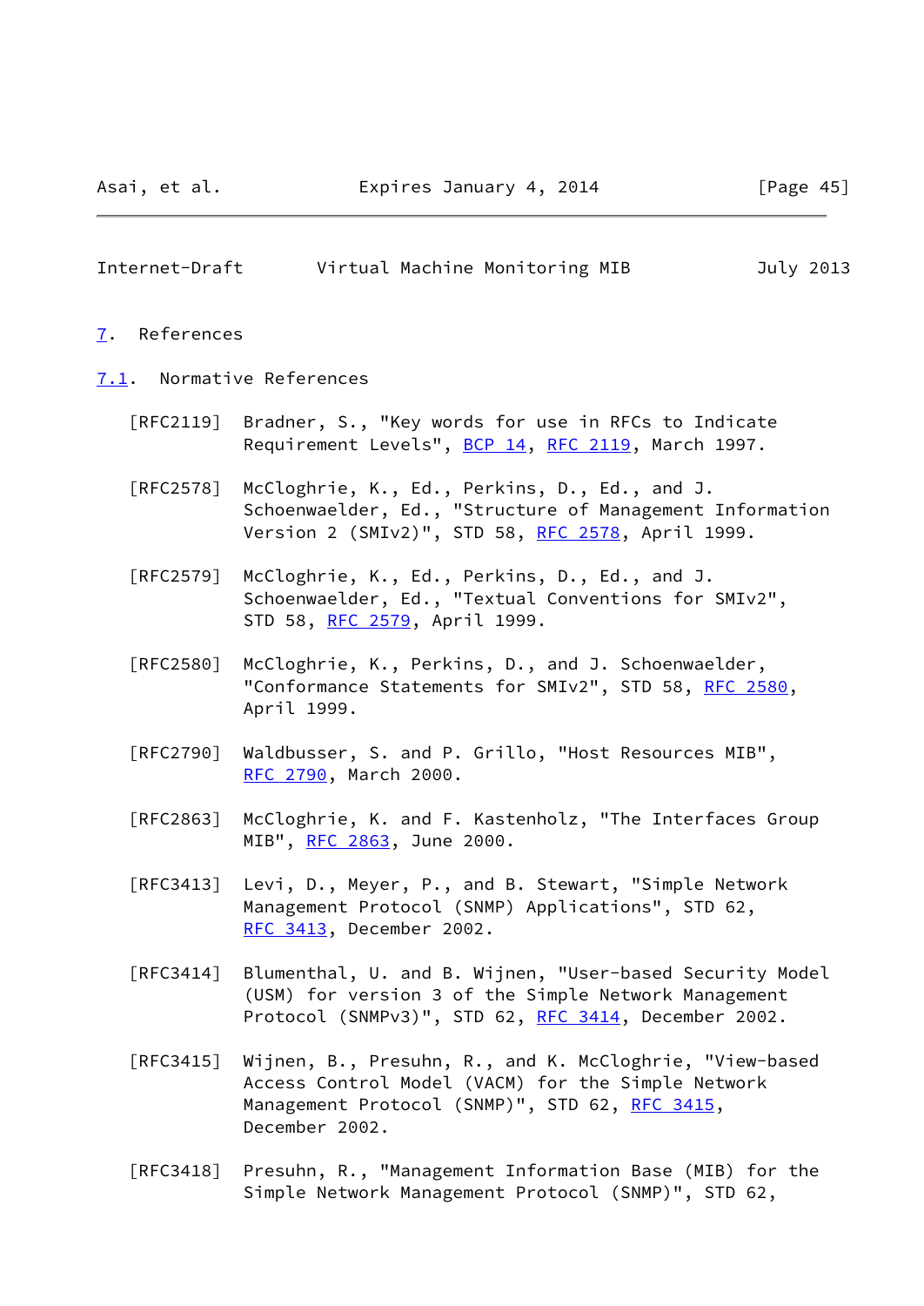# 7. References

## 7.1. Normative References

[RFC2119] Bradner, S., "Key words for use in RFCs to Indicate Requirement Levels", BCP 14, RFC 2119, March 1997.

[RFC2578] McCloghrie, K., Ed., Perkins, D., Ed., and J. Schoenwaelder, Ed., "Structure of Management Information Version 2 (SMIv2)", STD 58, RFC 2578, April 1999.

[RFC2579] McCloghrie, K., Ed., Perkins, D., Ed., and J. Schoenwaelder, Ed., "Textual Conventions for SMIv2", STD 58, RFC 2579, April 1999.

[RFC2580] McCloghrie, K., Perkins, D., and J. Schoenwaelder, "Conformance Statements for SMIv2", STD 58, RFC 2580, April 1999.

[RFC2790] Waldbusser, S. and P. Grillo, "Host Resources MIB", RFC 2790, March 2000.

[RFC2863] McCloghrie, K. and F. Kastenholz, "The Interfaces Group MIB", RFC 2863, June 2000.

[RFC3413] Levi, D., Meyer, P., and B. Stewart, "Simple Network Management Protocol (SNMP) Applications", STD 62, RFC 3413, December 2002.

[RFC3414] Blumenthal, U. and B. Wijnen, "User-based Security Model (USM) for version 3 of the Simple Network Management Protocol (SNMPv3)", STD 62, RFC 3414, December 2002.

[RFC3415] Wijnen, B., Presuhn, R., and K. McCloghrie, "View-based Access Control Model (VACM) for the Simple Network Management Protocol (SNMP)", STD 62, RFC 3415, December 2002.

[RFC3418] Presuhn, R., "Management Information Base (MIB) for the Simple Network Management Protocol (SNMP)", STD 62,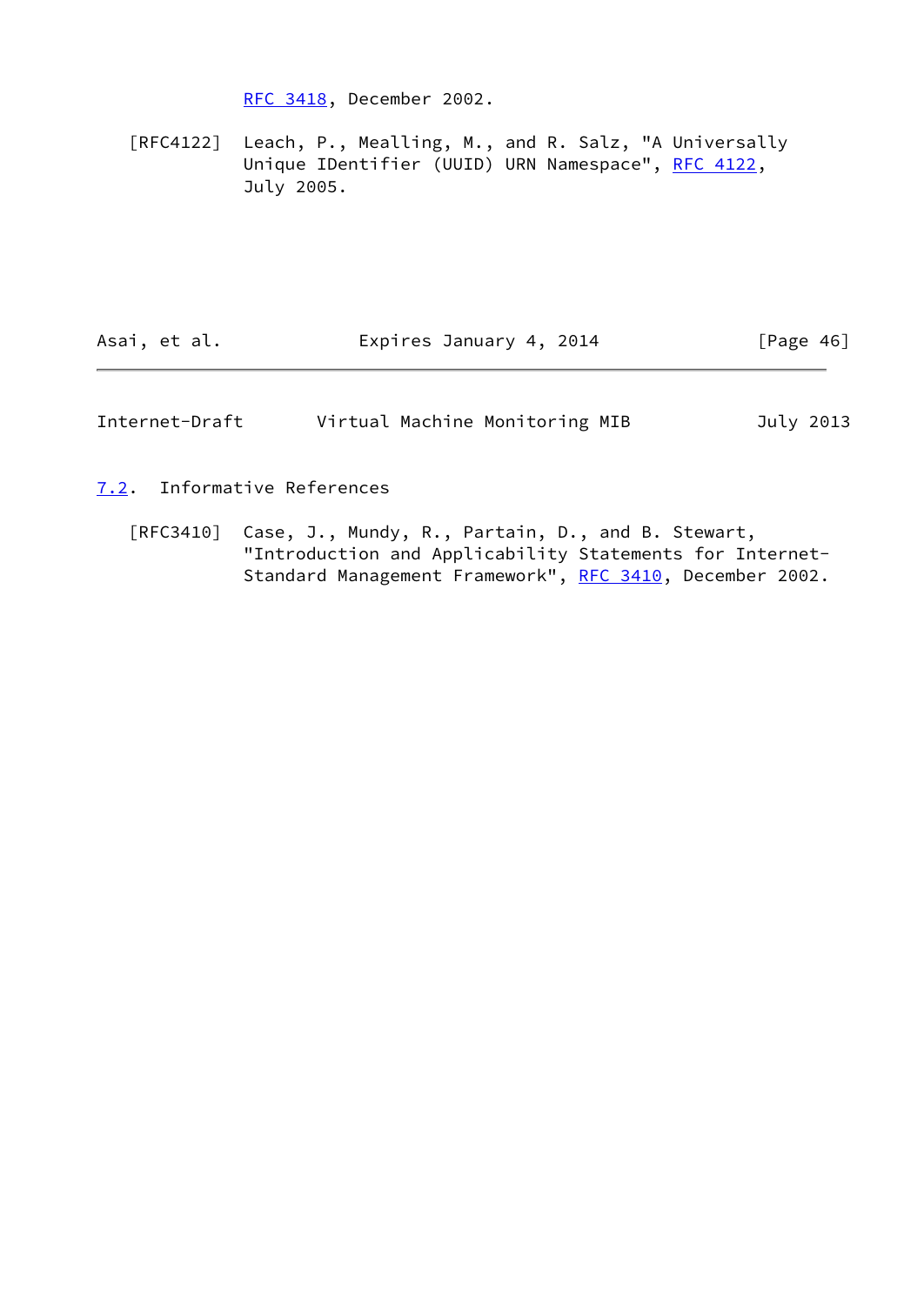RFC 3418, December 2002.

[RFC4122] Leach, P., Mealling, M., and R. Salz, "A Universally Unique IDentifier (UUID) URN Namespace", RFC 4122, July 2005.

## 7.2. Informative References

[RFC3410] Case, J., Mundy, R., Partain, D., and B. Stewart, "Introduction and Applicability Statements for Internet-Standard Management Framework", RFC 3410, December 2002.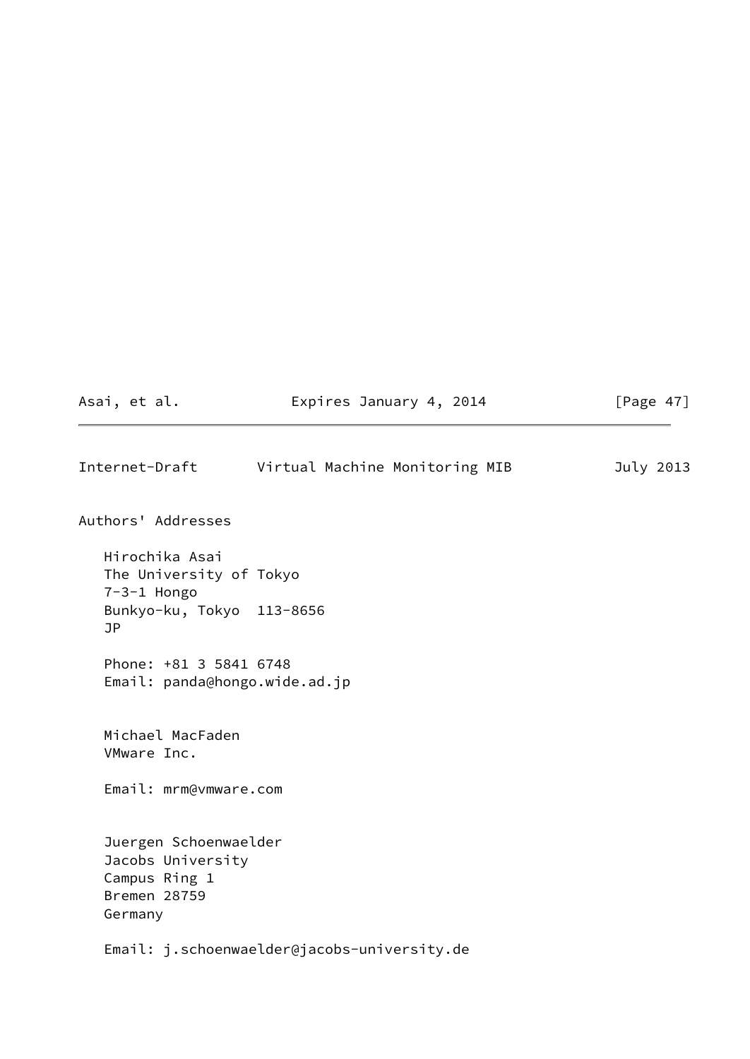## Authors' Addresses

Hirochika Asai
The University of Tokyo
7-3-1 Hongo
Bunkyo-ku, Tokyo  113-8656
JP

Phone: +81 3 5841 6748
Email: panda@hongo.wide.ad.jp

Michael MacFaden
VMware Inc.

Email: mrm@vmware.com

Juergen Schoenwaelder
Jacobs University
Campus Ring 1
Bremen 28759
Germany

Email: j.schoenwaelder@jacobs-university.de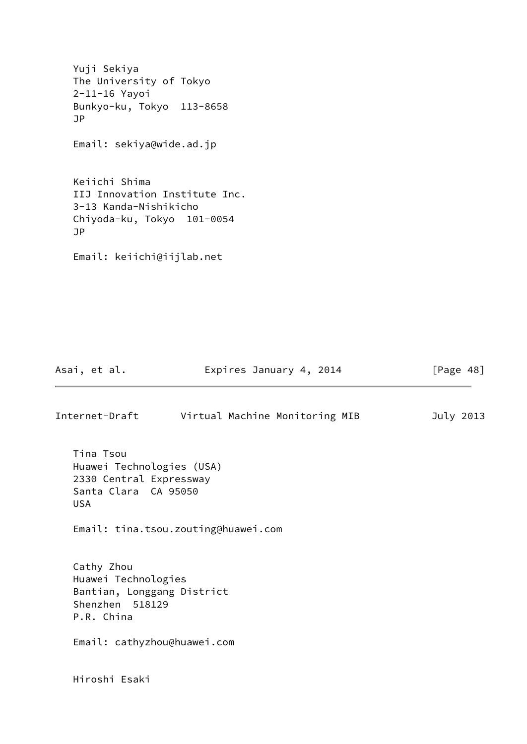Yuji Sekiya
The University of Tokyo
2-11-16 Yayoi
Bunkyo-ku, Tokyo  113-8658
JP

Email: sekiya@wide.ad.jp

Keiichi Shima
IIJ Innovation Institute Inc.
3-13 Kanda-Nishikicho
Chiyoda-ku, Tokyo  101-0054
JP

Email: keiichi@iijlab.net

Tina Tsou
Huawei Technologies (USA)
2330 Central Expressway
Santa Clara  CA 95050
USA

Email: tina.tsou.zouting@huawei.com

Cathy Zhou
Huawei Technologies
Bantian, Longgang District
Shenzhen  518129
P.R. China

Email: cathyzhou@huawei.com

Hiroshi Esaki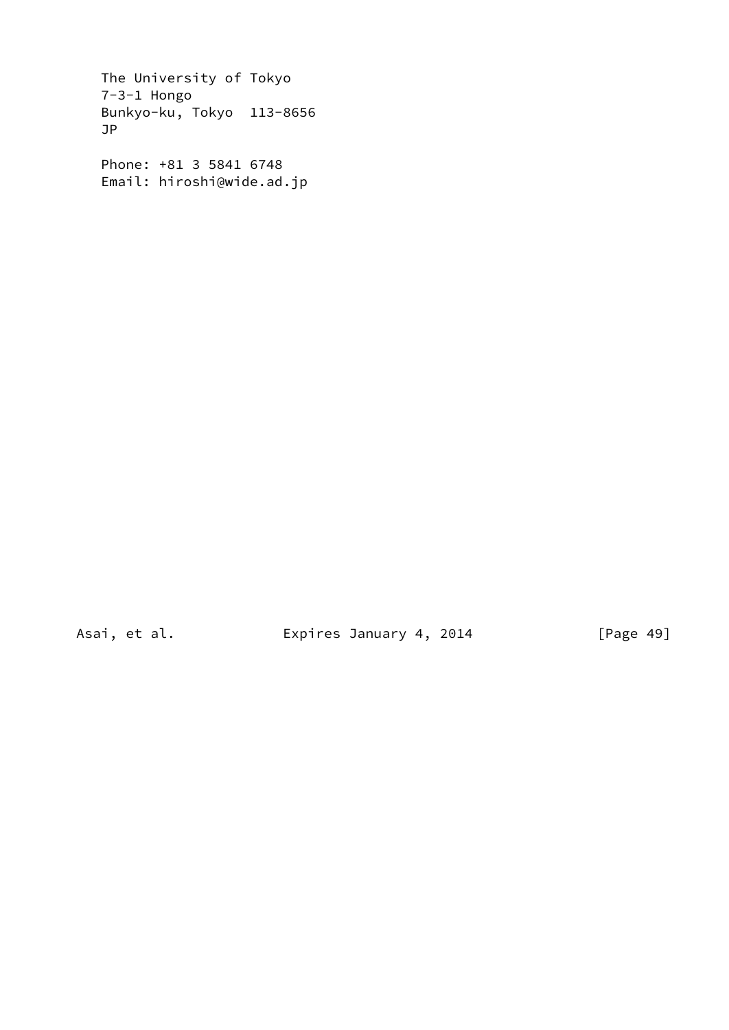The University of Tokyo
7-3-1 Hongo
Bunkyo-ku, Tokyo  113-8656
JP

Phone: +81 3 5841 6748
Email: hiroshi@wide.ad.jp